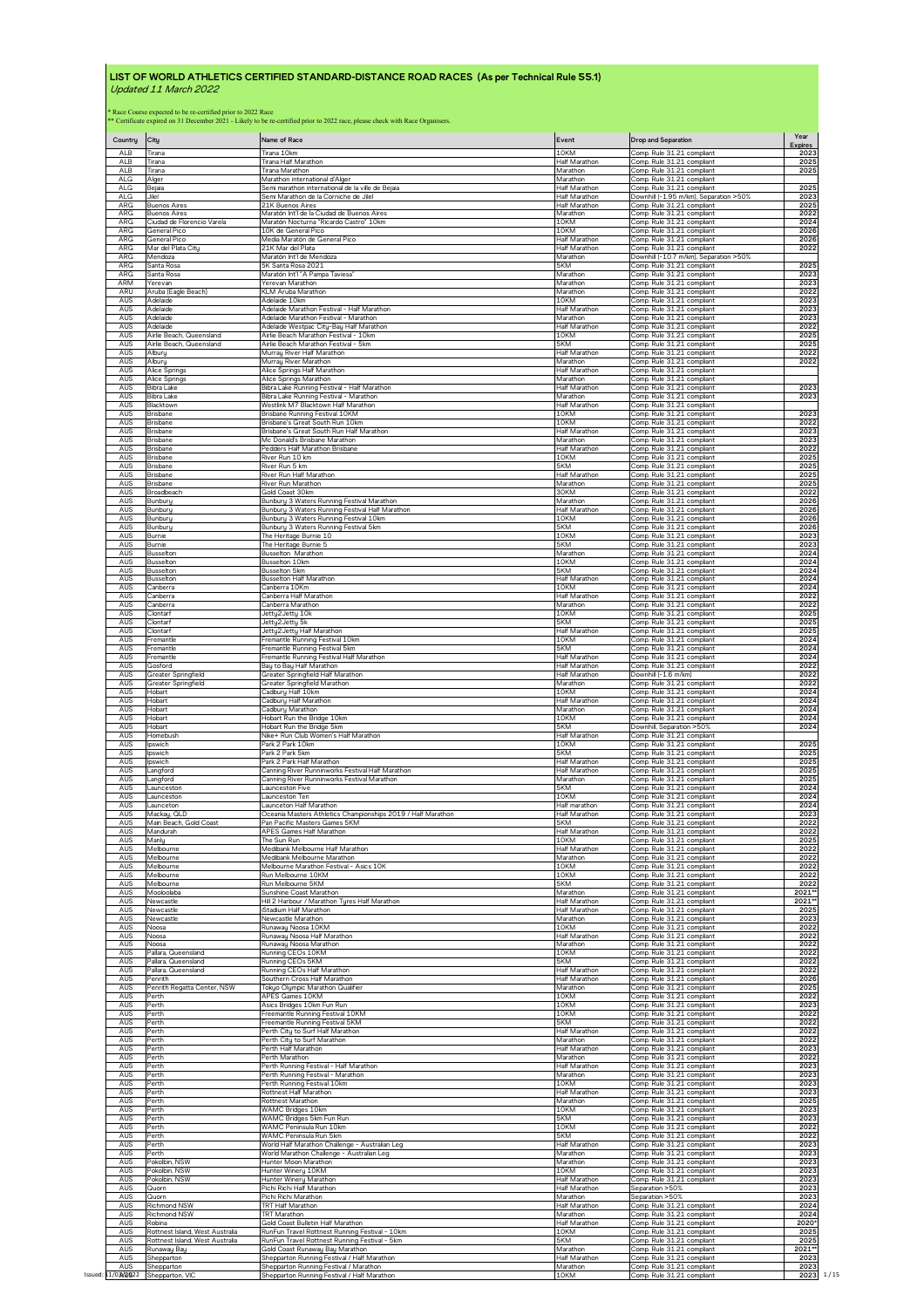# LIST OF WORLD ATHLETICS CERTIFIED STANDARD-DISTANCE ROAD RACES (As per Technical Rule 55.1)

*Updated 11 March 2022*

* Race Course expected to be re-certified prior to 2022 Race
** Certificate expired on 31 December 2021 - Likely to be re-certified prior to 2022 race, please check with Race Organisers.

| Country | City | Name of Race | Event | Drop and Separation | Year Expires |
|---|---|---|---|---|---|
| ALB | Tirana | Tirana 10km | 10KM | Comp. Rule 31.21 compliant | 2023 |
| ALB | Tirana | Tirana Half Marathon | Half Marathon | Comp. Rule 31.21 compliant | 2025 |
| ALB | Tirana | Tirana Marathon | Marathon | Comp. Rule 31.21 compliant | 2025 |
| ALG | Alger | Marathon international d'Alger | Marathon | Comp. Rule 31.21 compliant | |
| ALG | Bejaia | Semi marathon international de la ville de Bejaia | Half Marathon | Comp. Rule 31.21 compliant | 2025 |
| ALG | Jijel | Semi Marathon de la Corniche de Jijel | Half Marathon | Downhill (-1.95 m/km), Separation >50% | 2023 |
| ARG | Buenos Aires | 21K Buenos Aires | Half Marathon | Comp. Rule 31.21 compliant | 2025 |
| ARG | Buenos Aires | Maratón Int'l de la Ciudad de Buenos Aires | Marathon | Comp. Rule 31.21 compliant | 2022 |
| ARG | Ciudad de Florencio Varela | Maratón Nocturna "Ricardo Castro" 10km | 10KM | Comp. Rule 31.21 compliant | 2024 |
| ARG | General Pico | 10K de General Pico | 10KM | Comp. Rule 31.21 compliant | 2026 |
| ARG | General Pico | Media Maratón de General Pico | Half Marathon | Comp. Rule 31.21 compliant | 2026 |
| ARG | Mar del Plata City | 21K Mar del Plata | Half Marathon | Comp. Rule 31.21 compliant | 2022 |
| ARG | Mendoza | Maraton Int'l de Mendoza | Marathon | Downhill (-10.7 m/km), Separation >50% | |
| ARG | Santa Rosa | 5K Santa Rosa 2021 | 5KM | Comp. Rule 31.21 compliant | 2025 |
| ARG | Santa Rosa | Maratón Int'l "A Pampa Traviesa" | Marathon | Comp. Rule 31.21 compliant | 2023 |
| ARM | Yerevan | Yerevan Marathon | Marathon | Comp. Rule 31.21 compliant | 2023 |
| ARU | Aruba (Eagle Beach) | KLM Aruba Marathon | Marathon | Comp. Rule 31.21 compliant | 2022 |
| AUS | Adelaide | Adelaide 10km | 10KM | Comp. Rule 31.21 compliant | 2023 |
| AUS | Adelaide | Adelaide Marathon Festival - Half Marathon | Half Marathon | Comp. Rule 31.21 compliant | 2023 |
| AUS | Adelaide | Adelaide Marathon Festival - Marathon | Marathon | Comp. Rule 31.21 compliant | 2023 |
| AUS | Adelaide | Adelaide Westpac City-Bay Half Marathon | Half Marathon | Comp. Rule 31.21 compliant | 2022 |
| AUS | Airlie Beach, Queensland | Airlie Beach Marathon Festival - 10km | 10KM | Comp. Rule 31.21 compliant | 2025 |
| AUS | Airlie Beach, Queensland | Airlie Beach Marathon Festival - 5km | 5KM | Comp. Rule 31.21 compliant | 2025 |
| AUS | Albury | Murray River Half Marathon | Half Marathon | Comp. Rule 31.21 compliant | 2022 |
| AUS | Albury | Murray River Marathon | Marathon | Comp. Rule 31.21 compliant | 2022 |
| AUS | Alice Springs | Alice Springs Half Marathon | Half Marathon | Comp. Rule 31.21 compliant | |
| AUS | Alice Springs | Alice Springs Marathon | Marathon | Comp. Rule 31.21 compliant | |
| AUS | Bibra Lake | Bibra Lake Running Festival - Half Marathon | Half Marathon | Comp. Rule 31.21 compliant | 2023 |
| AUS | Bibra Lake | Bibra Lake Running Festival - Marathon | Marathon | Comp. Rule 31.21 compliant | 2023 |
| AUS | Blacktown | Westlink M7 Blacktown Half Marathon | Half Marathon | Comp. Rule 31.21 compliant | |
| AUS | Brisbane | Brisbane Running Festival 10KM | 10KM | Comp. Rule 31.21 compliant | 2023 |
| AUS | Brisbane | Brisbane's Great South Run 10km | 10KM | Comp. Rule 31.21 compliant | 2022 |
| AUS | Brisbane | Brisbane's Great South Run Half Marathon | Half Marathon | Comp. Rule 31.21 compliant | 2023 |
| AUS | Brisbane | Mc Donald's Brisbane Marathon | Marathon | Comp. Rule 31.21 compliant | 2023 |
| AUS | Brisbane | Pedders Half Marathon Brisbane | Half Marathon | Comp. Rule 31.21 compliant | 2022 |
| AUS | Brisbane | River Run 10 km | 10KM | Comp. Rule 31.21 compliant | 2025 |
| AUS | Brisbane | River Run 5 km | 5KM | Comp. Rule 31.21 compliant | 2025 |
| AUS | Brisbane | River Run Half Marathon | Half Marathon | Comp. Rule 31.21 compliant | 2025 |
| AUS | Brisbane | River Run Marathon | Marathon | Comp. Rule 31.21 compliant | 2025 |
| AUS | Broadbeach | Gold Coast 30km | 30KM | Comp. Rule 31.21 compliant | 2022 |
| AUS | Bunbury | Bunbury 3 Waters Running Festival Marathon | Marathon | Comp. Rule 31.21 compliant | 2026 |
| AUS | Bunbury | Bunbury 3 Waters Running Festival Half Marathon | Half Marathon | Comp. Rule 31.21 compliant | 2026 |
| AUS | Bunbury | Bunbury 3 Waters Running Festival 10km | 10KM | Comp. Rule 31.21 compliant | 2026 |
| AUS | Bunbury | Bunbury 3 Waters Running Festival 5km | 5KM | Comp. Rule 31.21 compliant | 2026 |
| AUS | Burnie | The Heritage Burnie 10 | 10KM | Comp. Rule 31.21 compliant | 2023 |
| AUS | Burnie | The Heritage Burnie 5 | 5KM | Comp. Rule 31.21 compliant | 2023 |
| AUS | Busselton | Busselton Marathon | Marathon | Comp. Rule 31.21 compliant | 2024 |
| AUS | Busselton | Busselton 10km | 10KM | Comp. Rule 31.21 compliant | 2024 |
| AUS | Busselton | Busselton 5km | 5KM | Comp. Rule 31.21 compliant | 2024 |
| AUS | Busselton | Busselton Half Marathon | Half Marathon | Comp. Rule 31.21 compliant | 2024 |
| AUS | Canberra | Canberra 10Km | 10KM | Comp. Rule 31.21 compliant | 2024 |
| AUS | Canberra | Canberra Half Marathon | Half Marathon | Comp. Rule 31.21 compliant | 2022 |
| AUS | Canberra | Canberra Marathon | Marathon | Comp. Rule 31.21 compliant | 2022 |
| AUS | Clontarf | Jetty2Jetty 10k | 10KM | Comp. Rule 31.21 compliant | 2025 |
| AUS | Clontarf | Jetty2Jetty 5k | 5KM | Comp. Rule 31.21 compliant | 2025 |
| AUS | Clontarf | Jetty2Jetty Half Marathon | Half Marathon | Comp. Rule 31.21 compliant | 2025 |
| AUS | Fremantle | Fremantle Running Festival 10km | 10KM | Comp. Rule 31.21 compliant | 2024 |
| AUS | Fremantle | Fremantle Running Festival 5km | 5KM | Comp. Rule 31.21 compliant | 2024 |
| AUS | Fremantle | Fremantle Running Festival Half Marathon | Half Marathon | Comp. Rule 31.21 compliant | 2024 |
| AUS | Gosford | Bay to Bay Half Marathon | Half Marathon | Comp. Rule 31.21 compliant | 2022 |
| AUS | Greater Springfield | Greater Springfield Half Marathon | Half Marathon | Downhill (-1.6 m/km) | 2022 |
| AUS | Greater Springfield | Greater Springfield Marathon | Marathon | Comp. Rule 31.21 compliant | 2022 |
| AUS | Hobart | Cadbury Half 10km | 10KM | Comp. Rule 31.21 compliant | 2024 |
| AUS | Hobart | Cadbury Half Marathon | Half Marathon | Comp. Rule 31.21 compliant | 2024 |
| AUS | Hobart | Cadbury Marathon | Marathon | Comp. Rule 31.21 compliant | 2024 |
| AUS | Hobart | Hobart Run the Bridge 10km | 10KM | Comp. Rule 31.21 compliant | 2024 |
| AUS | Hobart | Hobart Run the Bridge 5km | 5KM | Downhill, Separation >50% | 2024 |
| AUS | Homebush | Nike+ Run Club Women's Half Marathon | Half Marathon | Comp. Rule 31.21 compliant | |
| AUS | Ipswich | Park 2 Park 10km | 10KM | Comp. Rule 31.21 compliant | 2025 |
| AUS | Ipswich | Park 2 Park 5km | 5KM | Comp. Rule 31.21 compliant | 2025 |
| AUS | Ipswich | Park 2 Park Half Marathon | Half Marathon | Comp. Rule 31.21 compliant | 2025 |
| AUS | Langford | Canning River Runninworks Festival Half Marathon | Half Marathon | Comp. Rule 31.21 compliant | 2025 |
| AUS | Langford | Canning River Runninworks Festival Marathon | Marathon | Comp. Rule 31.21 compliant | 2025 |
| AUS | Launceston | Launceston Five | 5KM | Comp. Rule 31.21 compliant | 2024 |
| AUS | Launceston | Launceston Ten | 10KM | Comp. Rule 31.21 compliant | 2024 |
| AUS | Launceston | Launceton Half Marathon | Half marathon | Comp. Rule 31.21 compliant | 2024 |
| AUS | Mackay, QLD | Oceania Masters Athletics Championships 2019 / Half Marathon | Half Marathon | Comp. Rule 31.21 compliant | 2023 |
| AUS | Main Beach, Gold Coast | Pan Pacific Masters Games 5KM | 5KM | Comp. Rule 31.21 compliant | 2022 |
| AUS | Mandurah | APES Games Half Marathon | Half Marathon | Comp. Rule 31.21 compliant | 2022 |
| AUS | Manly | The Sun Run | 10KM | Comp. Rule 31.21 compliant | 2025 |
| AUS | Melbourne | Medibank Melbourne Half Marathon | Half Marathon | Comp. Rule 31.21 compliant | 2022 |
| AUS | Melbourne | Medibank Melbourne Marathon | Marathon | Comp. Rule 31.21 compliant | 2022 |
| AUS | Melbourne | Melbourne Marathon Festival - Asics 10K | 10KM | Comp. Rule 31.21 compliant | 2022 |
| AUS | Melbourne | Run Melbourne 10KM | 10KM | Comp. Rule 31.21 compliant | 2022 |
| AUS | Melbourne | Run Melbourne 5KM | 5KM | Comp. Rule 31.21 compliant | 2022 |
| AUS | Mooloolaba | Sunshine Coast Marathon | Marathon | Comp. Rule 31.21 compliant | 2021** |
| AUS | Newcastle | Hill 2 Harbour / Marathon Tyres Half Marathon | Half Marathon | Comp. Rule 31.21 compliant | 2021** |
| AUS | Newcastle | iStadium Half Marathon | Half Marathon | Comp. Rule 31.21 compliant | 2025 |
| AUS | Newcastle | Newcastle Marathon | Marathon | Comp. Rule 31.21 compliant | 2023 |
| AUS | Noosa | Runaway Noosa 10KM | 10KM | Comp. Rule 31.21 compliant | 2022 |
| AUS | Noosa | Runaway Noosa Half Marathon | Half Marathon | Comp. Rule 31.21 compliant | 2022 |
| AUS | Noosa | Runaway Noosa Marathon | Marathon | Comp. Rule 31.21 compliant | 2022 |
| AUS | Pallara, Queensland | Running CEOs 10KM | 10KM | Comp. Rule 31.21 compliant | 2022 |
| AUS | Pallara, Queensland | Running CEOs 5KM | 5KM | Comp. Rule 31.21 compliant | 2022 |
| AUS | Pallara, Queensland | Running CEOs Half Marathon | Half Marathon | Comp. Rule 31.21 compliant | 2022 |
| AUS | Penrith | Southern Cross Half Marathon | Half Marathon | Comp. Rule 31.21 compliant | 2026 |
| AUS | Penrith Regatta Center, NSW | Tokyo Olympic Marathon Qualifier | Marathon | Comp. Rule 31.21 compliant | 2025 |
| AUS | Perth | APES Games 10KM | 10KM | Comp. Rule 31.21 compliant | 2022 |
| AUS | Perth | Asics Bridges 10km Fun Run | 10KM | Comp. Rule 31.21 compliant | 2023 |
| AUS | Perth | Freemantle Running Festival 10KM | 10KM | Comp. Rule 31.21 compliant | 2022 |
| AUS | Perth | Freemantle Running Festival 5KM | 5KM | Comp. Rule 31.21 compliant | 2022 |
| AUS | Perth | Perth City to Surf Half Marathon | Half Marathon | Comp. Rule 31.21 compliant | 2022 |
| AUS | Perth | Perth City to Surf Marathon | Marathon | Comp. Rule 31.21 compliant | 2022 |
| AUS | Perth | Perth Half Marathon | Half Marathon | Comp. Rule 31.21 compliant | 2022 |
| AUS | Perth | Perth Marathon | Marathon | Comp. Rule 31.21 compliant | 2022 |
| AUS | Perth | Perth Running Festival - Half Marathon | Half Marathon | Comp. Rule 31.21 compliant | 2023 |
| AUS | Perth | Perth Running Festival - Marathon | Marathon | Comp. Rule 31.21 compliant | 2023 |
| AUS | Perth | Perth Running Festival 10km | 10KM | Comp. Rule 31.21 compliant | 2023 |
| AUS | Perth | Rottnest Half Marathon | Half Marathon | Comp. Rule 31.21 compliant | 2023 |
| AUS | Perth | Rottnest Marathon | Marathon | Comp. Rule 31.21 compliant | 2025 |
| AUS | Perth | WAMC Bridges 10km | 10KM | Comp. Rule 31.21 compliant | 2023 |
| AUS | Perth | WAMC Bridges 5km Fun Run | 5KM | Comp. Rule 31.21 compliant | 2023 |
| AUS | Perth | WAMC Peninsula Run 10km | 10KM | Comp. Rule 31.21 compliant | 2022 |
| AUS | Perth | WAMC Peninsula Run 5km | 5KM | Comp. Rule 31.21 compliant | 2022 |
| AUS | Perth | World Half Marathon Challenge - Australian Leg | Half Marathon | Comp. Rule 31.21 compliant | 2023 |
| AUS | Perth | World Marathon Challenge - Australian Leg | Marathon | Comp. Rule 31.21 compliant | 2023 |
| AUS | Pokolbin, NSW | Hunter Moon Marathon | Marathon | Comp. Rule 31.21 compliant | 2023 |
| AUS | Pokolbin, NSW | Hunter Winery 10KM | 10KM | Comp. Rule 31.21 compliant | 2023 |
| AUS | Pokolbin, NSW | Hunter Winery Half Marathon | Half Marathon | Comp. Rule 31.21 compliant | 2023 |
| AUS | Pokolbin, NSW | Hunter Winery Marathon | Marathon | Comp. Rule 31.21 compliant | 2023 |
| AUS | Quorn | Pichi Richi Half Marathon | Half Marathon | Separation >50% | 2023 |
| AUS | Quorn | Pichi Richi Marathon | Marathon | Separation >50% | 2023 |
| AUS | Richmond NSW | TRT Half Marathon | Half Marathon | Comp. Rule 31.21 compliant | 2024 |
| AUS | Richmond NSW | TRT Marathon | Marathon | Comp. Rule 31.21 compliant | 2024 |
| AUS | Robina | Gold Coast Bulletin Half Marathon | Half Marathon | Comp. Rule 31.21 compliant | 2020* |
| AUS | Rottnest Island, West Australia | RunFun Travel Rottnest Running Festival - 10km | 10KM | Comp. Rule 31.21 compliant | 2025 |
| AUS | Rottnest Island, West Australia | RunFun Travel Rottnest Running Festival - 5km | 5KM | Comp. Rule 31.21 compliant | 2025 |
| AUS | Runaway Bay | Gold Coast Runaway Bay Marathon | Marathon | Comp. Rule 31.21 compliant | 2021** |
| AUS | Shepparton | Shepparton Running Festival / Half Marathon | Half Marathon | Comp. Rule 31.21 compliant | 2023 |
| AUS | Shepparton | Shepparton Running Festival / Marathon | Marathon | Comp. Rule 31.21 compliant | 2023 |
| AUS | Shepparton, VIC | Shepparton Running Festival / Half Marathon | 10KM | Comp. Rule 31.21 compliant | 2023 |

Issued: 11/03/2022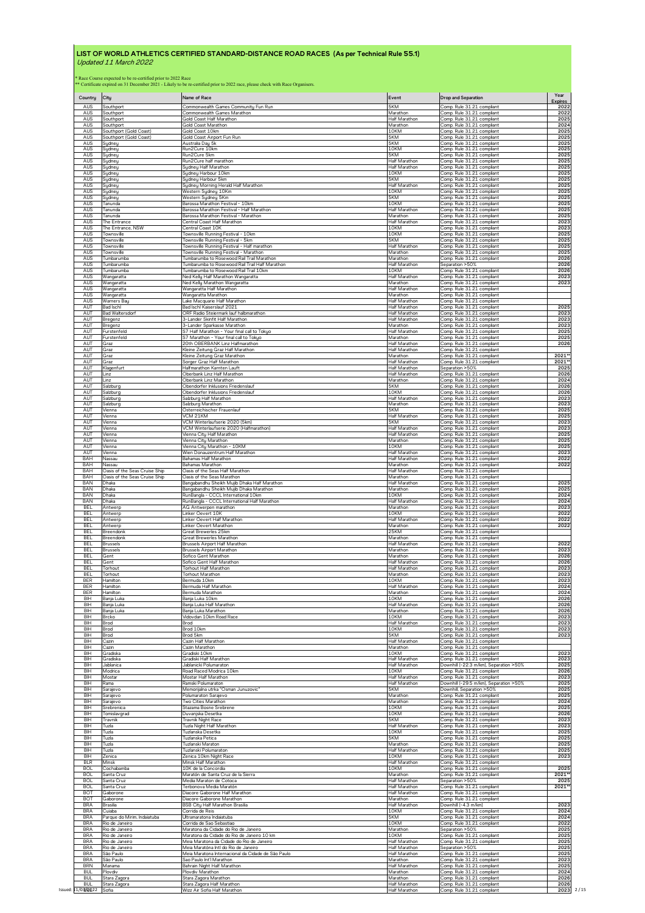# LIST OF WORLD ATHLETICS CERTIFIED STANDARD-DISTANCE ROAD RACES (As per Technical Rule 55.1)

*Updated 11 March 2022*

\* Race Course expected to be re-certified prior to 2022 Race
\*\* Certificate expired on 31 December 2021 - Likely to be re-certified prior to 2022 race, please check with Race Organisers.

| Country | City | Name of Race | Event | Drop and Separation | Year Expires |
|---|---|---|---|---|---|
| AUS | Southport | Commonwealth Games Community Fun Run | 5KM | Comp. Rule 31.21 compliant | 2022 |
| AUS | Southport | Commonwealth Games Marathon | Marathon | Comp. Rule 31.21 compliant | 2022 |
| AUS | Southport | Gold Coast Half Marathon | Half Marathon | Comp. Rule 31.21 compliant | 2025 |
| AUS | Southport | Gold Coast Marathon | Marathon | Comp. Rule 31.21 compliant | 2024 |
| AUS | Southport (Gold Coast) | Gold Coast 10km | 10KM | Comp. Rule 31.21 compliant | 2025 |
| AUS | Southport (Gold Coast) | Gold Coast Airport Fun Run | 5KM | Comp. Rule 31.21 compliant | 2025 |
| AUS | Sydney | Australia Day 5k | 5KM | Comp. Rule 31.21 compliant | 2025 |
| AUS | Sydney | Run2Cure 10km | 10KM | Comp. Rule 31.21 compliant | 2025 |
| AUS | Sydney | Run2Cure 5km | 5KM | Comp. Rule 31.21 compliant | 2025 |
| AUS | Sydney | Run2Cure half marathon | Half Marathon | Comp. Rule 31.21 compliant | 2025 |
| AUS | Sydney | Sydney Half Marathon | Half Marathon | Comp. Rule 31.21 compliant | 2025 |
| AUS | Sydney | Sydney Harbour 10km | 10KM | Comp. Rule 31.21 compliant | 2025 |
| AUS | Sydney | Sydney Harbour 5km | 5KM | Comp. Rule 31.21 compliant | 2025 |
| AUS | Sydney | Sydney Morning Herald Half Marathon | Half Marathon | Comp. Rule 31.21 compliant | 2025 |
| AUS | Sydney | Western Sydney 10Km | 10KM | Comp. Rule 31.21 compliant | 2025 |
| AUS | Sydney | Western Sydney 5Km | 5KM | Comp. Rule 31.21 compliant | 2025 |
| AUS | Tanunda | Barossa Marathon Festival - 10km | 10KM | Comp. Rule 31.21 compliant | 2025 |
| AUS | Tanunda | Barossa Marathon Festival - Half Marathon | Half Marathon | Comp. Rule 31.21 compliant | 2025 |
| AUS | Tanunda | Barossa Marathon Festival - Marathon | Marathon | Comp. Rule 31.21 compliant | 2025 |
| AUS | The Entrance | Central Coast Half Marathon | Half Marathon | Comp. Rule 31.21 compliant | 2023 |
| AUS | The Entrance, NSW | Central Coast 10K | 10KM | Comp. Rule 31.21 compliant | 2023 |
| AUS | Townsville | Townsville Running Festival - 10km | 10KM | Comp. Rule 31.21 compliant | 2025 |
| AUS | Townsville | Townsville Running Festival - 5km | 5KM | Comp. Rule 31.21 compliant | 2025 |
| AUS | Townsville | Townsville Running Festival - Half marathon | Half Marathon | Comp. Rule 31.21 compliant | 2025 |
| AUS | Townsville | Townsville Running Festival - Marathon | Marathon | Comp. Rule 31.21 compliant | 2025 |
| AUS | Tumbarumba | Tumbarumba to Rosewood Rail Trail Marathon | Marathon | Comp. Rule 31.21 compliant | 2026 |
| AUS | Tumbarumba | Tumbarumba to Rosewood Rail Trail Half Marathon | Half Marathon | Separation >50% | 2026 |
| AUS | Tumbarumba | Tumbarumba to Rosewood Rail Trail 10km | 10KM | Comp. Rule 31.21 compliant | 2026 |
| AUS | Wangaratta | Ned Kelly Half Marathon Wangaratta | Half Marathon | Comp. Rule 31.21 compliant | 2023 |
| AUS | Wangaratta | Ned Kelly Marathon Wangaratta | Marathon | Comp. Rule 31.21 compliant | 2023 |
| AUS | Wangaratta | Wangaratta Half Marathon | Half Marathon | Comp. Rule 31.21 compliant | |
| AUS | Wangaratta | Wangaratta Marathon | Marathon | Comp. Rule 31.21 compliant | |
| AUS | Warners Bay | Lake Macquarie Half Marathon | Half Marathon | Comp. Rule 31.21 compliant | |
| AUT | Bad Ischl | Bad Ischl Kaiserslauf 2021 | Half Marathon | Comp. Rule 31.21 compliant | 2025 |
| AUT | Bad Waltersdorf | ORF Radio Steiermark lauf halbmarathon | Half Marathon | Comp. Rule 31.21 compliant | 2023 |
| AUT | Bregenz | 3-Lander Skinfit Half Marathon | Half Marathon | Comp. Rule 31.21 compliant | 2023 |
| AUT | Bregenz | 3-Lander Sparkasse Marathon | Marathon | Comp. Rule 31.21 compliant | 2023 |
| AUT | Furstenfeld | S7 Half Marathon - Your final call to Tokyo | Half Marathon | Comp. Rule 31.21 compliant | 2025 |
| AUT | Furstenfeld | S7 Marathon - Your final call to Tokyo | Marathon | Comp. Rule 31.21 compliant | 2025 |
| AUT | Graz | 20th OBERBANK Linz Halfmarathon | Half Marathon | Comp. Rule 31.21 compliant | 2026 |
| AUT | Graz | Kleine Zeitung Graz Half Marathon | Half Marathon | Comp. Rule 31.21 compliant | |
| AUT | Graz | Kleine Zeitung Graz Marathon | Marathon | Comp. Rule 31.21 compliant | 2021\*\* |
| AUT | Graz | Sorger Graz Half Marathon | Half Marathon | Comp. Rule 31.21 compliant | 2021\*\* |
| AUT | Klagenfurt | Halfmarathon Karnten Lauft | Half Marathon | Separation >50% | 2025 |
| AUT | Linz | Oberbank Linz Half Marathon | Half Marathon | Comp. Rule 31.21 compliant | 2026 |
| AUT | Linz | Oberbank Linz Marathon | Marathon | Comp. Rule 31.21 compliant | 2024 |
| AUT | Salzburg | Obendorfer Inklusions Friedenslauf | 5KM | Comp. Rule 31.21 compliant | 2026 |
| AUT | Salzburg | Obendorfer Inklusions Friedenslauf | 10KM | Comp. Rule 31.21 compliant | 2026 |
| AUT | Salzburg | Salzburg Half Marathon | Half Marathon | Comp. Rule 31.21 compliant | 2023 |
| AUT | Salzburg | Salzburg Marathon | Marathon | Comp. Rule 31.21 compliant | 2023 |
| AUT | Vienna | Osterreichischer Frauenlauf | 5KM | Comp. Rule 31.21 compliant | 2025 |
| AUT | Vienna | VCM 21KM | Half Marathon | Comp. Rule 31.21 compliant | 2025 |
| AUT | Vienna | VCM Winterlaufserie 2020 (5km) | 5KM | Comp. Rule 31.21 compliant | 2023 |
| AUT | Vienna | VCM Winterlaufserie 2020 (Halfmarathon) | Half Marathon | Comp. Rule 31.21 compliant | 2023 |
| AUT | Vienna | Vienna City Half Marathon | Half Marathon | Comp. Rule 31.21 compliant | 2025 |
| AUT | Vienna | Vienna City Marathon | Marathon | Comp. Rule 31.21 compliant | 2025 |
| AUT | Vienna | Vienna City Marathon - 10KM | 10KM | Comp. Rule 31.21 compliant | 2025 |
| AUT | Vienna | Wien Donauzentrum Half Marathon | Half Marathon | Comp. Rule 31.21 compliant | 2023 |
| BAH | Nassau | Bahamas Half Marathon | Half Marathon | Comp. Rule 31.21 compliant | 2022 |
| BAH | Nassau | Bahamas Marathon | Marathon | Comp. Rule 31.21 compliant | 2022 |
| BAH | Oasis of the Seas Cruise Ship | Oasis of the Seas Half Marathon | Half Marathon | Comp. Rule 31.21 compliant | |
| BAH | Oasis of the Seas Cruise Ship | Oasis of the Seas Marathon | Marathon | Comp. Rule 31.21 compliant | |
| BAN | Dhaka | Bangabandhu Sheikh Mujib Dhaka Half Marathon | Half Marathon | Comp. Rule 31.21 compliant | 2025 |
| BAN | Dhaka | Bangabandhu Sheikh Mujib Dhaka Marathon | Marathon | Comp. Rule 31.21 compliant | 2025 |
| BAN | Dhaka | RunBangla - CCCL International 10km | 10KM | Comp. Rule 31.21 compliant | 2024 |
| BAN | Dhaka | RunBangla - CCCL International Half Marathon | Half Marathon | Comp. Rule 31.21 compliant | 2024 |
| BEL | Antwerp | AG Antwerpen marathon | Marathon | Comp. Rule 31.21 compliant | 2023 |
| BEL | Antwerp | Linker Oevert 10K | 10KM | Comp. Rule 31.21 compliant | 2022 |
| BEL | Antwerp | Linker Oevert Half Marathon | Half Marathon | Comp. Rule 31.21 compliant | 2022 |
| BEL | Antwerp | Linker Oevert Marathon | Marathon | Comp. Rule 31.21 compliant | 2022 |
| BEL | Breendonk | Great Brewerles 25km | 25KM | Comp. Rule 31.21 compliant | |
| BEL | Breendonk | Great Brewerles Marathon | Marathon | Comp. Rule 31.21 compliant | |
| BEL | Brussels | Brussels Airport Half Marathon | Half Marathon | Comp. Rule 31.21 compliant | 2022 |
| BEL | Brussels | Brussels Airport Marathon | Marathon | Comp. Rule 31.21 compliant | 2023 |
| BEL | Gent | Sofico Gent Marathon | Marathon | Comp. Rule 31.21 compliant | 2026 |
| BEL | Gent | Sofico Gent Half Marathon | Half Marathon | Comp. Rule 31.21 compliant | 2026 |
| BEL | Torhout | Torhout Half Marathon | Half Marathon | Comp. Rule 31.21 compliant | 2023 |
| BEL | Torhout | Torhout Marathon | Marathon | Comp. Rule 31.21 compliant | 2023 |
| BER | Hamilton | Bermuda 10km | 10KM | Comp. Rule 31.21 compliant | 2023 |
| BER | Hamilton | Bermuda Half Marathon | Half Marathon | Comp. Rule 31.21 compliant | 2024 |
| BER | Hamilton | Bermuda Marathon | Marathon | Comp. Rule 31.21 compliant | 2024 |
| BIH | Banja Luka | Banja Luka 10km | 10KM | Comp. Rule 31.21 compliant | 2026 |
| BIH | Banja Luka | Banja Luka Half Marathon | Half Marathon | Comp. Rule 31.21 compliant | 2026 |
| BIH | Banja Luka | Banja Luka Marathon | Marathon | Comp. Rule 31.21 compliant | 2026 |
| BIH | Brcko | Vidovdan 10km Road Race | 10KM | Comp. Rule 31.21 compliant | 2023 |
| BIH | Brod | Brod | Half Marathon | Comp. Rule 31.21 compliant | 2023 |
| BIH | Brod | Brod 10km | 10KM | Comp. Rule 31.21 compliant | 2023 |
| BIH | Brod | Brod 5km | 5KM | Comp. Rule 31.21 compliant | 2023 |
| BIH | Cazin | Cazin Half Marathon | Half Marathon | Comp. Rule 31.21 compliant | |
| BIH | Cazin | Cazin Marathon | Marathon | Comp. Rule 31.21 compliant | |
| BIH | Gradiska | Gradiski 10km | 10KM | Comp. Rule 31.21 compliant | 2023 |
| BIH | Gradiska | Gradiski Half Marathon | Half Marathon | Comp. Rule 31.21 compliant | 2023 |
| BIH | Jablanica | Jablanicki Polumaraton | Half Marathon | Downhill (-22.3 m/km), Separation >50% | 2025 |
| BIH | Modrica | Road Raced Modrica 10km | 10KM | Comp. Rule 31.21 compliant | 2026 |
| BIH | Mostar | Mostar Half Marathon | Half Marathon | Comp. Rule 31.21 compliant | 2023 |
| BIH | Rama | Ramski Polumaraton | Half Marathon | Downhill (-29.5 m/km), Separation >50% | 2025 |
| BIH | Sarajevo | Memorijalna utrka "Osman Junuzovic" | 5KM | Downhill, Separation >50% | 2025 |
| BIH | Sarajevo | Polumaraton Sarajevo | Marathon | Comp. Rule 31.21 compliant | 2025 |
| BIH | Sarajevo | Two Cities Marathon | Marathon | Comp. Rule 31.21 compliant | 2024 |
| BIH | Srebrenica | Stazama Bosne Srebrene | 10KM | Comp. Rule 31.21 compliant | 2025 |
| BIH | Tomislavgrad | Duvanjska Desetka | 10KM | Comp. Rule 31.21 compliant | 2026 |
| BIH | Travnik | Travnik Night Race | 5KM | Comp. Rule 31.21 compliant | 2023 |
| BIH | Tuzla | Tuzla Night Half Marathon | Half Marathon | Comp. Rule 31.21 compliant | 2023 |
| BIH | Tuzla | Tuzlanska Desetka | 10KM | Comp. Rule 31.21 compliant | 2025 |
| BIH | Tuzla | Tuzlanska Petica | 5KM | Comp. Rule 31.21 compliant | 2025 |
| BIH | Tuzla | Tuzlanski Maraton | Marathon | Comp. Rule 31.21 compliant | 2025 |
| BIH | Tuzla | Tuzlanski Polumaraton | Half Marathon | Comp. Rule 31.21 compliant | 2025 |
| BIH | Zenica | Zenica 10km Night Race | 10KM | Comp. Rule 31.21 compliant | 2023 |
| BLR | Minsk | Minsk Half Marathon | Half Marathon | Comp. Rule 31.21 compliant | |
| BOL | Cochabamba | 10K de la Concordia | 10KM | Comp. Rule 31.21 compliant | 2025 |
| BOL | Santa Cruz | Maratón de Santa Cruz de la Sierra | Marathon | Comp. Rule 31.21 compliant | 2021\*\* |
| BOL | Santa Cruz | Media Maraton de Cotoca | Half Marathon | Separation >50% | 2025 |
| BOL | Santa Cruz | Terbonova Media Maratón | Half Marathon | Comp. Rule 31.21 compliant | 2021\*\* |
| BOT | Gaborone | Diacore Gaborone Half Marathon | Half Marathon | Comp. Rule 31.21 compliant | |
| BOT | Gaborone | Diacore Gaborone Marathon | Marathon | Comp. Rule 31.21 compliant | |
| BRA | Brasilia | BSB City Half Marathon Brasilia | Half Marathon | Downhill (-4.3 m/km) | 2023 |
| BRA | Cuiaba | Corrida de Reis | 10KM | Comp. Rule 31.21 compliant | 2024 |
| BRA | Parque do Mirim, Indaiatuba | Ultramaratona Indaiatuba | 5KM | Comp. Rule 31.21 compliant | 2024 |
| BRA | Rio de Janeiro | Corrida de Sao Sebastiao | 10KM | Comp. Rule 31.21 compliant | 2022 |
| BRA | Rio de Janeiro | Maratona da Cidade do Rio de Janeiro | Marathon | Separation >50% | 2025 |
| BRA | Rio de Janeiro | Maratona da Cidade do Rio de Janeiro 10 km | 10KM | Comp. Rule 31.21 compliant | 2025 |
| BRA | Rio de Janeiro | Meia Maratona da Cidade do Rio de Janeiro | Half Marathon | Comp. Rule 31.21 compliant | 2025 |
| BRA | Rio de Janeiro | Meia Maratóna Intl do Rio de Janeiro | Half Marathon | Separation >50% | 2025 |
| BRA | São Paulo | Meia Maratona Internacional da Cidade de São Paulo | Half Marathon | Comp. Rule 31.21 compliant | 2025 |
| BRA | São Paulo | Sao Paulo Int'l Marathon | Marathon | Comp. Rule 31.21 compliant | 2023 |
| BRN | Manama | Bahrain Night Half Marathon | Half Marathon | Comp. Rule 31.21 compliant | 2025 |
| BUL | Plovdiv | Plovdiv Marathon | Marathon | Comp. Rule 31.21 compliant | 2024 |
| BUL | Stara Zagora | Stara Zagora Marathon | Marathon | Comp. Rule 31.21 compliant | 2026 |
| BUL | Stara Zagora | Stara Zagora Half Marathon | Half Marathon | Comp. Rule 31.21 compliant | 2026 |
| BUL | Sofia | Wizz Air Sofia Half Marathon | Half Marathon | Comp. Rule 31.21 compliant | 2023 |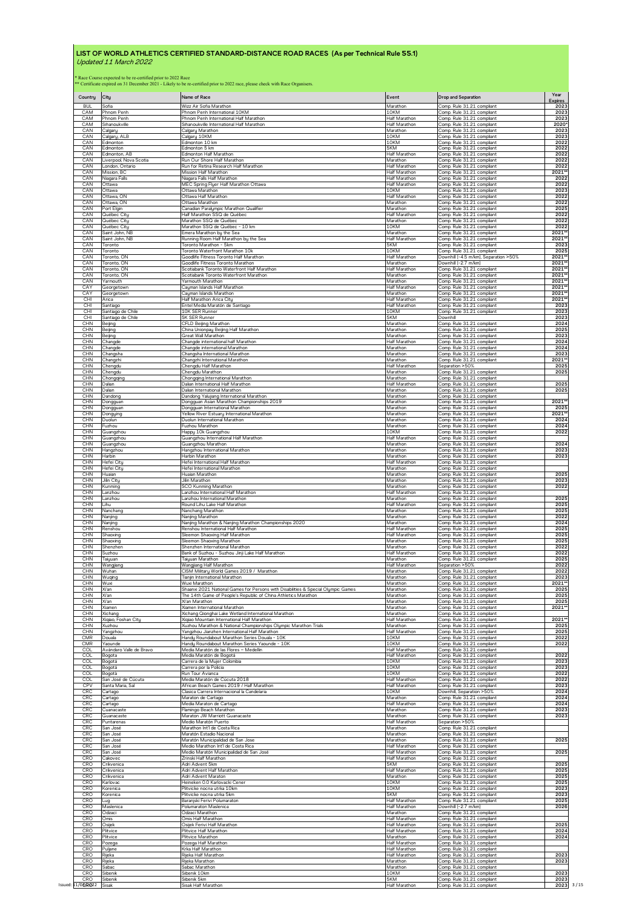# LIST OF WORLD ATHLETICS CERTIFIED STANDARD-DISTANCE ROAD RACES (As per Technical Rule 55.1)

*Updated 11 March 2022*

* Race Course expected to be re-certified prior to 2022 Race
** Certificate expired on 31 December 2021 - Likely to be re-certified prior to 2022 race, please check with Race Organisers.

| Country | City | Name of Race | Event | Drop and Separation | Year Expires |
|---|---|---|---|---|---|
| BUL | Sofia | Wizz Air Sofia Marathon | Marathon | Comp. Rule 31.21 compliant | 2023 |
| CAM | Phnom Penh | Phnom Penh International 10KM | 10KM | Comp. Rule 31.21 compliant | 2023 |
| CAM | Phnom Penh | Phnom Penh International Half Marathon | Half Marathon | Comp. Rule 31.21 compliant | 2023 |
| CAM | Sihanoukville | Sihanoukville International Half Marathon | Half Marathon | Comp. Rule 31.21 compliant | 2020* |
| CAN | Calgary | Calgary Marathon | Marathon | Comp. Rule 31.21 compliant | 2023 |
| CAN | Calgary, ALB | Calgary 10KM | 10KM | Comp. Rule 31.21 compliant | 2023 |
| CAN | Edmonton | Edmonton 10 km | 10KM | Comp. Rule 31.21 compliant | 2022 |
| CAN | Edmonton | Edmonton 5 km | 5KM | Comp. Rule 31.21 compliant | 2022 |
| CAN | Edmonton, AB | Edmonton Half Marathon | Half Marathon | Comp. Rule 31.21 compliant | 2022 |
| CAN | Liverpool, Nova Scotia | Run Our Shore Half Marathon | Marathon | Comp. Rule 31.21 compliant | 2022 |
| CAN | London, Ontario | Run for Retina Research Half Marathon | Half Marathon | Comp. Rule 31.21 compliant | 2022 |
| CAN | Mission, BC | Mission Half Marathon | Half Marathon | Comp. Rule 31.21 compliant | 2021** |
| CAN | Niagara Falls | Niagara Falls Half Marathon | Half Marathon | Comp. Rule 31.21 compliant | 2022 |
| CAN | Ottawa | MEC Spring Flyer Half Marathon Ottawa | Half Marathon | Comp. Rule 31.21 compliant | 2022 |
| CAN | Ottawa | Ottawa Marathon | 10KM | Comp. Rule 31.21 compliant | 2023 |
| CAN | Ottawa, ON | Ottawa Half Marathon | Half Marathon | Comp. Rule 31.21 compliant | 2022 |
| CAN | Ottawa, ON | Ottawa Marathon | Marathon | Comp. Rule 31.21 compliant | 2022 |
| CAN | Port Elgin | Canadian Paralympic Marathon Qualifier | Marathon | Comp. Rule 31.21 compliant | 2025 |
| CAN | Québec City | Half Marathon SSQ de Québec | Half Marathon | Comp. Rule 31.21 compliant | 2022 |
| CAN | Québec City | Marathon SSQ de Québec | Marathon | Comp. Rule 31.21 compliant | 2022 |
| CAN | Québec City | Marathon SSQ de Québec - 10 km | 10KM | Comp. Rule 31.21 compliant | 2022 |
| CAN | Saint John, NB | Emera Marathon by the Sea | Marathon | Comp. Rule 31.21 compliant | 2021** |
| CAN | Saint John, NB | Running Room Half Marathon by the Sea | Half Marathon | Comp. Rule 31.21 compliant | 2021** |
| CAN | Toronto | Toronto Marathon - 5km | 5KM | Comp. Rule 31.21 compliant | 2023 |
| CAN | Toronto | Toronto Waterfront Marathon 10k | 10KM | Comp. Rule 31.21 compliant | 2025 |
| CAN | Toronto, ON | Goodlife Fitness Toronto Half Marathon | Half Marathon | Downhill (-4.5 m/km), Separation >50% | 2021** |
| CAN | Toronto, ON | Goodlife Fitness Toronto Marathon | Marathon | Downhill (-2.7 m/km) | 2021** |
| CAN | Toronto, ON | Scotiabank Toronto Waterfront Half Marathon | Half Marathon | Comp. Rule 31.21 compliant | 2021** |
| CAN | Toronto, ON | Scotiabank Toronto Waterfront Marathon | Marathon | Comp. Rule 31.21 compliant | 2021** |
| CAN | Yarmouth | Yarmouth Marathon | Marathon | Comp. Rule 31.21 compliant | 2021** |
| CAY | Georgetown | Cayman Islands Half Marathon | Half Marathon | Comp. Rule 31.21 compliant | 2021** |
| CAY | Georgetown | Cayman Islands Marathon | Marathon | Comp. Rule 31.21 compliant | 2021** |
| CHI | Arica | Half Marathon Arica City | Half Marathon | Comp. Rule 31.21 compliant | 2021** |
| CHI | Santiago | Entel Media Maratón de Santiago | Half Marathon | Comp. Rule 31.21 compliant | 2023 |
| CHI | Santiago de Chile | 10K SER Runner | 10KM | Comp. Rule 31.21 compliant | 2023 |
| CHI | Santiago de Chile | 5K SER Runner | 5KM | Downhill | 2023 |
| CHN | Beijing | CFLD Beijing Marathon | Marathon | Comp. Rule 31.21 compliant | 2024 |
| CHN | Beijing | China Unionpay Beijing Half Marathon | Marathon | Comp. Rule 31.21 compliant | 2025 |
| CHN | Beijing | Great Wall Marathon | Marathon | Comp. Rule 31.21 compliant | 2023 |
| CHN | Changde | Changde international half Marathon | Half Marathon | Comp. Rule 31.21 compliant | 2024 |
| CHN | Changde | Changde international Marathon | Marathon | Comp. Rule 31.21 compliant | 2024 |
| CHN | Changsha | Changsha International Marathon | Marathon | Comp. Rule 31.21 compliant | 2023 |
| CHN | Changzhi | Changzhi International Marathon | Marathon | Comp. Rule 31.21 compliant | 2021** |
| CHN | Chengdu | Chengdu Half Marathon | Half Marathon | Separation >50% | 2025 |
| CHN | Chengdu | Chengdu Marathon | Marathon | Comp. Rule 31.21 compliant | 2025 |
| CHN | Chongqing | Chongqing International Marathon | Marathon | Comp. Rule 31.21 compliant | |
| CHN | Dalian | Dalian International Half Marathon | Half Marathon | Comp. Rule 31.21 compliant | 2025 |
| CHN | Dalian | Dalian International Marathon | Marathon | Comp. Rule 31.21 compliant | 2025 |
| CHN | Dandong | Dandong Yalujiang International Marathon | Marathon | Comp. Rule 31.21 compliant | |
| CHN | Dongguan | Dongguan Asian Marathon Championships 2019 | Marathon | Comp. Rule 31.21 compliant | 2021** |
| CHN | Dongguan | Dongguan International Marathon | Marathon | Comp. Rule 31.21 compliant | 2025 |
| CHN | Dongying | Yellow River Estuary International Marathon | Marathon | Comp. Rule 31.21 compliant | 2021** |
| CHN | Duolun | Duolun International Marathon | Marathon | Comp. Rule 31.21 compliant | 2024 |
| CHN | Fuzhou | Fuzhou Marathon | Marathon | Comp. Rule 31.21 compliant | 2024 |
| CHN | Guangzhou | Happy 10k Guangzhou | 10KM | Comp. Rule 31.21 compliant | 2022 |
| CHN | Guangzhou | Guangzhou International Half Marathon | Half Marathon | Comp. Rule 31.21 compliant | |
| CHN | Guangzhou | Guangzhou Marathon | Marathon | Comp. Rule 31.21 compliant | 2024 |
| CHN | Hangzhou | Hangzhou International Marathon | Marathon | Comp. Rule 31.21 compliant | 2023 |
| CHN | Harbin | Harbin Marathon | Marathon | Comp. Rule 31.21 compliant | 2023 |
| CHN | Hefei City | Hefei International Half Marathon | Half Marathon | Comp. Rule 31.21 compliant | |
| CHN | Hefei City | Hefei International Marathon | Marathon | Comp. Rule 31.21 compliant | |
| CHN | Huaian | Huaian Marathon | Marathon | Comp. Rule 31.21 compliant | 2025 |
| CHN | Jilin City | Jilin Marathon | Marathon | Comp. Rule 31.21 compliant | 2023 |
| CHN | Kunming | SCO Kunming Marathon | Marathon | Comp. Rule 31.21 compliant | 2022 |
| CHN | Lanzhou | Lanzhou International Half Marathon | Half Marathon | Comp. Rule 31.21 compliant | |
| CHN | Lanzhou | Lanzhou International Marathon | Marathon | Comp. Rule 31.21 compliant | 2025 |
| CHN | Lihu | Round Lihu Lake Half Marathon | Half Marathon | Comp. Rule 31.21 compliant | 2025 |
| CHN | Nanchang | Nanchang Marathon | Marathon | Comp. Rule 31.21 compliant | 2025 |
| CHN | Nanjing | Nanjing Marathon | Marathon | Comp. Rule 31.21 compliant | 2022 |
| CHN | Nanjing | Nanjing Marathon & Nanjing Marathon Championships 2020 | Marathon | Comp. Rule 31.21 compliant | 2024 |
| CHN | Renshou | Renshou International Half Marathon | Half Marathon | Comp. Rule 31.21 compliant | 2025 |
| CHN | Shaoxing | Sleemon Shaoxing Half Marathon | Half Marathon | Comp. Rule 31.21 compliant | 2025 |
| CHN | Shaoxing | Sleemon Shaoxing Marathon | Marathon | Comp. Rule 31.21 compliant | 2025 |
| CHN | Shenzhen | Shenzhen International Marathon | Marathon | Comp. Rule 31.21 compliant | 2022 |
| CHN | Suzhou | Bank of Suzhou - Suzhou Jinji Lake Half Marathon | Half Marathon | Comp. Rule 31.21 compliant | 2022 |
| CHN | Taiyuan | Taiyuan Marathon | Marathon | Comp. Rule 31.21 compliant | 2025 |
| CHN | Wangjiang | Wangjiang Half Marathon | Half Marathon | Separation >50% | 2022 |
| CHN | Wuhan | CISM Military World Games 2019 / Marathon | Marathon | Comp. Rule 31.21 compliant | 2022 |
| CHN | Wuqing | Tianjin International Marathon | Marathon | Comp. Rule 31.21 compliant | 2023 |
| CHN | Wuxi | Wuxi Marathon | Marathon | Comp. Rule 31.21 compliant | 2021** |
| CHN | Xi'an | Shaanxi 2021 National Games for Persons with Disabilities & Special Olympic Games | Marathon | Comp. Rule 31.21 compliant | 2025 |
| CHN | Xi'an | The 14th Game of People's Republic of China Athletics Marathon | Marathon | Comp. Rule 31.21 compliant | 2025 |
| CHN | Xi'an | Xi'an Marathon | Marathon | Comp. Rule 31.21 compliant | 2025 |
| CHN | Xiamen | Xiamen International Marathon | Marathon | Comp. Rule 31.21 compliant | 2021** |
| CHN | Xichang | Xichang Qionghai Lake Wetland International Marathon | Marathon | Comp. Rule 31.21 compliant | |
| CHN | Xiqiao, Foshan City | Xiqiao Mountain International Half Marathon | Half Marathon | Comp. Rule 31.21 compliant | 2021** |
| CHN | Xuzhou | Xuzhou Marathon & National Championships Olympic Marathon Trials | Marathon | Comp. Rule 31.21 compliant | 2025 |
| CHN | Yangzhou | Yangzhou Jianzhen International Half Marathon | Half Marathon | Comp. Rule 31.21 compliant | 2025 |
| CMR | Douala | Handy Roundabout Marathon Series Douala - 10K | 10KM | Comp. Rule 31.21 compliant | 2022 |
| CMR | Yaounde | Handy Roundabout Marathon Series Yaounde - 10K | 10KM | Comp. Rule 31.21 compliant | 2022 |
| COL | Avándaro Valle de Bravo | Media Maratón de las Flores – Medellin | Half Marathon | Comp. Rule 31.21 compliant | |
| COL | Bogota | Media Maratón de Bogotá | Half Marathon | Comp. Rule 31.21 compliant | 2022 |
| COL | Bogotá | Carrera de la Mujer Colombia | 10KM | Comp. Rule 31.21 compliant | 2023 |
| COL | Bogotá | Carrera por la Policia | 10KM | Comp. Rule 31.21 compliant | 2023 |
| COL | Bogotá | Run Tour Avianca | 10KM | Comp. Rule 31.21 compliant | 2022 |
| COL | San José de Cúcuta | Media Maratón de Cúcuta 2018 | Half Marathon | Comp. Rule 31.21 compliant | 2022 |
| CPV | Santa Maria, Sal | African Beach Games 2019 / Half Marathon | Half Marathon | Comp. Rule 31.21 compliant | 2023 |
| CRC | Cartago | Clasica Carrera Internacional la Candelaria | 10KM | Downhill, Separation >50% | 2024 |
| CRC | Cartago | Maraton de Cartago | Marathon | Comp. Rule 31.21 compliant | 2024 |
| CRC | Cartago | Media Maraton de Cartago | Half Marathon | Comp. Rule 31.21 compliant | 2024 |
| CRC | Guanacaste | Flamingo Beach Marathon | Marathon | Comp. Rule 31.21 compliant | 2023 |
| CRC | Guanacaste | Maraton JW Marriott Guanacaste | Marathon | Comp. Rule 31.21 compliant | 2023 |
| CRC | Puntarenas | Medio Maratón Puerto | Half Marathon | Separation >50% | |
| CRC | San José | Marathon Int'l de Costa Rica | Marathon | Comp. Rule 31.21 compliant | |
| CRC | San José | Maratón Estadio Nacional | Marathon | Comp. Rule 31.21 compliant | |
| CRC | San José | Maratón Municipalidad de San Jose | Marathon | Comp. Rule 31.21 compliant | 2025 |
| CRC | San José | Medio Marathon Int'l de Costa Rica | Half Marathon | Comp. Rule 31.21 compliant | |
| CRC | San José | Medio Maratón Municipalidad de San José | Half Marathon | Comp. Rule 31.21 compliant | 2025 |
| CRO | Cakovec | Zrinski Half Marathon | Half Marathon | Comp. Rule 31.21 compliant | |
| CRO | Crikvenica | Adri Advent 5km | 5KM | Comp. Rule 31.21 compliant | 2025 |
| CRO | Crikvenica | Adri Advent Half Marathon | Half Marathon | Comp. Rule 31.21 compliant | 2025 |
| CRO | Crikvenica | Adri Advent Maraton | Marathon | Comp. Rule 31.21 compliant | 2025 |
| CRO | Karlovac | Heineken 0.0 Karlovacki Cener | 10KM | Comp. Rule 31.21 compliant | 2025 |
| CRO | Korenica | Plitvicke nocna utrka 10km | 10KM | Comp. Rule 31.21 compliant | 2023 |
| CRO | Korenica | Plitvicke nocna utrka 5km | 5KM | Comp. Rule 31.21 compliant | 2023 |
| CRO | Lug | Baranjski Ferivi Polumaraton | Half Marathon | Comp. Rule 31.21 compliant | 2025 |
| CRO | Maslenica | Polumaraton Maslenica | Half Marathon | Downhill (-2.7 m/km) | 2026 |
| CRO | Odzaci | Odzaci Marathon | Marathon | Comp. Rule 31.21 compliant | |
| CRO | Omis | Omis Half Marathon | Half Marathon | Comp. Rule 31.21 compliant | |
| CRO | Osijek | Osijek Ferivi Half Marathon | Half Marathon | Comp. Rule 31.21 compliant | 2025 |
| CRO | Plitvice | Plitvice Half Marathon | Half Marathon | Comp. Rule 31.21 compliant | 2024 |
| CRO | Plitvice | Plitvice Marathon | Marathon | Comp. Rule 31.21 compliant | 2024 |
| CRO | Pozega | Pozega Half Marathon | Half Marathon | Comp. Rule 31.21 compliant | |
| CRO | Puljane | Krka Half Marathon | Half Marathon | Comp. Rule 31.21 compliant | |
| CRO | Rijeka | Rijeka Half Marathon | Half Marathon | Comp. Rule 31.21 compliant | 2023 |
| CRO | Rijeka | Rijeka Marathon | Marathon | Comp. Rule 31.21 compliant | 2023 |
| CRO | Sabac | Sabac Marathon | Marathon | Comp. Rule 31.21 compliant | |
| CRO | Sibenik | Sibenik 10km | 10KM | Comp. Rule 31.21 compliant | 2023 |
| CRO | Sibenik | Sibenik 5km | 5KM | Comp. Rule 31.21 compliant | 2023 |
| CRO | Sisak | Sisak Half Marathon | Half Marathon | Comp. Rule 31.21 compliant | 2023 |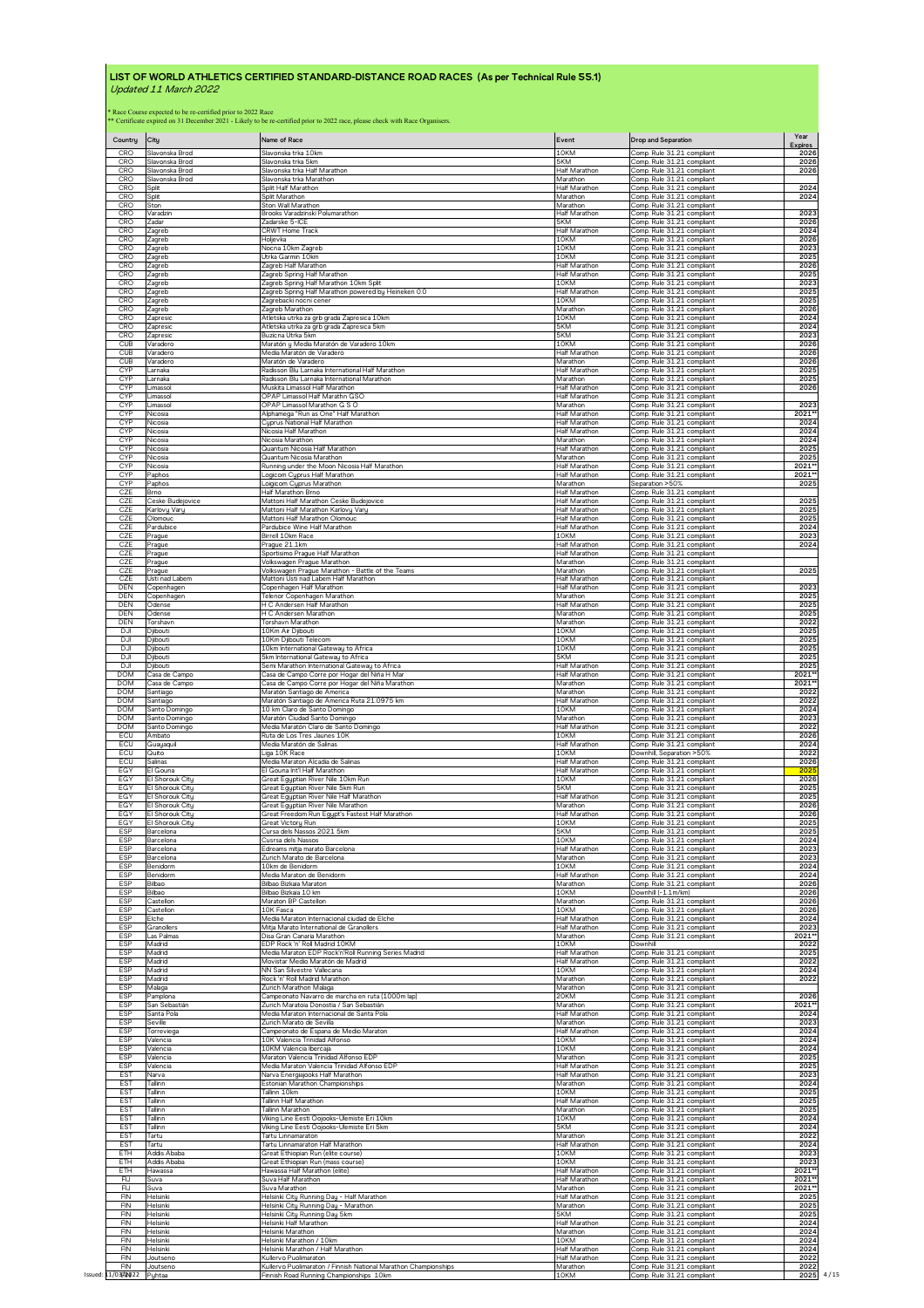# LIST OF WORLD ATHLETICS CERTIFIED STANDARD-DISTANCE ROAD RACES (As per Technical Rule 55.1)

*Updated 11 March 2022*

\* Race Course expected to be re-certified prior to 2022 Race
\*\* Certificate expired on 31 December 2021 - Likely to be re-certified prior to 2022 race, please check with Race Organisers.

| Country | City | Name of Race | Event | Drop and Separation | Year Expires |
|---|---|---|---|---|---|
| CRO | Slavonska Brod | Slavonska trka 10km | 10KM | Comp. Rule 31.21 compliant | 2026 |
| CRO | Slavonska Brod | Slavonska trka 5km | 5KM | Comp. Rule 31.21 compliant | 2026 |
| CRO | Slavonska Brod | Slavonska trka Half Marathon | Half Marathon | Comp. Rule 31.21 compliant | 2026 |
| CRO | Slavonska Brod | Slavonska trka Marathon | Marathon | Comp. Rule 31.21 compliant | |
| CRO | Split | Split Half Marathon | Half Marathon | Comp. Rule 31.21 compliant | 2024 |
| CRO | Split | Split Marathon | Marathon | Comp. Rule 31.21 compliant | 2024 |
| CRO | Ston | Ston Wall Marathon | Marathon | Comp. Rule 31.21 compliant | |
| CRO | Varadzin | Brooks Varadzinski Polumarathon | Half Marathon | Comp. Rule 31.21 compliant | 2023 |
| CRO | Zadar | Zadarske 5-ICE | 5KM | Comp. Rule 31.21 compliant | 2026 |
| CRO | Zagreb | CRWT Home Track | Half Marathon | Comp. Rule 31.21 compliant | 2024 |
| CRO | Zagreb | Holjevka | 10KM | Comp. Rule 31.21 compliant | 2026 |
| CRO | Zagreb | Nocna 10km Zagreb | 10KM | Comp. Rule 31.21 compliant | 2023 |
| CRO | Zagreb | Utrka Garmin 10km | 10KM | Comp. Rule 31.21 compliant | 2025 |
| CRO | Zagreb | Zagreb Half Marathon | Half Marathon | Comp. Rule 31.21 compliant | 2026 |
| CRO | Zagreb | Zagreb Spring Half Marathon | Half Marathon | Comp. Rule 31.21 compliant | 2025 |
| CRO | Zagreb | Zagreb Spring Half Marathon 10km Split | 10KM | Comp. Rule 31.21 compliant | 2023 |
| CRO | Zagreb | Zagreb Spring Half Marathon powered by Heineken 0.0 | Half Marathon | Comp. Rule 31.21 compliant | 2025 |
| CRO | Zagreb | Zagrebacki nocni cener | 10KM | Comp. Rule 31.21 compliant | 2025 |
| CRO | Zagreb | Zagreb Marathon | Marathon | Comp. Rule 31.21 compliant | 2026 |
| CRO | Zapresic | Atletska utrka za grb grada Zapresica 10km | 10KM | Comp. Rule 31.21 compliant | 2024 |
| CRO | Zapresic | Atletska utrka za grb grada Zapresica 5km | 5KM | Comp. Rule 31.21 compliant | 2024 |
| CRO | Zapresic | Buzicna Utrka 5km | 5KM | Comp. Rule 31.21 compliant | 2023 |
| CUB | Varadero | Maratón y Media Maratón de Varadero 10km | 10KM | Comp. Rule 31.21 compliant | 2026 |
| CUB | Varadero | Media Maratón de Varadero | Half Marathon | Comp. Rule 31.21 compliant | 2026 |
| CUB | Varadero | Maratón de Varadero | Marathon | Comp. Rule 31.21 compliant | 2026 |
| CYP | Larnaka | Radisson Blu Larnaka International Half Marathon | Half Marathon | Comp. Rule 31.21 compliant | 2025 |
| CYP | Larnaka | Radisson Blu Larnaka International Marathon | Marathon | Comp. Rule 31.21 compliant | 2025 |
| CYP | Limassol | Muskita Limassol Half Marathon | Half Marathon | Comp. Rule 31.21 compliant | 2026 |
| CYP | Limassol | OPAP Limassol Half Marathn GSO | Half Marathon | Comp. Rule 31.21 compliant | |
| CYP | Limassol | OPAP Limassol Marathon G S O | Marathon | Comp. Rule 31.21 compliant | 2023 |
| CYP | Nicosia | Alphamega "Run as One" Half Marathon | Half Marathon | Comp. Rule 31.21 compliant | 2021** |
| CYP | Nicosia | Cyprus National Half Marathon | Half Marathon | Comp. Rule 31.21 compliant | 2024 |
| CYP | Nicosia | Nicosia Half Marathon | Half Marathon | Comp. Rule 31.21 compliant | 2024 |
| CYP | Nicosia | Nicosia Marathon | Marathon | Comp. Rule 31.21 compliant | 2024 |
| CYP | Nicosia | Quantum Nicosia Half Marathon | Half Marathon | Comp. Rule 31.21 compliant | 2025 |
| CYP | Nicosia | Quantum Nicosia Marathon | Marathon | Comp. Rule 31.21 compliant | 2025 |
| CYP | Nicosia | Running under the Moon Nicosia Half Marathon | Half Marathon | Comp. Rule 31.21 compliant | 2021** |
| CYP | Paphos | Logicom Cyprus Half Marathon | Half Marathon | Comp. Rule 31.21 compliant | 2021** |
| CYP | Paphos | Logicom Cyprus Marathon | Marathon | Separation >50% | 2025 |
| CZE | Brno | Half Marathon Brno | Half Marathon | Comp. Rule 31.21 compliant | |
| CZE | Ceske Budejovice | Mattoni Half Marathon Ceske Budejovice | Half Marathon | Comp. Rule 31.21 compliant | 2025 |
| CZE | Karlovy Vary | Mattoni Half Marathon Karlovy Vary | Half Marathon | Comp. Rule 31.21 compliant | 2025 |
| CZE | Olomouc | Mattoni Half Marathon Olomouc | Half Marathon | Comp. Rule 31.21 compliant | 2025 |
| CZE | Pardubice | Pardubice Wine Half Marathon | Half Marathon | Comp. Rule 31.21 compliant | 2024 |
| CZE | Prague | Birrell 10km Race | 10KM | Comp. Rule 31.21 compliant | 2023 |
| CZE | Prague | Prague 21.1km | Half Marathon | Comp. Rule 31.21 compliant | 2024 |
| CZE | Prague | Sportisimo Prague Half Marathon | Half Marathon | Comp. Rule 31.21 compliant | |
| CZE | Prague | Volkswagen Prague Marathon | Marathon | Comp. Rule 31.21 compliant | |
| CZE | Prague | Volkswagen Prague Marathon - Battle of the Teams | Marathon | Comp. Rule 31.21 compliant | 2025 |
| CZE | Usti nad Labem | Mattoni Usti nad Labem Half Marathon | Half Marathon | Comp. Rule 31.21 compliant | |
| DEN | Copenhagen | Copenhagen Half Marathon | Half Marathon | Comp. Rule 31.21 compliant | 2023 |
| DEN | Copenhagen | Telenor Copenhagen Marathon | Marathon | Comp. Rule 31.21 compliant | 2025 |
| DEN | Odense | H C Andersen Half Marathon | Half Marathon | Comp. Rule 31.21 compliant | 2025 |
| DEN | Odense | H C Andersen Marathon | Marathon | Comp. Rule 31.21 compliant | 2025 |
| DEN | Torshavn | Torshavn Marathon | Marathon | Comp. Rule 31.21 compliant | 2022 |
| DJI | Djibouti | 10Km Air Djibouti | 10KM | Comp. Rule 31.21 compliant | 2025 |
| DJI | Djibouti | 10Km Djibouti Telecom | 10KM | Comp. Rule 31.21 compliant | 2025 |
| DJI | Djibouti | 10km International Gateway to Africa | 10KM | Comp. Rule 31.21 compliant | 2025 |
| DJI | Djibouti | 5km International Gateway to Africa | 5KM | Comp. Rule 31.21 compliant | 2025 |
| DJI | Djibouti | Semi Marathon International Gateway to Africa | Half Marathon | Comp. Rule 31.21 compliant | 2025 |
| DOM | Casa de Campo | Casa de Campo Corre por Hogar del Niña H Mar | Half Marathon | Comp. Rule 31.21 compliant | 2021** |
| DOM | Casa de Campo | Casa de Campo Corre por Hogar del Niña Marathon | Marathon | Comp. Rule 31.21 compliant | 2021** |
| DOM | Santiago | Maratón Santiago de America | Marathon | Comp. Rule 31.21 compliant | 2022 |
| DOM | Santiago | Maratón Santiago de America Ruta 21.0975 km | Half Marathon | Comp. Rule 31.21 compliant | 2022 |
| DOM | Santo Domingo | 10 km Claro de Santo Domingo | 10KM | Comp. Rule 31.21 compliant | 2024 |
| DOM | Santo Domingo | Maratón Ciudad Santo Domingo | Marathon | Comp. Rule 31.21 compliant | 2023 |
| DOM | Santo Domingo | Media Maratón Claro de Santo Domingo | Half Marathon | Comp. Rule 31.21 compliant | 2022 |
| ECU | Ambato | Ruta de Los Tres Jaunes 10K | 10KM | Comp. Rule 31.21 compliant | 2026 |
| ECU | Guayaquil | Media Maratón de Salinas | Half Marathon | Comp. Rule 31.21 compliant | 2024 |
| ECU | Quito | Liga 10K Race | 10KM | Downhill, Separation >50% | 2022 |
| ECU | Salinas | Media Maraton Alcadia de Salinas | Half Marathon | Comp. Rule 31.21 compliant | 2026 |
| EGY | El Gouna | El Gouna Int'l Half Marathon | Half Marathon | Comp. Rule 31.21 compliant | 2025 |
| EGY | El Shorouk City | Great Egyptian River Nile 10km Run | 10KM | Comp. Rule 31.21 compliant | 2026 |
| EGY | El Shorouk City | Great Egyptian River Nile 5km Run | 5KM | Comp. Rule 31.21 compliant | 2025 |
| EGY | El Shorouk City | Great Egyptian River Nile Half Marathon | Half Marathon | Comp. Rule 31.21 compliant | 2025 |
| EGY | El Shorouk City | Great Egyptian River Nile Marathon | Marathon | Comp. Rule 31.21 compliant | 2026 |
| EGY | El Shorouk City | Great Freedom Run Egypt's Fastest Half Marathon | Half Marathon | Comp. Rule 31.21 compliant | 2026 |
| EGY | El Shorouk City | Great Victory Run | 10KM | Comp. Rule 31.21 compliant | 2025 |
| ESP | Barcelona | Cursa dels Nassos 2021 5km | 5KM | Comp. Rule 31.21 compliant | 2025 |
| ESP | Barcelona | Cusrsa dels Nassos | 10KM | Comp. Rule 31.21 compliant | 2024 |
| ESP | Barcelona | Edreams mitja marato Barcelona | Half Marathon | Comp. Rule 31.21 compliant | 2023 |
| ESP | Barcelona | Zurich Marato de Barcelona | Marathon | Comp. Rule 31.21 compliant | 2023 |
| ESP | Benidorm | 10km de Benidorm | 10KM | Comp. Rule 31.21 compliant | 2024 |
| ESP | Benidorm | Media Maraton de Benidorm | Half Marathon | Comp. Rule 31.21 compliant | 2024 |
| ESP | Bilbao | Bilbao Bizkaia Maraton | Marathon | Comp. Rule 31.21 compliant | 2026 |
| ESP | Bilbao | Bilbao Bizkaia 10 km | 10KM | Downhill (-1.1m/km) | 2026 |
| ESP | Castellon | Maraton BP Castellon | Marathon | Comp. Rule 31.21 compliant | 2026 |
| ESP | Castellon | 10K Fasca | 10KM | Comp. Rule 31.21 compliant | 2026 |
| ESP | Elche | Media Maraton Internacional ciudad de Elche | Half Marathon | Comp. Rule 31.21 compliant | 2024 |
| ESP | Granollers | Mitja Marato International de Granollers | Half Marathon | Comp. Rule 31.21 compliant | 2023 |
| ESP | Las Palmas | Disa Gran Canaria Marathon | Marathon | Comp. Rule 31.21 compliant | 2021** |
| ESP | Madrid | EDP Rock 'n' Roll Madrid 10KM | 10KM | Downhill | 2022 |
| ESP | Madrid | Media Maraton EDP Rock'n'Roll Running Series Madrid | Half Marathon | Comp. Rule 31.21 compliant | 2025 |
| ESP | Madrid | Movistar Medio Maratón de Madrid | Half Marathon | Comp. Rule 31.21 compliant | 2022 |
| ESP | Madrid | NN San Silvestre Vallecana | 10KM | Comp. Rule 31.21 compliant | 2024 |
| ESP | Madrid | Rock 'n' Roll Madrid Marathon | Marathon | Comp. Rule 31.21 compliant | 2022 |
| ESP | Malaga | Zurich Marathon Malaga | Marathon | Comp. Rule 31.21 compliant | |
| ESP | Pamplona | Campeonato Navarro de marcha en ruta (1000m lap) | 20KM | Comp. Rule 31.21 compliant | 2026 |
| ESP | San Sebastián | Zurich Maratoia Donostia / San Sebastián | Marathon | Comp. Rule 31.21 compliant | 2021** |
| ESP | Santa Pola | Media Maraton Internacional de Santa Pola | Half Marathon | Comp. Rule 31.21 compliant | 2024 |
| ESP | Seville | Zurich Marato de Sevilla | Marathon | Comp. Rule 31.21 compliant | 2023 |
| ESP | Torrevieja | Campeonato de Espana de Medio Maraton | Half Marathon | Comp. Rule 31.21 compliant | 2024 |
| ESP | Valencia | 10K Valencia Trinidad Alfonso | 10KM | Comp. Rule 31.21 compliant | 2024 |
| ESP | Valencia | 10KM Valencia Ibercaja | 10KM | Comp. Rule 31.21 compliant | 2024 |
| ESP | Valencia | Maraton Valencia Trinidad Alfonso EDP | Marathon | Comp. Rule 31.21 compliant | 2025 |
| ESP | Valencia | Media Maraton Valencia Trinidad Alfonso EDP | Half Marathon | Comp. Rule 31.21 compliant | 2025 |
| EST | Narva | Narva Energiajooks Half Marathon | Half Marathon | Comp. Rule 31.21 compliant | 2023 |
| EST | Tallinn | Estonian Marathon Championships | Marathon | Comp. Rule 31.21 compliant | 2024 |
| EST | Tallinn | Tallinn 10km | 10KM | Comp. Rule 31.21 compliant | 2025 |
| EST | Tallinn | Tallinn Half Marathon | Half Marathon | Comp. Rule 31.21 compliant | 2025 |
| EST | Tallinn | Tallinn Marathon | Marathon | Comp. Rule 31.21 compliant | 2025 |
| EST | Tallinn | Viking Line Eesti Oojooks-Ulemiste Eri 10km | 10KM | Comp. Rule 31.21 compliant | 2024 |
| EST | Tallinn | Viking Line Eesti Oojooks-Ulemiste Eri 5km | 5KM | Comp. Rule 31.21 compliant | 2024 |
| EST | Tartu | Tartu Linnamaraton | Marathon | Comp. Rule 31.21 compliant | 2022 |
| EST | Tartu | Tartu Linnamaraton Half Marathon | Half Marathon | Comp. Rule 31.21 compliant | 2024 |
| ETH | Addis Ababa | Great Ethiopian Run (elite course) | 10KM | Comp. Rule 31.21 compliant | 2023 |
| ETH | Addis Ababa | Great Ethiopian Run (mass course) | 10KM | Comp. Rule 31.21 compliant | 2023 |
| ETH | Hawassa | Hawassa Half Marathon (elite) | Half Marathon | Comp. Rule 31.21 compliant | 2021** |
| FIJ | Suva | Suva Half Marathon | Half Marathon | Comp. Rule 31.21 compliant | 2021** |
| FIJ | Suva | Suva Marathon | Marathon | Comp. Rule 31.21 compliant | 2021** |
| FIN | Helsinki | Helsinki City Running Day - Half Marathon | Half Marathon | Comp. Rule 31.21 compliant | 2025 |
| FIN | Helsinki | Helsinki City Running Day - Marathon | Marathon | Comp. Rule 31.21 compliant | 2025 |
| FIN | Helsinki | Helsinki City Running Day 5km | 5KM | Comp. Rule 31.21 compliant | 2025 |
| FIN | Helsinki | Helsinki Half Marathon | Half Marathon | Comp. Rule 31.21 compliant | 2024 |
| FIN | Helsinki | Helsinki Marathon | Marathon | Comp. Rule 31.21 compliant | 2024 |
| FIN | Helsinki | Helsinki Marathon / 10km | 10KM | Comp. Rule 31.21 compliant | 2024 |
| FIN | Helsinki | Helsinki Marathon / Half Marathon | Half Marathon | Comp. Rule 31.21 compliant | 2024 |
| FIN | Joutseno | Kullervo Puolimaraton | Half Marathon | Comp. Rule 31.21 compliant | 2022 |
| FIN | Joutseno | Kullervo Puolimaraton / Finnish National Marathon Championships | Marathon | Comp. Rule 31.21 compliant | 2022 |
| FIN | Pyhtaa | Finnish Road Running Championships 10km | 10KM | Comp. Rule 31.21 compliant | 2025 |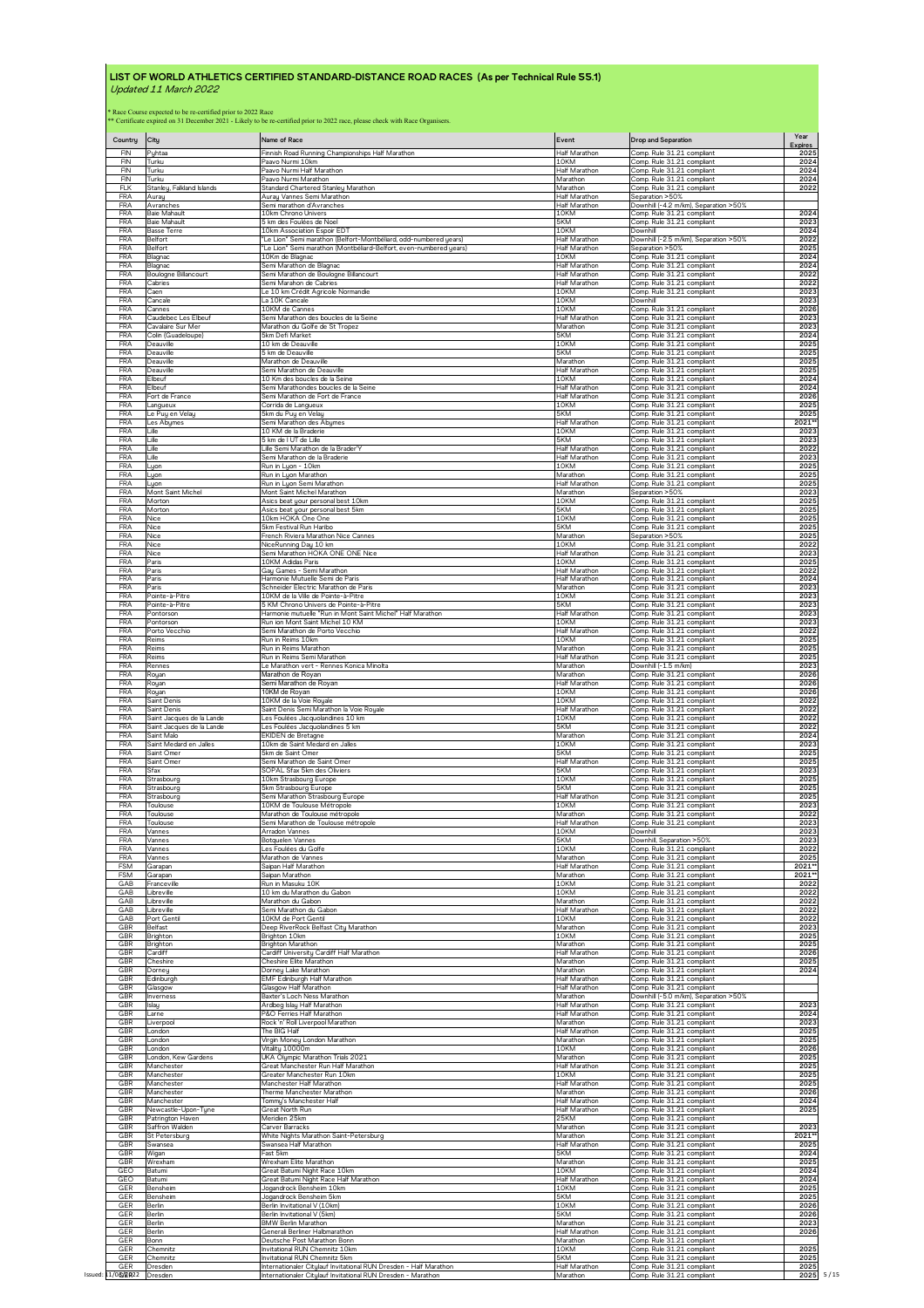# LIST OF WORLD ATHLETICS CERTIFIED STANDARD-DISTANCE ROAD RACES (As per Technical Rule 55.1)

*Updated 11 March 2022*

\* Race Course expected to be re-certified prior to 2022 Race
\*\* Certificate expired on 31 December 2021 - Likely to be re-certified prior to 2022 race, please check with Race Organisers.

| Country | City | Name of Race | Event | Drop and Separation | Year Expires |
|---|---|---|---|---|---|
| FIN | Pyhtaa | Finnish Road Running Championships Half Marathon | Half Marathon | Comp. Rule 31.21 compliant | 2025 |
| FIN | Turku | Paavo Nurmi 10km | 10KM | Comp. Rule 31.21 compliant | 2024 |
| FIN | Turku | Paavo Nurmi Half Marathon | Half Marathon | Comp. Rule 31.21 compliant | 2024 |
| FIN | Turku | Paavo Nurmi Marathon | Marathon | Comp. Rule 31.21 compliant | 2024 |
| FLK | Stanley, Falkland Islands | Standard Chartered Stanley Marathon | Marathon | Comp. Rule 31.21 compliant | 2022 |
| FRA | Auray | Auray Vannes Semi Marathon | Half Marathon | Separation >50% | |
| FRA | Avranches | Semi marathon d'Avranches | Half Marathon | Downhill (-4.2 m/km), Separation >50% | |
| FRA | Baie Mahault | 10km Chrono Univers | 10KM | Comp. Rule 31.21 compliant | 2024 |
| FRA | Baie Mahault | 5 km des Foulées de Noel | 5KM | Comp. Rule 31.21 compliant | 2023 |
| FRA | Basse Terre | 10km Association Espoir EDT | 10KM | Downhill | 2024 |
| FRA | Belfort | "Le Lion" Semi marathon (Belfort-Montbéliard, odd-numbered years) | Half Marathon | Downhill (-2.5 m/km), Separation >50% | 2022 |
| FRA | Belfort | "Le Lion" Semi marathon (Montbéliard-Belfort, even-numbered years) | Half Marathon | Separation >50% | 2025 |
| FRA | Blagnac | 10Km de Blagnac | 10KM | Comp. Rule 31.21 compliant | 2024 |
| FRA | Blagnac | Semi Marathon de Blagnac | Half Marathon | Comp. Rule 31.21 compliant | 2024 |
| FRA | Boulogne Billancourt | Semi Marathon de Boulogne Billancourt | Half Marathon | Comp. Rule 31.21 compliant | 2022 |
| FRA | Cabries | Semi Marahon de Cabries | Half Marathon | Comp. Rule 31.21 compliant | 2022 |
| FRA | Caen | Le 10 km Crédit Agricole Normandie | 10KM | Comp. Rule 31.21 compliant | 2023 |
| FRA | Cancale | La 10K Cancale | 10KM | Downhill | 2023 |
| FRA | Cannes | 10KM de Cannes | 10KM | Comp. Rule 31.21 compliant | 2026 |
| FRA | Caudebec Les Elbeuf | Semi Marathon des boucles de la Seine | Half Marathon | Comp. Rule 31.21 compliant | 2023 |
| FRA | Cavalaire Sur Mer | Marathon du Golfe de St Tropez | Marathon | Comp. Rule 31.21 compliant | 2023 |
| FRA | Colin (Guadeloupe) | 5km Defi Market | 5KM | Comp. Rule 31.21 compliant | 2024 |
| FRA | Deauville | 10 km de Deauville | 10KM | Comp. Rule 31.21 compliant | 2025 |
| FRA | Deauville | 5 km de Deauville | 5KM | Comp. Rule 31.21 compliant | 2025 |
| FRA | Deauville | Marathon de Deauville | Marathon | Comp. Rule 31.21 compliant | 2025 |
| FRA | Deauville | Semi Marathon de Deauville | Half Marathon | Comp. Rule 31.21 compliant | 2025 |
| FRA | Elbeuf | 10 Km des boucles de la Seine | 10KM | Comp. Rule 31.21 compliant | 2024 |
| FRA | Elbeuf | Semi Marathondes boucles de la Seine | Half Marathon | Comp. Rule 31.21 compliant | 2024 |
| FRA | Fort de France | Semi Marathon de Fort de France | Half Marathon | Comp. Rule 31.21 compliant | 2026 |
| FRA | Langueux | Corrida de Langueux | 10KM | Comp. Rule 31.21 compliant | 2025 |
| FRA | Le Puy en Velay | 5km du Puy en Velay | 5KM | Comp. Rule 31.21 compliant | 2025 |
| FRA | Les Abymes | Semi Marathon des Abymes | Half Marathon | Comp. Rule 31.21 compliant | 2021** |
| FRA | Lille | 10 KM de la Braderie | 10KM | Comp. Rule 31.21 compliant | 2023 |
| FRA | Lille | 5 km de l UT de Lille | 5KM | Comp. Rule 31.21 compliant | 2023 |
| FRA | Lille | Lille Semi Marathon de la Brader'Y | Half Marathon | Comp. Rule 31.21 compliant | 2022 |
| FRA | Lille | Semi Marathon de la Braderie | Half Marathon | Comp. Rule 31.21 compliant | 2023 |
| FRA | Lyon | Run in Lyon - 10km | 10KM | Comp. Rule 31.21 compliant | 2025 |
| FRA | Lyon | Run in Lyon Marathon | Marathon | Comp. Rule 31.21 compliant | 2025 |
| FRA | Lyon | Run in Lyon Semi Marathon | Half Marathon | Comp. Rule 31.21 compliant | 2025 |
| FRA | Mont Saint Michel | Mont Saint Michel Marathon | Marathon | Separation >50% | 2023 |
| FRA | Morton | Asics beat your personal best 10km | 10KM | Comp. Rule 31.21 compliant | 2025 |
| FRA | Morton | Asics beat your personal best 5km | 5KM | Comp. Rule 31.21 compliant | 2025 |
| FRA | Nice | 10km HOKA One One | 10KM | Comp. Rule 31.21 compliant | 2025 |
| FRA | Nice | 5km Festival Run Haribo | 5KM | Comp. Rule 31.21 compliant | 2025 |
| FRA | Nice | French Riviera Marathon Nice Cannes | Marathon | Separation >50% | 2025 |
| FRA | Nice | NiceRunning Day 10 km | 10KM | Comp. Rule 31.21 compliant | 2022 |
| FRA | Nice | Semi Marathon HOKA ONE ONE Nice | Half Marathon | Comp. Rule 31.21 compliant | 2023 |
| FRA | Paris | 10KM Adidas Paris | 10KM | Comp. Rule 31.21 compliant | 2025 |
| FRA | Paris | Gay Games - Semi Marathon | Half Marathon | Comp. Rule 31.21 compliant | 2022 |
| FRA | Paris | Harmonie Mutuelle Semi de Paris | Half Marathon | Comp. Rule 31.21 compliant | 2024 |
| FRA | Paris | Schneider Electric Marathon de Paris | Marathon | Comp. Rule 31.21 compliant | 2023 |
| FRA | Pointe-à-Pitre | 10KM de la Ville de Pointe-à-Pitre | 10KM | Comp. Rule 31.21 compliant | 2023 |
| FRA | Pointe-à-Pitre | 5 KM Chrono Univers de Pointe-à-Pitre | 5KM | Comp. Rule 31.21 compliant | 2023 |
| FRA | Pontorson | Harmonie mutuelle "Run in Mont Saint Michel" Half Marathon | Half Marathon | Comp. Rule 31.21 compliant | 2023 |
| FRA | Pontorson | Run ion Mont Saint Michel 10 KM | 10KM | Comp. Rule 31.21 compliant | 2023 |
| FRA | Porto Vecchio | Semi Marathon de Porto Vecchio | Half Marathon | Comp. Rule 31.21 compliant | 2022 |
| FRA | Reims | Run in Reims 10km | 10KM | Comp. Rule 31.21 compliant | 2025 |
| FRA | Reims | Run in Reims Marathon | Marathon | Comp. Rule 31.21 compliant | 2025 |
| FRA | Reims | Run in Reims Semi Marathon | Half Marathon | Comp. Rule 31.21 compliant | 2025 |
| FRA | Rennes | Le Marathon vert - Rennes Konica Minolta | Marathon | Downhill (-1.5 m/km) | 2023 |
| FRA | Royan | Marathon de Royan | Marathon | Comp. Rule 31.21 compliant | 2026 |
| FRA | Royan | Semi Marathon de Royan | Half Marathon | Comp. Rule 31.21 compliant | 2026 |
| FRA | Royan | 10KM de Royan | 10KM | Comp. Rule 31.21 compliant | 2026 |
| FRA | Saint Denis | 10KM de la Voie Royale | 10KM | Comp. Rule 31.21 compliant | 2022 |
| FRA | Saint Denis | Saint Denis Semi Marathon la Voie Royale | Half Marathon | Comp. Rule 31.21 compliant | 2022 |
| FRA | Saint Jacques de la Lande | Les Foulées Jacquolandines 10 km | 10KM | Comp. Rule 31.21 compliant | 2022 |
| FRA | Saint Jacques de la Lande | Les Foulées Jacquolandines 5 km | 5KM | Comp. Rule 31.21 compliant | 2022 |
| FRA | Saint Malo | EKIDEN de Bretagne | Marathon | Comp. Rule 31.21 compliant | 2024 |
| FRA | Saint Medard en Jalles | 10km de Saint Medard en Jalles | 10KM | Comp. Rule 31.21 compliant | 2023 |
| FRA | Saint Omer | 5km de Saint Omer | 5KM | Comp. Rule 31.21 compliant | 2025 |
| FRA | Saint Omer | Semi Marathon de Saint Omer | Half Marathon | Comp. Rule 31.21 compliant | 2025 |
| FRA | Sfax | SOPAL Sfax 5km des Oliviers | 5KM | Comp. Rule 31.21 compliant | 2023 |
| FRA | Strasbourg | 10km Strasbourg Europe | 10KM | Comp. Rule 31.21 compliant | 2025 |
| FRA | Strasbourg | 5km Strasbourg Europe | 5KM | Comp. Rule 31.21 compliant | 2025 |
| FRA | Strasbourg | Semi Marathon Strasbourg Europe | Half Marathon | Comp. Rule 31.21 compliant | 2025 |
| FRA | Toulouse | 10KM de Toulouse Métropole | 10KM | Comp. Rule 31.21 compliant | 2023 |
| FRA | Toulouse | Marathon de Toulouse métropole | Marathon | Comp. Rule 31.21 compliant | 2022 |
| FRA | Toulouse | Semi Marathon de Toulouse métropole | Half Marathon | Comp. Rule 31.21 compliant | 2023 |
| FRA | Vannes | Arradon Vannes | 10KM | Downhill | 2023 |
| FRA | Vannes | Botquelen Vannes | 5KM | Downhill, Separation >50% | 2023 |
| FRA | Vannes | Les Foulées du Golfe | 10KM | Comp. Rule 31.21 compliant | 2022 |
| FRA | Vannes | Marathon de Vannes | Marathon | Comp. Rule 31.21 compliant | 2025 |
| FSM | Garapan | Saipan Half Marathon | Half Marathon | Comp. Rule 31.21 compliant | 2021** |
| FSM | Garapan | Saipan Marathon | Marathon | Comp. Rule 31.21 compliant | 2021** |
| GAB | Franceville | Run in Masuku 10K | 10KM | Comp. Rule 31.21 compliant | 2022 |
| GAB | Libreville | 10 km du Marathon du Gabon | 10KM | Comp. Rule 31.21 compliant | 2022 |
| GAB | Libreville | Marathon du Gabon | Marathon | Comp. Rule 31.21 compliant | 2022 |
| GAB | Libreville | Semi Marathon du Gabon | Half Marathon | Comp. Rule 31.21 compliant | 2022 |
| GAB | Port Gentil | 10KM de Port Gentil | 10KM | Comp. Rule 31.21 compliant | 2022 |
| GBR | Belfast | Deep RiverRock Belfast City Marathon | Marathon | Comp. Rule 31.21 compliant | 2023 |
| GBR | Brighton | Brighton 10km | 10KM | Comp. Rule 31.21 compliant | 2025 |
| GBR | Brighton | Brighton Marathon | Marathon | Comp. Rule 31.21 compliant | 2025 |
| GBR | Cardiff | Cardiff University Cardiff Half Marathon | Half Marathon | Comp. Rule 31.21 compliant | 2026 |
| GBR | Cheshire | Cheshire Elite Marathon | Marathon | Comp. Rule 31.21 compliant | 2025 |
| GBR | Dorney | Dorney Lake Marathon | Marathon | Comp. Rule 31.21 compliant | 2024 |
| GBR | Edinburgh | EMF Edinburgh Half Marathon | Half Marathon | Comp. Rule 31.21 compliant | |
| GBR | Glasgow | Glasgow Half Marathon | Half Marathon | Comp. Rule 31.21 compliant | |
| GBR | Inverness | Baxter's Loch Ness Marathon | Marathon | Downhill (-5.0 m/km), Separation >50% | |
| GBR | Islay | Ardbeg Islay Half Marathon | Half Marathon | Comp. Rule 31.21 compliant | 2023 |
| GBR | Larne | P&O Ferries Half Marathon | Half Marathon | Comp. Rule 31.21 compliant | 2024 |
| GBR | Liverpool | Rock 'n' Roll Liverpool Marathon | Marathon | Comp. Rule 31.21 compliant | 2023 |
| GBR | London | The BIG Half | Half Marathon | Comp. Rule 31.21 compliant | 2025 |
| GBR | London | Virgin Money London Marathon | Marathon | Comp. Rule 31.21 compliant | 2025 |
| GBR | London | Vitality 10000m | 10KM | Comp. Rule 31.21 compliant | 2026 |
| GBR | London, Kew Gardens | UKA Olympic Marathon Trials 2021 | Marathon | Comp. Rule 31.21 compliant | 2025 |
| GBR | Manchester | Great Manchester Run Half Marathon | Half Marathon | Comp. Rule 31.21 compliant | 2025 |
| GBR | Manchester | Greater Manchester Run 10km | 10KM | Comp. Rule 31.21 compliant | 2025 |
| GBR | Manchester | Manchester Half Marathon | Half Marathon | Comp. Rule 31.21 compliant | 2025 |
| GBR | Manchester | Therme Manchester Marathon | Marathon | Comp. Rule 31.21 compliant | 2026 |
| GBR | Manchester | Tommy's Manchester Half | Half Marathon | Comp. Rule 31.21 compliant | 2024 |
| GBR | Newcastle-Upon-Tyne | Great North Run | Half Marathon | Comp. Rule 31.21 compliant | 2025 |
| GBR | Patrington Haven | Meridien 25km | 25KM | Comp. Rule 31.21 compliant | |
| GBR | Saffron Walden | Carver Barracks | Marathon | Comp. Rule 31.21 compliant | 2023 |
| GBR | St Petersburg | White Nights Marathon Saint-Petersburg | Marathon | Comp. Rule 31.21 compliant | 2021** |
| GBR | Swansea | Swansea Half Marathon | Half Marathon | Comp. Rule 31.21 compliant | 2025 |
| GBR | Wigan | Fast 5km | 5KM | Comp. Rule 31.21 compliant | 2024 |
| GBR | Wrexham | Wrexham Elite Marathon | Marathon | Comp. Rule 31.21 compliant | 2025 |
| GEO | Batumi | Great Batumi Night Race 10km | 10KM | Comp. Rule 31.21 compliant | 2024 |
| GEO | Batumi | Great Batumi Night Race Half Marathon | Half Marathon | Comp. Rule 31.21 compliant | 2024 |
| GER | Bensheim | Jogandrock Bensheim 10km | 10KM | Comp. Rule 31.21 compliant | 2025 |
| GER | Bensheim | Jogandrock Bensheim 5km | 5KM | Comp. Rule 31.21 compliant | 2025 |
| GER | Berlin | Berlin Invitational V (10km) | 10KM | Comp. Rule 31.21 compliant | 2026 |
| GER | Berlin | Berlin Invitational V (5km) | 5KM | Comp. Rule 31.21 compliant | 2026 |
| GER | Berlin | BMW Berlin Marathon | Marathon | Comp. Rule 31.21 compliant | 2023 |
| GER | Berlin | Generali Berliner Halbmarathon | Half Marathon | Comp. Rule 31.21 compliant | 2026 |
| GER | Bonn | Deutsche Post Marathon Bonn | Marathon | Comp. Rule 31.21 compliant | |
| GER | Chemnitz | Invitational RUN Chemnitz 10km | 10KM | Comp. Rule 31.21 compliant | 2025 |
| GER | Chemnitz | Invitational RUN Chemnitz 5km | 5KM | Comp. Rule 31.21 compliant | 2025 |
| GER | Dresden | Internationaler Citylauf Invitational RUN Dresden - Half Marathon | Half Marathon | Comp. Rule 31.21 compliant | 2025 |
| GER | Dresden | Internationaler Citylauf Invitational RUN Dresden - Marathon | Marathon | Comp. Rule 31.21 compliant | 2025 |

Issued: 11/03/2022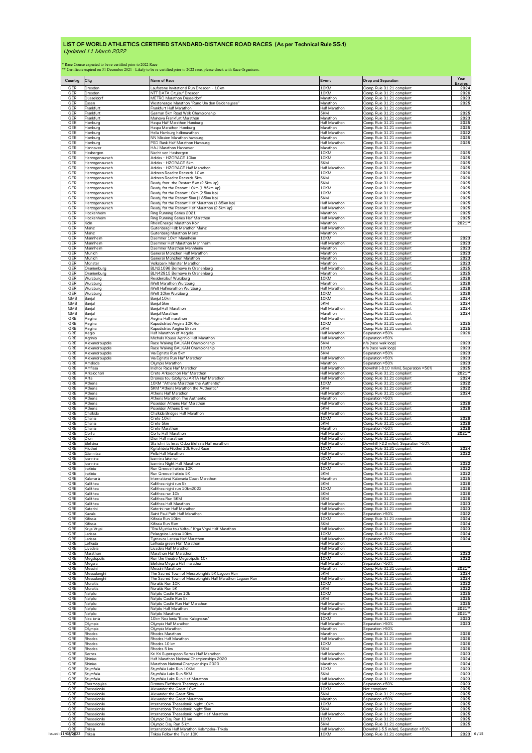# LIST OF WORLD ATHLETICS CERTIFIED STANDARD-DISTANCE ROAD RACES (As per Technical Rule 55.1)

*Updated 11 March 2022*

\* Race Course expected to be re-certified prior to 2022 Race
\*\* Certificate expired on 31 December 2021 - Likely to be re-certified prior to 2022 race, please check with Race Organisers.

| Country | City | Name of Race | Event | Drop and Separation | Year Expires |
|---|---|---|---|---|---|
| GER | Dresden | Laufszene Invitational Run Dresden - 10km | 10KM | Comp. Rule 31.21 compliant | 2024 |
| GER | Dresden | NTT DATA Citylauf Dresden | 10KM | Comp. Rule 31.21 compliant | 2026 |
| GER | Düsseldorf | METRO Marathon Düsseldorf | Marathon | Comp. Rule 31.21 compliant | 2023 |
| GER | Essen | Westenergie Marathon "Rund Um den Baldeneysee" | Marathon | Comp. Rule 31.21 compliant | 2025 |
| GER | Frankfurt | Frankfurt Half Marathon | Half Marathon | Comp. Rule 31.21 compliant | |
| GER | Frankfurt | German 5km Road Walk Championship | 5KM | Comp. Rule 31.21 compliant | 2025 |
| GER | Frankfurt | Mainova Frankfurt Marathon | Marathon | Comp. Rule 31.21 compliant | 2023 |
| GER | Hamburg | Haspa Half Marathon Hamburg | Half Marathon | Comp. Rule 31.21 compliant | 2025 |
| GER | Hamburg | Haspa Marathon Hamburg | Marathon | Comp. Rule 31.21 compliant | 2025 |
| GER | Hamburg | Hella Hamburg halbmarathon | Half Marathon | Comp. Rule 31.21 compliant | 2022 |
| GER | Hamburg | NN Mission Marathon hamburg | Marathon | Comp. Rule 31.21 compliant | 2025 |
| GER | Hamburg | PSD Bank Half Marathon Hamburg | Half Marathon | Comp. Rule 31.21 compliant | 2025 |
| GER | Hannover | HAJ Marathon Hannover | Marathon | Comp. Rule 31.21 compliant | |
| GER | Hasbergen | Nacht von Hasbergen | 10KM | Comp. Rule 31.21 compliant | 2025 |
| GER | Herzogenaurach | Adidas - HZORACE 10km | 10KM | Comp. Rule 31.21 compliant | 2025 |
| GER | Herzogenaurach | Adidas - HZORACE 5km | 5KM | Comp. Rule 31.21 compliant | 2025 |
| GER | Herzogenaurach | Adidas - HZORACE Half Marathon | Half Marathon | Comp. Rule 31.21 compliant | 2025 |
| GER | Herzogenaurach | Adizero Road to Records 10km | 10KM | Comp. Rule 31.21 compliant | 2026 |
| GER | Herzogenaurach | Adizero Road to Records 5km | 5KM | Comp. Rule 31.21 compliant | 2026 |
| GER | Herzogenaurach | Ready foor the Restart 10km (2.5km lap) | 5KM | Comp. Rule 31.21 compliant | 2025 |
| GER | Herzogenaurach | Ready for the Restart 10km (1.85km lap) | 10KM | Comp. Rule 31.21 compliant | 2025 |
| GER | Herzogenaurach | Ready for the Restart 10km (2.5km lap) | 10KM | Comp. Rule 31.21 compliant | 2025 |
| GER | Herzogenaurach | Ready for the Restart 5km (1.85km lap) | 5KM | Comp. Rule 31.21 compliant | 2025 |
| GER | Herzogenaurach | Ready for the Restart Half Marathon (1.85km lap) | Half Marathon | Comp. Rule 31.21 compliant | 2025 |
| GER | Herzogenaurach | Ready for the Restart Half Marathon (2.5km lap) | Half Marathon | Comp. Rule 31.21 compliant | 2025 |
| GER | Hockenheim | Ring Running Series 2021 | Marathon | Comp. Rule 31.21 compliant | 2025 |
| GER | Hockenheim | Ring Running Series Half Marathon | Half Marathon | Comp. Rule 31.21 compliant | 2025 |
| GER | Köln | RheinEnergie Marathon Köln | Marathon | Comp. Rule 31.21 compliant | 2021** |
| GER | Mainz | Gutenberg Halb Marathon Mainz | Half Marathon | Comp. Rule 31.21 compliant | |
| GER | Mainz | Gutenberg Marathon Mainz | Marathon | Comp. Rule 31.21 compliant | |
| GER | Mannheim | Daemmer 10km Mannheim | 10KM | Comp. Rule 31.21 compliant | 2023 |
| GER | Mannheim | Daemmer Half Marathon Mannheim | Half Marathon | Comp. Rule 31.21 compliant | 2023 |
| GER | Mannheim | Daemmer Marathon Mannheim | Marathon | Comp. Rule 31.21 compliant | 2023 |
| GER | Munich | Generali München Half Marathon | Marathon | Comp. Rule 31.21 compliant | 2023 |
| GER | Munich | Generali München Marathon | Marathon | Comp. Rule 31.21 compliant | 2023 |
| GER | Münster | Volksbank Münster Marathon | Marathon | Comp. Rule 31.21 compliant | 2023 |
| GER | Oranienburg | BLN21098 Bernowe in Oranenburg | Half Marathon | Comp. Rule 31.21 compliant | 2025 |
| GER | Oranienburg | BLN42915 Bernowe in Oranenburg | Marathon | Comp. Rule 31.21 compliant | 2025 |
| GER | Wurzburg | Residenzlauf Wurzburg | 10KM | Comp. Rule 31.21 compliant | 2026 |
| GER | Wurzburg | iWelt Marathon Wurzburg | Marathon | Comp. Rule 31.21 compliant | 2026 |
| GER | Wurzburg | iWelt Halfmarathon Wurzburg | Half Marathon | Comp. Rule 31.21 compliant | 2026 |
| GER | Wurzburg | iWelt 10km Wurzburg | 10KM | Comp. Rule 31.21 compliant | 2026 |
| GMB | Banjul | Banjul 10km | 10KM | Comp. Rule 31.21 compliant | 2024 |
| GMB | Banjul | Banjul 5km | 5KM | Comp. Rule 31.21 compliant | 2024 |
| GMB | Banjul | Banjul Half Marathon | Half Marathon | Comp. Rule 31.21 compliant | 2024 |
| GMB | Banjul | Banjul Marathon | Marathon | Comp. Rule 31.21 compliant | 2024 |
| GRE | Aegina | Aegina Half marathon | Half Marathon | Comp. Rule 31.21 compliant | |
| GRE | Aegina | Kapodistriad Aegina 10K Run | 10KM | Comp. Rule 31.21 compliant | 2025 |
| GRE | Aegina | Kapodistrias Aegina 5k run | 5KM | Comp. Rule 31.21 compliant | 2025 |
| GRE | Aegio | Half Marathon of Aegialia | Half Marathon | Separation >50% | 2026 |
| GRE | Agrinio | Michalis Kousis Agrinio Half Marathon | Half Marathon | Separation >50% | |
| GRE | Alexandroupolis | Race Walking BALKAN Championship | 5KM | n/a (race walk loop) | 2023 |
| GRE | Alexandroupolis | Race Walking BALKAN Championship | 10KM | n/a (race walk loop) | 2023 |
| GRE | Alexandroupolis | Via Egnatia Run 5km | 5KM | Separation >50% | 2023 |
| GRE | Alexandroupolis | Via Egnatia Run Half Marathon | Half Marathon | Separation >50% | 2023 |
| GRE | Amalada | Olympia Marathon | Marathon | Separation >50% | 2023 |
| GRE | Amfissa | Iniohos Race Half Marathon | Half Marathon | Downhill (-8.10 m/km), Separation >50% | 2025 |
| GRE | Arkalochori | Crete Arkalochori Half Marathon | Half Marathon | Comp. Rule 31.21 compliant | 2021** |
| GRE | Arta | Dromos tou Glofyriou ARTA Half Marathon | Half Marathon | Comp. Rule 31.21 compliant | 2024 |
| GRE | Athens | 10KM "Athens Marathon the Authentic" | 10KM | Comp. Rule 31.21 compliant | 2022 |
| GRE | Athens | 5KM "Athens Marathon the Authentic" | 5KM | Comp. Rule 31.21 compliant | 2022 |
| GRE | Athens | Athens Half Marathon | Half Marathon | Comp. Rule 31.21 compliant | 2024 |
| GRE | Athens | Athens Marathon The Authentic | Marathon | Separation >50% | |
| GRE | Athens | Poseidon Athens Half Marathon | Half Marathon | Comp. Rule 31.21 compliant | 2026 |
| GRE | Athens | Poseidon Athens 5 km | 5KM | Comp. Rule 31.21 compliant | 2026 |
| GRE | Chalkida | Chalkida Bridges Half Marathon | Half Marathon | Comp. Rule 31.21 compliant | |
| GRE | Chania | Crete 10km | 10KM | Comp. Rule 31.21 compliant | 2026 |
| GRE | Chania | Crete 5km | 5KM | Comp. Rule 31.21 compliant | 2026 |
| GRE | Chania | Crete Marathon | Marathon | Separation >50% | 2026 |
| GRE | Corfu | Corfu Half Marathon | Half Marathon | Comp. Rule 31.21 compliant | 2021** |
| GRE | Dion | Dion Half marathon | Half Marathon | Comp. Rule 31.21 compliant | |
| GRE | Elefsina | Sta ichni tis Ieras Odou Elefsina Half marathon | Half Marathon | Downhill (-2.2 m/km), Separation >50% | |
| GRE | Filothei | Kyriahideia Filothei 10K Road Race | 10KM | Comp. Rule 31.21 compliant | 2024 |
| GRE | Giannitsa | Pella Half Marathon | Half Marathon | Comp. Rule 31.21 compliant | 2022 |
| GRE | Ioannina | Ioannina lake run | 30KM | Comp. Rule 31.21 compliant | |
| GRE | Ioannina | Ioannina Night Half Marathon | Half Marathon | Comp. Rule 31.21 compliant | 2022 |
| GRE | Irakleio | Run Greece Irakleio 10K | 10KM | Comp. Rule 31.21 compliant | 2022 |
| GRE | Irakleio | Run Greece Irakleio 5K | 5KM | Comp. Rule 31.21 compliant | 2022 |
| GRE | Kalamaria | International Kalamaria Coast Marathon | Marathon | Comp. Rule 31.21 compliant | 2025 |
| GRE | Kallithea | Kallithea night run 5k | 5KM | Comp. Rule 31.21 compliant | 2026 |
| GRE | Kallithea | Kallithea night run 10km2022 | 10KM | Comp. Rule 31.21 compliant | 2026 |
| GRE | Kallithea | Kallithea run 10k | 5KM | Comp. Rule 31.21 compliant | 2026 |
| GRE | Kallithea | Kallithea Run 5KM | 5KM | Comp. Rule 31.21 compliant | 2026 |
| GRE | Kallithea | Kallithea Half Marathon | Half Marathon | Comp. Rule 31.21 compliant | 2023 |
| GRE | Katerini | Katerini run Half Marathon | Half Marathon | Comp. Rule 31.21 compliant | 2023 |
| GRE | Kavala | Saint Paul Path Half Marathon | Half Marathon | Separation >50% | 2022 |
| GRE | Kifissia | Kifissia Run 10km | 10KM | Comp. Rule 31.21 compliant | 2024 |
| GRE | Kifissia | Kifissia Run 5km | 5KM | Comp. Rule 31.21 compliant | 2024 |
| GRE | Krya Vrysi | "Sta Mystika tou Valtou" Krya Vrysi Half Marathon | Half Marathon | Comp. Rule 31.21 compliant | 2023 |
| GRE | Larissa | Pelasgeios Larissa 10km | 10KM | Comp. Rule 31.21 compliant | 2024 |
| GRE | Larissa | Tyrnavos Larissa Half Marathon | Half Marathon | Separation >50% | 2024 |
| GRE | Lefkada | Lefkada green Half Marathon | Half Marathon | Comp. Rule 31.21 compliant | |
| GRE | Livadeia | Livadeia Half Marathon | Half Marathon | Comp. Rule 31.21 compliant | |
| GRE | Marathon | Marathon Half Marathon | Half Marathon | Comp. Rule 31.21 compliant | 2023 |
| GRE | Megalopolis | Run the theatre Megaolpolis 10k | 10KM | Comp. Rule 31.21 compliant | 2022 |
| GRE | Megara | Elefsina Megara Half marathon | Half Marathon | Separation >50% | |
| GRE | Messini | Messini Marathon | Marathon | Comp. Rule 31.21 compliant | 2021** |
| GRE | Messolonghi | The Sacred Town of Messolonghi's 5K Lagoon Run | 5KM | Comp. Rule 31.21 compliant | 2024 |
| GRE | Messolonghi | The Sacred Town of Messolonghi's Half Marathon Lagoon Run | Half Marathon | Comp. Rule 31.21 compliant | 2024 |
| GRE | Moraitis | Noraitis Run 10K | 10KM | Comp. Rule 31.21 compliant | 2022 |
| GRE | Moraitis | Noraitis Run 5K | 5KM | Comp. Rule 31.21 compliant | 2022 |
| GRE | Nafplio | Nafplio Castle Run 10k | 10KM | Comp. Rule 31.21 compliant | 2025 |
| GRE | Nafplio | Nafplio Castle Run 5k | 5KM | Comp. Rule 31.21 compliant | 2025 |
| GRE | Nafplio | Nafplio Castle Run Half Marathon | Half Marathon | Comp. Rule 31.21 compliant | 2025 |
| GRE | Nafplio | Nafplio Half Marathon | Half Marathon | Comp. Rule 31.21 compliant | 2021** |
| GRE | Nafplio | Nafplio Marathon | Marathon | Comp. Rule 31.21 compliant | 2021** |
| GRE | Nea Ionia | 10km Nea Ionia "Bloko Kalogrezas" | 10KM | Comp. Rule 31.21 compliant | 2023 |
| GRE | Olympia | Olympia Half Marathon | Half Marathon | Separation >50% | 2023 |
| GRE | Olympia | Olympia Marathon | Marathon | Separation >50% | |
| GRE | Rhodes | Rhodes Marathon | Marathon | Comp. Rule 31.21 compliant | 2026 |
| GRE | Rhodes | Rhodes Half Marathon | Half Marathon | Comp. Rule 31.21 compliant | 2026 |
| GRE | Rhodes | Rhodes 10 km | 10KM | Comp. Rule 31.21 compliant | 2026 |
| GRE | Rhodes | Rhodes 5 km | 5KM | Comp. Rule 31.21 compliant | 2026 |
| GRE | Serres | Kri Kri Superspoon Serres Half Marathon | Half Marathon | Comp. Rule 31.21 compliant | 2023 |
| GRE | Shinias | Half Marathon National Championships 2020 | Half Marathon | Comp. Rule 31.21 compliant | 2024 |
| GRE | Shinias | Marathon National Championships 2020 | Marathon | Comp. Rule 31.21 compliant | 2024 |
| GRE | Stymfalia | Stymfalia Lake Run 10KM | 10KM | Comp. Rule 31.21 compliant | 2023 |
| GRE | Stymfalia | Stymfalia Lake Run 5KM | 5KM | Comp. Rule 31.21 compliant | 2023 |
| GRE | Stymfalia | Stymfalia Lake Run Half Marathon | Half Marathon | Comp. Rule 31.21 compliant | 2023 |
| GRE | Thermopyles | Dromos Eleftheris Thermopyles | Half Marathon | Separation >50% | 2023 |
| GRE | Thessaloniki | Alexander the Great 10km | 10KM | Not compliant | 2025 |
| GRE | Thessaloniki | Alexander the Great 5km | 5KM | Comp. Rule 31.21 compliant | 2025 |
| GRE | Thessaloniki | Alexander the Great Marathon | Marathon | Separation >50% | 2025 |
| GRE | Thessaloniki | International Thessaloniki Night 10km | 10KM | Comp. Rule 31.21 compliant | 2025 |
| GRE | Thessaloniki | International Thessaloniki Night 5km | 5KM | Comp. Rule 31.21 compliant | 2025 |
| GRE | Thessaloniki | International Thessaloniki Night Half Marathon | Half Marathon | Comp. Rule 31.21 compliant | 2025 |
| GRE | Thessaloniki | Olympic Day Run 10 km | 10KM | Comp. Rule 31.21 compliant | 2025 |
| GRE | Thessaloniki | Olympic Day Run 5 km | 5KM | Comp. Rule 31.21 compliant | 2025 |
| GRE | Trikala | International Half Marathon Kalampaka-Trikala | Half Marathon | Downhill (-5.5 m/km), Separation >50% | |
| GRE | Trikala | Trikala Follow the Tiver 10K | 10KM | Comp. Rule 31.21 compliant | 2023 |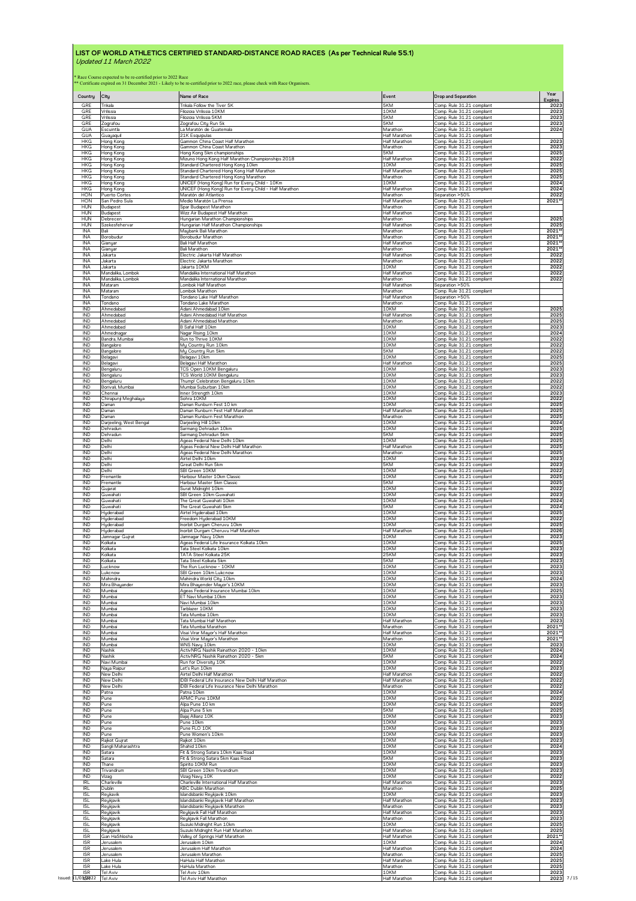# LIST OF WORLD ATHLETICS CERTIFIED STANDARD-DISTANCE ROAD RACES (As per Technical Rule 55.1)

*Updated 11 March 2022*

* Race Course expected to be re-certified prior to 2022 Race
** Certificate expired on 31 December 2021 - Likely to be re-certified prior to 2022 race, please check with Race Organisers.

| Country | City | Name of Race | Event | Drop and Separation | Year Expires |
|---|---|---|---|---|---|
| GRE | Trikala | Trikala Follow the Tiver 5K | 5KM | Comp. Rule 31.21 compliant | 2023 |
| GRE | Vrilissia | Filozoia Vrilissia 10KM | 10KM | Comp. Rule 31.21 compliant | 2023 |
| GRE | Vrilissia | Filozoia Vrilissia 5KM | 5KM | Comp. Rule 31.21 compliant | 2023 |
| GRE | Zografou | Zografou City Run 5k | 5KM | Comp. Rule 31.21 compliant | 2023 |
| GUA | Escuintla | La Maratón de Guatemala | Marathon | Comp. Rule 31.21 compliant | 2024 |
| GUA | Guayaquil | 21K Esquipulas | Half Marathon | Comp. Rule 31.21 compliant | |
| HKG | Hong Kong | Gammon China Coast Half Marathon | Half Marathon | Comp. Rule 31.21 compliant | 2023 |
| HKG | Hong Kong | Gammon China Coast Marathon | Marathon | Comp. Rule 31.21 compliant | 2023 |
| HKG | Hong Kong | Hong Kong 5km championships | 5KM | Comp. Rule 31.21 compliant | 2025 |
| HKG | Hong Kong | Mizuno Hong Kong Half Marathon Championships 2018 | Half Marathon | Comp. Rule 31.21 compliant | 2022 |
| HKG | Hong Kong | Standard Chartered Hong Kong 10km | 10KM | Comp. Rule 31.21 compliant | 2025 |
| HKG | Hong Kong | Standard Chartered Hong Kong Half Marathon | Half Marathon | Comp. Rule 31.21 compliant | 2025 |
| HKG | Hong Kong | Standard Chartered Hong Kong Marathon | Marathon | Comp. Rule 31.21 compliant | 2025 |
| HKG | Hong Kong | UNICEF (Hong Kong) Run for Every Child - 10Km | 10KM | Comp. Rule 31.21 compliant | 2024 |
| HKG | Hong Kong | UNICEF (Hong Kong) Run for Every Child - Half Marathon | Half Marathon | Comp. Rule 31.21 compliant | 2024 |
| HON | Puerto Cortes | Maratón del Atlántico | Marathon | Separation >50% | 2022 |
| HON | San Pedro Sula | Medio Maratón La Prensa | Half Marathon | Comp. Rule 31.21 compliant | 2021** |
| HUN | Budapest | Spar Budapest Marathon | Marathon | Comp. Rule 31.21 compliant | |
| HUN | Budapest | Wizz Air Budapest Half Marathon | Half Marathon | Comp. Rule 31.21 compliant | |
| HUN | Debrecen | Hungarian Marathon Championships | Marathon | Comp. Rule 31.21 compliant | 2025 |
| HUN | Szekesfehervar | Hungarian Half Marathon Championships | Half Marathon | Comp. Rule 31.21 compliant | 2025 |
| INA | Bali | Maybank Bali Marathon | Marathon | Comp. Rule 31.21 compliant | 2021** |
| INA | Borobudur | Borobudur Marathon | Marathon | Comp. Rule 31.21 compliant | 2021** |
| INA | Gianyar | Bali Half Marathon | Half Marathon | Comp. Rule 31.21 compliant | 2021** |
| INA | Gianyar | Bali Marathon | Marathon | Comp. Rule 31.21 compliant | 2021** |
| INA | Jakarta | Electric Jakarta Half Marathon | Half Marathon | Comp. Rule 31.21 compliant | 2022 |
| INA | Jakarta | Electric Jakarta Marathon | Marathon | Comp. Rule 31.21 compliant | 2022 |
| INA | Jakarta | Jakarta 10KM | 10KM | Comp. Rule 31.21 compliant | 2022 |
| INA | Mandalika, Lombok | Mandalika International Half Marathon | Half Marathon | Comp. Rule 31.21 compliant | 2022 |
| INA | Mandalika, Lombok | Mandalika International Marathon | Marathon | Comp. Rule 31.21 compliant | 2022 |
| INA | Mataram | Lombok Half Marathon | Half Marathon | Separation >50% | |
| INA | Mataram | Lombok Marathon | Marathon | Comp. Rule 31.21 compliant | |
| INA | Tondano | Tondano Lake Half Marathon | Half Marathon | Separation >50% | |
| INA | Tondano | Tondano Lake Marathon | Marathon | Comp. Rule 31.21 compliant | |
| IND | Ahmedabad | Adani Ahmedabad 10km | 10KM | Comp. Rule 31.21 compliant | 2025 |
| IND | Ahmedabad | Adani Ahmedabad Half Marathon | Half Marathon | Comp. Rule 31.21 compliant | 2025 |
| IND | Ahmedabad | Adani Ahmedabad Marathon | Marathon | Comp. Rule 31.21 compliant | 2025 |
| IND | Ahmedabad | B Safal Half 10km | 10KM | Comp. Rule 31.21 compliant | 2023 |
| IND | Ahmednagar | Nagar Rising 10km | 10KM | Comp. Rule 31.21 compliant | 2024 |
| IND | Bandra, Mumbai | Run to Thrive 10KM | 10KM | Comp. Rule 31.21 compliant | 2022 |
| IND | Bangalore | My Country Run 10km | 10KM | Comp. Rule 31.21 compliant | 2022 |
| IND | Bangalore | My Country Run 5km | 5KM | Comp. Rule 31.21 compliant | 2022 |
| IND | Belagavi | Belagavi 10km | 10KM | Comp. Rule 31.21 compliant | 2025 |
| IND | Belagavi | Belagavi Half Marathon | Half Marathon | Comp. Rule 31.21 compliant | 2025 |
| IND | Bengaluru | TCS Open 10KM Bengaluru | 10KM | Comp. Rule 31.21 compliant | 2023 |
| IND | Bengaluru | TCS World 10KM Bengaluru | 10KM | Comp. Rule 31.21 compliant | 2023 |
| IND | Bengaluru | Thump! Celebration Bengaluru 10km | 10KM | Comp. Rule 31.21 compliant | 2022 |
| IND | Borivali, Mumbai | Mumbai Suburban 10km | 10KM | Comp. Rule 31.21 compliant | 2022 |
| IND | Chennai | Inner Strength 10km | 10KM | Comp. Rule 31.21 compliant | 2023 |
| IND | Chirapunji Meghalaya | Sohra 10KM | 10KM | Comp. Rule 31.21 compliant | 2022 |
| IND | Daman | Daman Runburn Fest 10 km | 10KM | Comp. Rule 31.21 compliant | 2025 |
| IND | Daman | Daman Runburn Fest Half Marathon | Half Marathon | Comp. Rule 31.21 compliant | 2025 |
| IND | Daman | Daman Runburn Fest Marathon | Marathon | Comp. Rule 31.21 compliant | 2025 |
| IND | Darjeeling, West Bengal | Darjeeling Hill 10km | 10KM | Comp. Rule 31.21 compliant | 2024 |
| IND | Dehradun | Sarmang Dehradun 10km | 10KM | Comp. Rule 31.21 compliant | 2025 |
| IND | Dehradun | Sarmang Dehradun 5km | 5KM | Comp. Rule 31.21 compliant | 2025 |
| IND | Delhi | Ageas Federal New Delhi 10km | 10KM | Comp. Rule 31.21 compliant | 2025 |
| IND | Delhi | Ageas Federal New Delhi Half Marathon | Half Marathon | Comp. Rule 31.21 compliant | 2025 |
| IND | Delhi | Ageas Federal New Delhi Marathon | Marathon | Comp. Rule 31.21 compliant | 2025 |
| IND | Delhi | Airtel Delhi 10km | 10KM | Comp. Rule 31.21 compliant | 2023 |
| IND | Delhi | Great Delhi Run 5km | 5KM | Comp. Rule 31.21 compliant | 2023 |
| IND | Delhi | SBI Green 10KM | 10KM | Comp. Rule 31.21 compliant | 2022 |
| IND | Fremantle | Harbour Master 10km Classic | 10KM | Comp. Rule 31.21 compliant | 2025 |
| IND | Fremantle | Harbour Master 5km Classic | 5KM | Comp. Rule 31.21 compliant | 2025 |
| IND | Gujarat | Surat Midnight 10km | 10KM | Comp. Rule 31.21 compliant | 2022 |
| IND | Guwahati | SBI Green 10km Guwahati | 10KM | Comp. Rule 31.21 compliant | 2023 |
| IND | Guwahati | The Great Guwahati 10km | 10KM | Comp. Rule 31.21 compliant | 2024 |
| IND | Guwahati | The Great Guwahati 5km | 5KM | Comp. Rule 31.21 compliant | 2024 |
| IND | Hyderabad | Airtel Hyderabad 10km | 10KM | Comp. Rule 31.21 compliant | 2025 |
| IND | Hyderabad | Freedom Hyderabad 10KM | 10KM | Comp. Rule 31.21 compliant | 2022 |
| IND | Hyderabad | Inorbit Durgam Cheruvu 10km | 10KM | Comp. Rule 31.21 compliant | 2025 |
| IND | Hyderabad | Inorbit Durgam Cheruvu Half Marathon | Half Marathon | Comp. Rule 31.21 compliant | 2026 |
| IND | Jamnagar Gujrat | Jamnagar Navy 10km | 10KM | Comp. Rule 31.21 compliant | 2023 |
| IND | Kolkata | Ageas Federal Life Insurance Kolkata 10km | 10KM | Comp. Rule 31.21 compliant | 2025 |
| IND | Kolkata | Tata Steel Kolkata 10km | 10KM | Comp. Rule 31.21 compliant | 2023 |
| IND | Kolkata | TATA Steel Kolkata 25K | 25KM | Comp. Rule 31.21 compliant | 2023 |
| IND | Kolkata | Tata Steel Kolkata 5km | 5KM | Comp. Rule 31.21 compliant | 2023 |
| IND | Lucknow | The Run Lucknow - 10KM | 10KM | Comp. Rule 31.21 compliant | 2023 |
| IND | Lukcnow | SBI Green 10km Lukcnow | 10KM | Comp. Rule 31.21 compliant | 2023 |
| IND | Mahindra | Mahindra World City 10km | 10KM | Comp. Rule 31.21 compliant | 2024 |
| IND | Mira Bhayander | Mira Bhayender Mayor's 10KM | 10KM | Comp. Rule 31.21 compliant | 2023 |
| IND | Mumbai | Ageas Federal Insurance Mumbai 10km | 10KM | Comp. Rule 31.21 compliant | 2025 |
| IND | Mumbai | ET Navi Mumbai 10km | 10KM | Comp. Rule 31.21 compliant | 2023 |
| IND | Mumbai | Navi Mumbai 10km | 10KM | Comp. Rule 31.21 compliant | 2023 |
| IND | Mumbai | Tarblazer 10KM | 10KM | Comp. Rule 31.21 compliant | 2023 |
| IND | Mumbai | Tata Mumbai 10km | 10KM | Comp. Rule 31.21 compliant | 2023 |
| IND | Mumbai | Tata Mumbai Half Marathon | Half Marathon | Comp. Rule 31.21 compliant | 2023 |
| IND | Mumbai | Tata Mumbai Marathon | Marathon | Comp. Rule 31.21 compliant | 2021** |
| IND | Mumbai | Visai Virar Mayor's Half Marathon | Half Marathon | Comp. Rule 31.21 compliant | 2021** |
| IND | Mumbai | Visai Virar Mayor's Marathon | Marathon | Comp. Rule 31.21 compliant | 2021** |
| IND | Mumbai | WNS Navy 10km | 10KM | Comp. Rule 31.21 compliant | 2023 |
| IND | Nashik | ActivNRG Nashik Rainathon 2020 - 10km | 10KM | Comp. Rule 31.21 compliant | 2024 |
| IND | Nashik | ActivNRG Nashik Rainathon 2020 - 5km | 5KM | Comp. Rule 31.21 compliant | 2024 |
| IND | Navi Mumbai | Run for Diversity 10K | 10KM | Comp. Rule 31.21 compliant | 2022 |
| IND | Naya Raipur | Let's Run 10km | 10KM | Comp. Rule 31.21 compliant | 2023 |
| IND | New Delhi | Airtel Delhi Half Marathon | Half Marathon | Comp. Rule 31.21 compliant | 2022 |
| IND | New Delhi | IDBI Federal Life Insurance New Delhi Half Marathon | Half Marathon | Comp. Rule 31.21 compliant | 2022 |
| IND | New Delhi | IDBI Federal Life Insurance New Delhi Marathon | Marathon | Comp. Rule 31.21 compliant | 2022 |
| IND | Patna | Patna 10km | 10KM | Comp. Rule 31.21 compliant | 2024 |
| IND | Pune | AFMC Pune 10KM | 10KM | Comp. Rule 31.21 compliant | 2022 |
| IND | Pune | Alpa Pune 10 km | 10KM | Comp. Rule 31.21 compliant | 2025 |
| IND | Pune | Alpa Pune 5 km | 5KM | Comp. Rule 31.21 compliant | 2025 |
| IND | Pune | Bajaj Allianz 10K | 10KM | Comp. Rule 31.21 compliant | 2023 |
| IND | Pune | Pune 10km | 10KM | Comp. Rule 31.21 compliant | 2023 |
| IND | Pune | Pune PLO 10K | 10KM | Comp. Rule 31.21 compliant | 2023 |
| IND | Pune | Pune Women's 10km | 10KM | Comp. Rule 31.21 compliant | 2023 |
| IND | Rajkot Gujrat | Rajkot 10km | 10KM | Comp. Rule 31.21 compliant | 2023 |
| IND | Sangli Maharashtra | Shahid 10km | 10KM | Comp. Rule 31.21 compliant | 2024 |
| IND | Satara | Fit & Strong Satara 10km Kaas Road | 10KM | Comp. Rule 31.21 compliant | 2023 |
| IND | Satara | Fit & Strong Satara 5km Kaas Road | 5KM | Comp. Rule 31.21 compliant | 2023 |
| IND | Thane | Spirito 10KM Run | 10KM | Comp. Rule 31.21 compliant | 2023 |
| IND | Trivandrum | SBI Green 10km Trivandrum | 10KM | Comp. Rule 31.21 compliant | 2023 |
| IND | Vizag | Vizag Navy 10K | 10KM | Comp. Rule 31.21 compliant | 2022 |
| IRL | Charleville | Charleville International Half Marathon | Half Marathon | Comp. Rule 31.21 compliant | 2023 |
| IRL | Dublin | KBC Dublin Marathon | Marathon | Comp. Rule 31.21 compliant | 2025 |
| ISL | Reykjavik | Islandsbanki Reykjavik 10km | 10KM | Comp. Rule 31.21 compliant | 2023 |
| ISL | Reykjavik | Islandsbanki Reykjavik Half Marathon | Half Marathon | Comp. Rule 31.21 compliant | 2023 |
| ISL | Reykjavik | Islandsbanki Reykjavik Marathon | Marathon | Comp. Rule 31.21 compliant | 2023 |
| ISL | Reykjavik | Reykjavik Fall Half Marathon | Half Marathon | Comp. Rule 31.21 compliant | 2023 |
| ISL | Reykjavik | Reykjavik Fall Marathon | Marathon | Comp. Rule 31.21 compliant | 2023 |
| ISL | Reykjavik | Suzuki Midnight Run 10km | 10KM | Comp. Rule 31.21 compliant | 2025 |
| ISL | Reykjavik | Suzuki Midnight Run Half Marathon | Half Marathon | Comp. Rule 31.21 compliant | 2025 |
| ISR | Gan HaShlosha | Valley of Springs Half Marathon | Half Marathon | Comp. Rule 31.21 compliant | 2021** |
| ISR | Jerusalem | Jerusalem 10km | 10KM | Comp. Rule 31.21 compliant | 2024 |
| ISR | Jerusalem | Jerusalem Half Marathon | Half Marathon | Comp. Rule 31.21 compliant | 2024 |
| ISR | Jerusalem | Jerusalem Marathon | Marathon | Comp. Rule 31.21 compliant | 2025 |
| ISR | Lake Hula | HaHula Half Marathon | Half Marathon | Comp. Rule 31.21 compliant | 2025 |
| ISR | Lake Hula | HaHula Marathon | Marathon | Comp. Rule 31.21 compliant | 2025 |
| ISR | Tel Aviv | Tel Aviv 10km | 10KM | Comp. Rule 31.21 compliant | 2023 |
| ISR | Tel Aviv | Tel Aviv Half Marathon | Half Marathon | Comp. Rule 31.21 compliant | 2023 |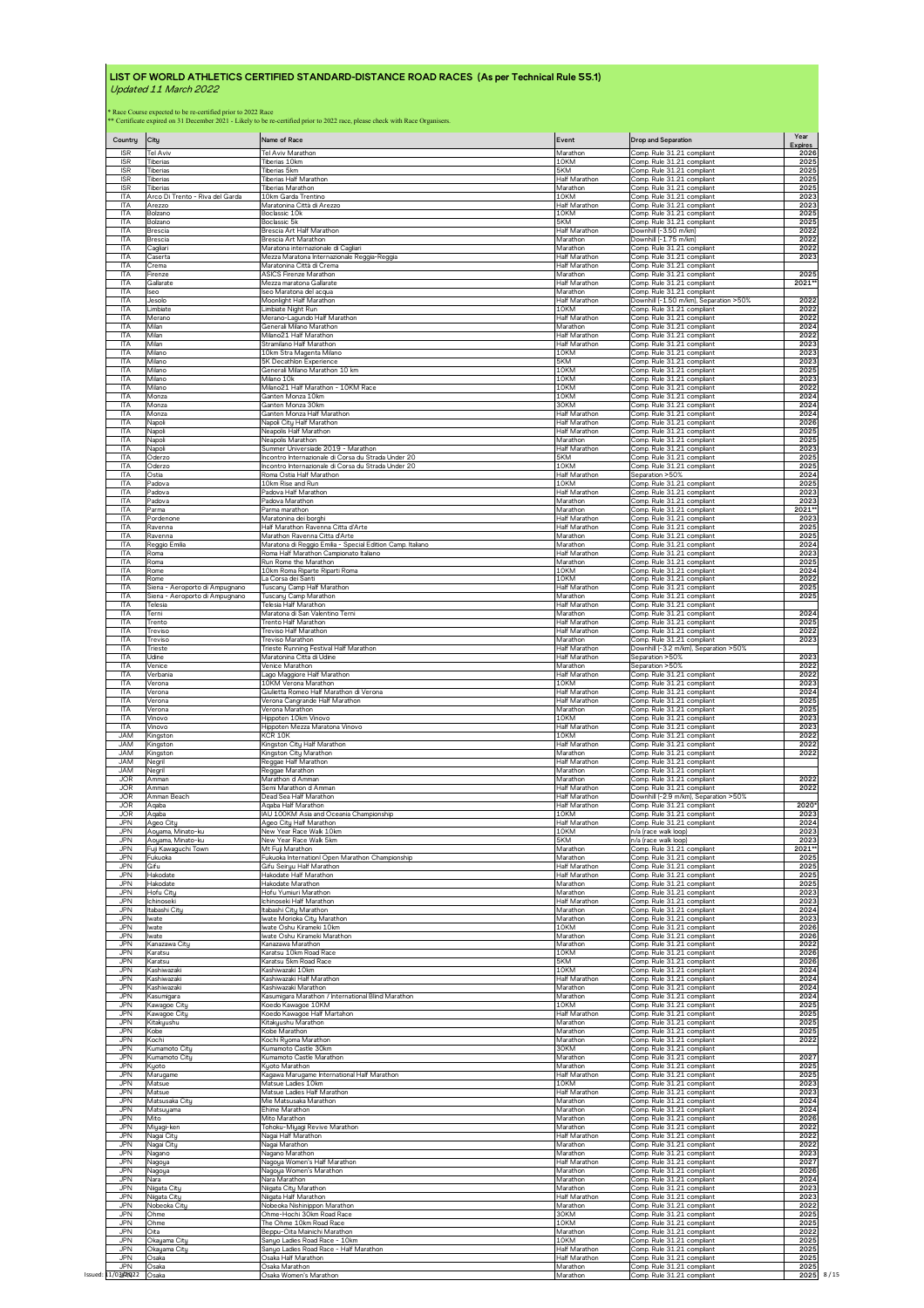# LIST OF WORLD ATHLETICS CERTIFIED STANDARD-DISTANCE ROAD RACES (As per Technical Rule 55.1)

*Updated 11 March 2022*

* Race Course expected to be re-certified prior to 2022 Race
** Certificate expired on 31 December 2021 - Likely to be re-certified prior to 2022 race, please check with Race Organisers.

| Country | City | Name of Race | Event | Drop and Separation | Year Expires |
|---|---|---|---|---|---|
| ISR | Tel Aviv | Tel Aviv Marathon | Marathon | Comp. Rule 31.21 compliant | 2026 |
| ISR | Tiberias | Tiberias 10km | 10KM | Comp. Rule 31.21 compliant | 2025 |
| ISR | Tiberias | Tiberias 5km | 5KM | Comp. Rule 31.21 compliant | 2025 |
| ISR | Tiberias | Tiberias Half Marathon | Half Marathon | Comp. Rule 31.21 compliant | 2025 |
| ISR | Tiberias | Tiberias Marathon | Marathon | Comp. Rule 31.21 compliant | 2025 |
| ITA | Arco Di Trento - Riva del Garda | 10km Garda Trentino | 10KM | Comp. Rule 31.21 compliant | 2023 |
| ITA | Arezzo | Maratonina Città di Arezzo | Half Marathon | Comp. Rule 31.21 compliant | 2023 |
| ITA | Bolzano | Boclassic 10k | 10KM | Comp. Rule 31.21 compliant | 2025 |
| ITA | Bolzano | Boclassic 5k | 5KM | Comp. Rule 31.21 compliant | 2025 |
| ITA | Brescia | Brescia Art Half Marathon | Half Marathon | Downhill (-3.50 m/km) | 2022 |
| ITA | Brescia | Brescia Art Marathon | Marathon | Downhill (-1.75 m/km) | 2022 |
| ITA | Cagliari | Maratona internazionale di Cagliari | Marathon | Comp. Rule 31.21 compliant | 2022 |
| ITA | Caserta | Mezza Maratona Internazionale Reggia-Reggia | Half Marathon | Comp. Rule 31.21 compliant | 2023 |
| ITA | Crema | Maratonina Città di Crema | Half Marathon | Comp. Rule 31.21 compliant | |
| ITA | Firenze | ASICS Firenze Marathon | Marathon | Comp. Rule 31.21 compliant | 2025 |
| ITA | Gallarate | Mezza maratona Gallarate | Half Marathon | Comp. Rule 31.21 compliant | 2021** |
| ITA | Iseo | Iseo Maratona del acqua | Marathon | Comp. Rule 31.21 compliant | |
| ITA | Jesolo | Moonlight Half Marathon | Half Marathon | Downhill (-1.50 m/km), Separation >50% | 2022 |
| ITA | Limbiate | Limbiate Night Run | 10KM | Comp. Rule 31.21 compliant | 2022 |
| ITA | Merano | Merano-Lagundo Half Marathon | Half Marathon | Comp. Rule 31.21 compliant | 2022 |
| ITA | Milan | Generali Milano Marathon | Marathon | Comp. Rule 31.21 compliant | 2024 |
| ITA | Milan | Milano21 Half Marathon | Half Marathon | Comp. Rule 31.21 compliant | 2022 |
| ITA | Milan | Stramilano Half Marathon | Half Marathon | Comp. Rule 31.21 compliant | 2023 |
| ITA | Milano | 10km Stra Magenta Milano | 10KM | Comp. Rule 31.21 compliant | 2023 |
| ITA | Milano | 5K Decathlon Experience | 5KM | Comp. Rule 31.21 compliant | 2023 |
| ITA | Milano | Generali Milano Marathon 10 km | 10KM | Comp. Rule 31.21 compliant | 2025 |
| ITA | Milano | Milano 10k | 10KM | Comp. Rule 31.21 compliant | 2023 |
| ITA | Milano | Milano21 Half Marathon - 10KM Race | 10KM | Comp. Rule 31.21 compliant | 2022 |
| ITA | Monza | Ganten Monza 10km | 10KM | Comp. Rule 31.21 compliant | 2024 |
| ITA | Monza | Ganten Monza 30km | 30KM | Comp. Rule 31.21 compliant | 2024 |
| ITA | Monza | Ganten Monza Half Marathon | Half Marathon | Comp. Rule 31.21 compliant | 2024 |
| ITA | Napoli | Napoli City Half Marathon | Half Marathon | Comp. Rule 31.21 compliant | 2026 |
| ITA | Napoli | Neapolis Half Marathon | Half Marathon | Comp. Rule 31.21 compliant | 2025 |
| ITA | Napoli | Neapolis Marathon | Marathon | Comp. Rule 31.21 compliant | 2025 |
| ITA | Napoli | Summer Universiade 2019 - Marathon | Half Marathon | Comp. Rule 31.21 compliant | 2023 |
| ITA | Oderzo | Incontro Internazionale di Corsa du Strada Under 20 | 5KM | Comp. Rule 31.21 compliant | 2025 |
| ITA | Oderzo | Incontro Internazionale di Corsa du Strada Under 20 | 10KM | Comp. Rule 31.21 compliant | 2025 |
| ITA | Ostia | Roma Ostia Half Marathon | Half Marathon | Separation >50% | 2024 |
| ITA | Padova | 10km Rise and Run | 10KM | Comp. Rule 31.21 compliant | 2025 |
| ITA | Padova | Padova Half Marathon | Half Marathon | Comp. Rule 31.21 compliant | 2023 |
| ITA | Padova | Padova Marathon | Marathon | Comp. Rule 31.21 compliant | 2023 |
| ITA | Parma | Parma marathon | Marathon | Comp. Rule 31.21 compliant | 2021** |
| ITA | Pordenone | Maratonina dei borghi | Half Marathon | Comp. Rule 31.21 compliant | 2023 |
| ITA | Ravenna | Half Marathon Ravenna Citta d'Arte | Half Marathon | Comp. Rule 31.21 compliant | 2025 |
| ITA | Ravenna | Marathon Ravenna Citta d'Arte | Marathon | Comp. Rule 31.21 compliant | 2025 |
| ITA | Reggio Emilia | Maratona di Reggio Emilia - Special Edition Camp. Italiano | Marathon | Comp. Rule 31.21 compliant | 2024 |
| ITA | Roma | Roma Half Marathon Campionato Italiano | Half Marathon | Comp. Rule 31.21 compliant | 2023 |
| ITA | Roma | Run Rome the Marathon | Marathon | Comp. Rule 31.21 compliant | 2025 |
| ITA | Rome | 10km Roma Riparte Riparti Roma | 10KM | Comp. Rule 31.21 compliant | 2024 |
| ITA | Rome | La Corsa dei Santi | 10KM | Comp. Rule 31.21 compliant | 2022 |
| ITA | Siena - Aeroporto di Ampugnano | Tuscany Camp Half Marathon | Half Marathon | Comp. Rule 31.21 compliant | 2025 |
| ITA | Siena - Aeroporto di Ampugnano | Tuscany Camp Marathon | Marathon | Comp. Rule 31.21 compliant | 2025 |
| ITA | Telesia | Telesia Half Marathon | Half Marathon | Comp. Rule 31.21 compliant | |
| ITA | Terni | Maratona di San Valentino Terni | Marathon | Comp. Rule 31.21 compliant | 2024 |
| ITA | Trento | Trento Half Marathon | Half Marathon | Comp. Rule 31.21 compliant | 2025 |
| ITA | Treviso | Treviso Half Marathon | Half Marathon | Comp. Rule 31.21 compliant | 2022 |
| ITA | Treviso | Treviso Marathon | Marathon | Comp. Rule 31.21 compliant | 2023 |
| ITA | Trieste | Trieste Running Festival Half Marathon | Half Marathon | Downhill (-3.2 m/km), Separation >50% | |
| ITA | Udine | Maratonina Citta di Udine | Half Marathon | Separation >50% | 2023 |
| ITA | Venice | Venice Marathon | Marathon | Separation >50% | 2022 |
| ITA | Verbania | Lago Maggiore Half Marathon | Half Marathon | Comp. Rule 31.21 compliant | 2022 |
| ITA | Verona | 10KM Verona Marathon | 10KM | Comp. Rule 31.21 compliant | 2023 |
| ITA | Verona | Giulietta Romeo Half Marathon di Verona | Half Marathon | Comp. Rule 31.21 compliant | 2024 |
| ITA | Verona | Verona Cangrande Half Marathon | Half Marathon | Comp. Rule 31.21 compliant | 2025 |
| ITA | Verona | Verona Marathon | Marathon | Comp. Rule 31.21 compliant | 2025 |
| ITA | Vinovo | Hippoten 10km Vinovo | 10KM | Comp. Rule 31.21 compliant | 2023 |
| ITA | Vinovo | Hippoten Mezza Maratona Vinovo | Half Marathon | Comp. Rule 31.21 compliant | 2023 |
| JAM | Kingston | KCR 10K | 10KM | Comp. Rule 31.21 compliant | 2022 |
| JAM | Kingston | Kingston City Half Marathon | Half Marathon | Comp. Rule 31.21 compliant | 2022 |
| JAM | Kingston | Kingston City Marathon | Marathon | Comp. Rule 31.21 compliant | 2022 |
| JAM | Negril | Reggae Half Marathon | Half Marathon | Comp. Rule 31.21 compliant | |
| JAM | Negril | Reggae Marathon | Marathon | Comp. Rule 31.21 compliant | |
| JOR | Amman | Marathon d Amman | Marathon | Comp. Rule 31.21 compliant | 2022 |
| JOR | Amman | Semi Marathon d Amman | Half Marathon | Comp. Rule 31.21 compliant | 2022 |
| JOR | Amman Beach | Dead Sea Half Marathon | Half Marathon | Downhill (-2.9 m/km), Separation >50% | |
| JOR | Aqaba | Aqaba Half Marathon | Half Marathon | Comp. Rule 31.21 compliant | 2020* |
| JOR | Aqaba | IAU 100KM Asia and Oceania Championship | 10KM | Comp. Rule 31.21 compliant | 2023 |
| JPN | Ageo City | Ageo City Half Marathon | Half Marathon | Comp. Rule 31.21 compliant | 2024 |
| JPN | Aoyama, Minato-ku | New Year Race Walk 10km | 10KM | n/a (race walk loop) | 2023 |
| JPN | Aoyama, Minato-ku | New Year Race Walk 5km | 5KM | n/a (race walk loop) | 2023 |
| JPN | Fuji Kawaguchi Town | Mt Fuji Marathon | Marathon | Comp. Rule 31.21 compliant | 2021** |
| JPN | Fukuoka | Fukuoka Internationl Open Marathon Championship | Marathon | Comp. Rule 31.21 compliant | 2025 |
| JPN | Gifu | Gifu Seiryu Half Marathon | Half Marathon | Comp. Rule 31.21 compliant | 2025 |
| JPN | Hakodate | Hakodate Half Marathon | Half Marathon | Comp. Rule 31.21 compliant | 2025 |
| JPN | Hakodate | Hakodate Marathon | Marathon | Comp. Rule 31.21 compliant | 2025 |
| JPN | Hofu City | Hofu Yomiuri Marathon | Marathon | Comp. Rule 31.21 compliant | 2023 |
| JPN | Ichinoseki | Ichinoseki Half Marathon | Half Marathon | Comp. Rule 31.21 compliant | 2023 |
| JPN | Itabashi City | Itabashi City Marathon | Marathon | Comp. Rule 31.21 compliant | 2024 |
| JPN | Iwate | Iwate Morioka City Marathon | Marathon | Comp. Rule 31.21 compliant | 2023 |
| JPN | Iwate | Iwate Oshu Kirameki 10km | 10KM | Comp. Rule 31.21 compliant | 2026 |
| JPN | Iwate | Iwate Oshu Kirameki Marathon | Marathon | Comp. Rule 31.21 compliant | 2026 |
| JPN | Kanazawa City | Kanazawa Marathon | Marathon | Comp. Rule 31.21 compliant | 2022 |
| JPN | Karatsu | Karatsu 10km Road Race | 10KM | Comp. Rule 31.21 compliant | 2026 |
| JPN | Karatsu | Karatsu 5km Road Race | 5KM | Comp. Rule 31.21 compliant | 2026 |
| JPN | Kashiwazaki | Kashiwazaki 10km | 10KM | Comp. Rule 31.21 compliant | 2024 |
| JPN | Kashiwazaki | Kashiwazaki Half Marathon | Half Marathon | Comp. Rule 31.21 compliant | 2024 |
| JPN | Kashiwazaki | Kashiwazaki Marathon | Marathon | Comp. Rule 31.21 compliant | 2024 |
| JPN | Kasumigara | Kasumigara Marathon / International Blind Marathon | Marathon | Comp. Rule 31.21 compliant | 2024 |
| JPN | Kawagoe City | Koedo Kawagoe 10KM | 10KM | Comp. Rule 31.21 compliant | 2025 |
| JPN | Kawagoe City | Koedo Kawagoe Half Martahon | Half Marathon | Comp. Rule 31.21 compliant | 2025 |
| JPN | Kitakyushu | Kitakyushu Marathon | Marathon | Comp. Rule 31.21 compliant | 2025 |
| JPN | Kobe | Kobe Marathon | Marathon | Comp. Rule 31.21 compliant | 2025 |
| JPN | Kochi | Kochi Ryoma Marathon | Marathon | Comp. Rule 31.21 compliant | 2022 |
| JPN | Kumamoto City | Kumamoto Castle 30Km | 30KM | Comp. Rule 31.21 compliant | |
| JPN | Kumamoto City | Kumamoto Castle Marathon | Marathon | Comp. Rule 31.21 compliant | 2027 |
| JPN | Kyoto | Kyoto Marathon | Marathon | Comp. Rule 31.21 compliant | 2025 |
| JPN | Marugame | Kagawa Marugame International Half Marathon | Half Marathon | Comp. Rule 31.21 compliant | 2025 |
| JPN | Matsue | Matsue Ladies 10km | 10KM | Comp. Rule 31.21 compliant | 2023 |
| JPN | Matsue | Matsue Ladies Half Marathon | Half Marathon | Comp. Rule 31.21 compliant | 2023 |
| JPN | Matsusaka City | Mie Matsusaka Marathon | Marathon | Comp. Rule 31.21 compliant | 2024 |
| JPN | Matsuyama | Ehime Marathon | Marathon | Comp. Rule 31.21 compliant | 2024 |
| JPN | Mito | Mito Marathon | Marathon | Comp. Rule 31.21 compliant | 2026 |
| JPN | Miyagi-ken | Tohoku-Miyagi Revive Marathon | Marathon | Comp. Rule 31.21 compliant | 2022 |
| JPN | Nagai City | Nagai Half Marathon | Half Marathon | Comp. Rule 31.21 compliant | 2022 |
| JPN | Nagai City | Nagai Marathon | Marathon | Comp. Rule 31.21 compliant | 2022 |
| JPN | Nagano | Nagano Marathon | Marathon | Comp. Rule 31.21 compliant | 2023 |
| JPN | Nagoya | Nagoya Women's Half Marathon | Half Marathon | Comp. Rule 31.21 compliant | 2027 |
| JPN | Nagoya | Nagoya Women's Marathon | Marathon | Comp. Rule 31.21 compliant | 2026 |
| JPN | Nara | Nara Marathon | Marathon | Comp. Rule 31.21 compliant | 2024 |
| JPN | Niigata City | Niigata City Marathon | Marathon | Comp. Rule 31.21 compliant | 2023 |
| JPN | Niigata City | Niigata Half Marathon | Half Marathon | Comp. Rule 31.21 compliant | 2023 |
| JPN | Nobeoka City | Nobeoka Nishinippon Marathon | Marathon | Comp. Rule 31.21 compliant | 2022 |
| JPN | Ohme | Ohme-Hochi 30km Road Race | 30KM | Comp. Rule 31.21 compliant | 2025 |
| JPN | Ohme | The Ohme 10km Road Race | 10KM | Comp. Rule 31.21 compliant | 2025 |
| JPN | Oita | Beppu-Oita Mainichi Marathon | Marathon | Comp. Rule 31.21 compliant | 2022 |
| JPN | Okayama City | Sanyo Ladies Road Race - 10km | 10KM | Comp. Rule 31.21 compliant | 2025 |
| JPN | Okayama City | Sanyo Ladies Road Race - Half Marathon | Half Marathon | Comp. Rule 31.21 compliant | 2025 |
| JPN | Osaka | Osaka Half Marathon | Half Marathon | Comp. Rule 31.21 compliant | 2025 |
| JPN | Osaka | Osaka Marathon | Marathon | Comp. Rule 31.21 compliant | 2025 |
| JPN | Osaka | Osaka Women's Marathon | Marathon | Comp. Rule 31.21 compliant | 2025 |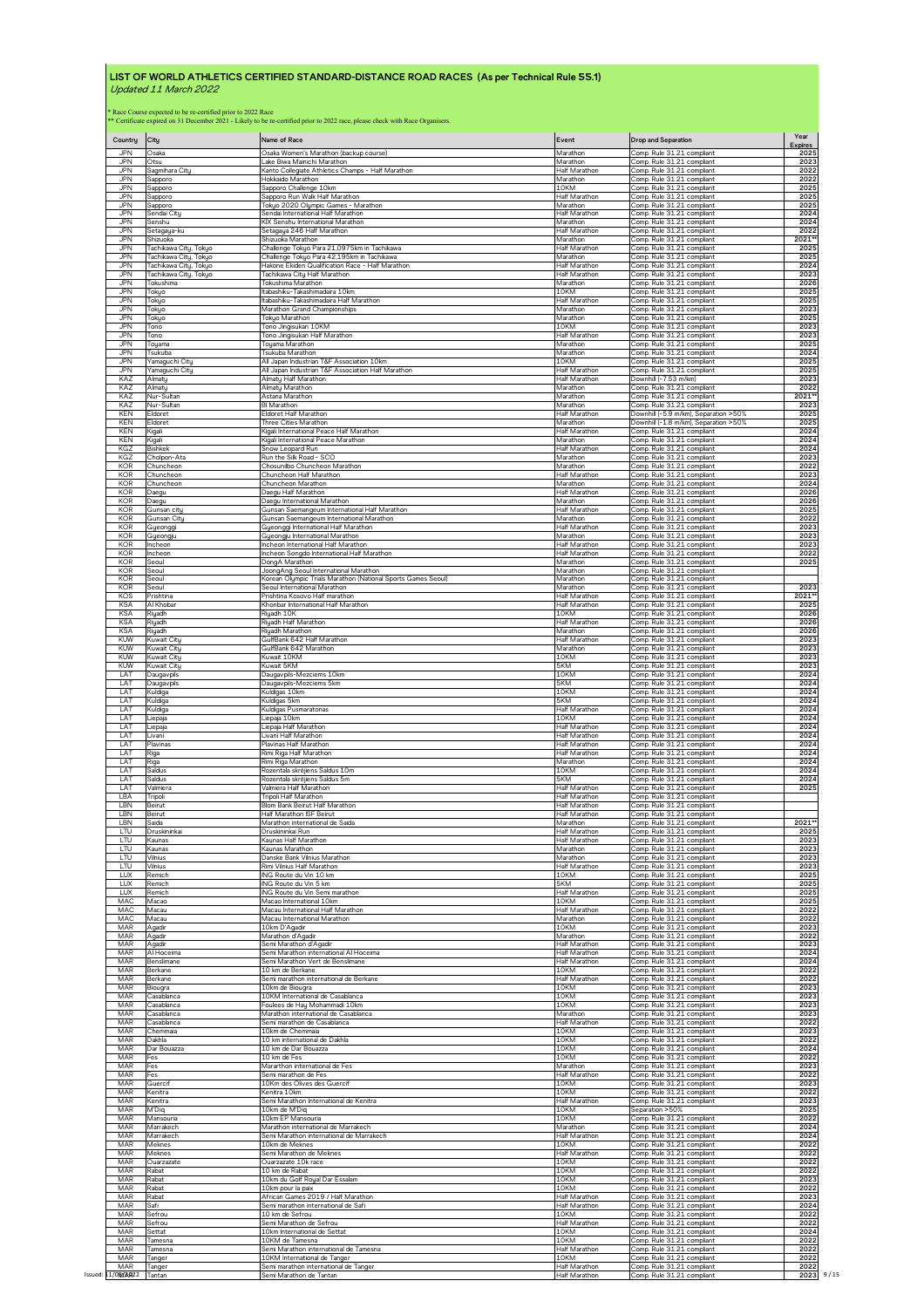# LIST OF WORLD ATHLETICS CERTIFIED STANDARD-DISTANCE ROAD RACES (As per Technical Rule 55.1)

*Updated 11 March 2022*

* Race Course expected to be re-certified prior to 2022 Race
** Certificate expired on 31 December 2021 - Likely to be re-certified prior to 2022 race, please check with Race Organisers.

| Country | City | Name of Race | Event | Drop and Separation | Year Expires |
|---|---|---|---|---|---|
| JPN | Osaka | Osaka Women's Marathon (backup course) | Marathon | Comp. Rule 31.21 compliant | 2025 |
| JPN | Otsu | Lake Biwa Mainichi Marathon | Marathon | Comp. Rule 31.21 compliant | 2023 |
| JPN | Sagmihara City | Kanto Collegiate Athletics Champs - Half Marathon | Half Marathon | Comp. Rule 31.21 compliant | 2022 |
| JPN | Sapporo | Hokkaido Marathon | Marathon | Comp. Rule 31.21 compliant | 2022 |
| JPN | Sapporo | Sapporo Challenge 10km | 10KM | Comp. Rule 31.21 compliant | 2025 |
| JPN | Sapporo | Sapporo Run Walk Half Marathon | Half Marathon | Comp. Rule 31.21 compliant | 2025 |
| JPN | Sapporo | Tokyo 2020 Olympic Games - Marathon | Marathon | Comp. Rule 31.21 compliant | 2025 |
| JPN | Sendai City | Sendai International Half Marathon | Half Marathon | Comp. Rule 31.21 compliant | 2024 |
| JPN | Senshu | KIX Senshu International Marathon | Marathon | Comp. Rule 31.21 compliant | 2024 |
| JPN | Setagaya-ku | Setagaya 246 Half Marathon | Half Marathon | Comp. Rule 31.21 compliant | 2022 |
| JPN | Shizuoka | Shizuoka Marathon | Marathon | Comp. Rule 31.21 compliant | 2021** |
| JPN | Tachikawa City, Tokyo | Challenge Tokyo Para 21.0975km in Tachikawa | Half Marathon | Comp. Rule 31.21 compliant | 2025 |
| JPN | Tachikawa City, Tokyo | Challenge Tokyo Para 42.195km in Tachikawa | Marathon | Comp. Rule 31.21 compliant | 2025 |
| JPN | Tachikawa City, Tokyo | Hakone Ekiden Qualification Race - Half Marathon | Half Marathon | Comp. Rule 31.21 compliant | 2024 |
| JPN | Tachikawa City, Tokyo | Tachikawa City Half Marathon | Half Marathon | Comp. Rule 31.21 compliant | 2023 |
| JPN | Tokushima | Tokushima Marathon | Marathon | Comp. Rule 31.21 compliant | 2026 |
| JPN | Tokyo | Itabashiku-Takashimadaira 10km | 10KM | Comp. Rule 31.21 compliant | 2025 |
| JPN | Tokyo | Itabashiku-Takashimadaira Half Marathon | Half Marathon | Comp. Rule 31.21 compliant | 2025 |
| JPN | Tokyo | Marathon Grand Championships | Marathon | Comp. Rule 31.21 compliant | 2023 |
| JPN | Tokyo | Tokyo Marathon | Marathon | Comp. Rule 31.21 compliant | 2025 |
| JPN | Tono | Tono Jingisukan 10KM | 10KM | Comp. Rule 31.21 compliant | 2023 |
| JPN | Tono | Tono Jingisukan Half Marathon | Half Marathon | Comp. Rule 31.21 compliant | 2023 |
| JPN | Toyama | Toyama Marathon | Marathon | Comp. Rule 31.21 compliant | 2025 |
| JPN | Tsukuba | Tsukuba Marathon | Marathon | Comp. Rule 31.21 compliant | 2024 |
| JPN | Yamaguchi City | All Japan Industrian T&F Association 10km | 10KM | Comp. Rule 31.21 compliant | 2025 |
| JPN | Yamaguchi City | All Japan Industrian T&F Association Half Marathon | Half Marathon | Comp. Rule 31.21 compliant | 2025 |
| KAZ | Almaty | Almaty Half Marathon | Half Marathon | Downhill (-7.53 m/km) | 2023 |
| KAZ | Almaty | Almaty Marathon | Marathon | Comp. Rule 31.21 compliant | 2022 |
| KAZ | Nur-Sultan | Astana Marathon | Marathon | Comp. Rule 31.21 compliant | 2021** |
| KAZ | Nur-Sultan | BI Marathon | Marathon | Comp. Rule 31.21 compliant | 2023 |
| KEN | Eldoret | Eldoret Half Marathon | Half Marathon | Downhill (-5.9 m/km), Separation >50% | 2025 |
| KEN | Eldoret | Three Cities Marathon | Marathon | Downhill (-1.8 m/km), Separation >50% | 2025 |
| KEN | Kigali | Kigali International Peace Half Marathon | Half Marathon | Comp. Rule 31.21 compliant | 2024 |
| KEN | Kigali | Kigali International Peace Marathon | Marathon | Comp. Rule 31.21 compliant | 2024 |
| KGZ | Bishkek | Snow Leopard Run | Half Marathon | Comp. Rule 31.21 compliant | 2024 |
| KGZ | Cholpon-Ata | Run the Silk Road - SCO | Marathon | Comp. Rule 31.21 compliant | 2023 |
| KOR | Chuncheon | Chosunilbo Chuncheon Marathon | Marathon | Comp. Rule 31.21 compliant | 2022 |
| KOR | Chuncheon | Chuncheon Half Marathon | Half Marathon | Comp. Rule 31.21 compliant | 2023 |
| KOR | Chuncheon | Chuncheon Marathon | Marathon | Comp. Rule 31.21 compliant | 2024 |
| KOR | Daegu | Daegu Half Marathon | Half Marathon | Comp. Rule 31.21 compliant | 2026 |
| KOR | Daegu | Daegu International Marathon | Marathon | Comp. Rule 31.21 compliant | 2026 |
| KOR | Gunsan city | Gunsan Saemangeum International Half Marathon | Half Marathon | Comp. Rule 31.21 compliant | 2025 |
| KOR | Gunsan City | Gunsan Saemangeum International Marathon | Marathon | Comp. Rule 31.21 compliant | 2022 |
| KOR | Gyeonggi | Gyeonggi International Half Marathon | Half Marathon | Comp. Rule 31.21 compliant | 2023 |
| KOR | Gyeongju | Gyeongju International Marathon | Marathon | Comp. Rule 31.21 compliant | 2023 |
| KOR | Incheon | Incheon International Half Marathon | Half Marathon | Comp. Rule 31.21 compliant | 2023 |
| KOR | Incheon | Incheon Songdo International Half Marathon | Half Marathon | Comp. Rule 31.21 compliant | 2022 |
| KOR | Seoul | DongA Marathon | Marathon | Comp. Rule 31.21 compliant | 2025 |
| KOR | Seoul | JoongAng Seoul International Marathon | Marathon | Comp. Rule 31.21 compliant | |
| KOR | Seoul | Korean Olympic Trials Marathon (National Sports Games Seoul) | Marathon | Comp. Rule 31.21 compliant | |
| KOR | Seoul | Seoul International Marathon | Marathon | Comp. Rule 31.21 compliant | 2023 |
| KOS | Prishtina | Prishtina Kosovo Half marathon | Half Marathon | Comp. Rule 31.21 compliant | 2021** |
| KSA | Al Khobar | Khonbar International Half Marathon | Half Marathon | Comp. Rule 31.21 compliant | 2025 |
| KSA | Riyadh | Riyadh 10K | 10KM | Comp. Rule 31.21 compliant | 2026 |
| KSA | Riyadh | Riyadh Half Marathon | Half Marathon | Comp. Rule 31.21 compliant | 2026 |
| KSA | Riyadh | Riyadh Marathon | Marathon | Comp. Rule 31.21 compliant | 2026 |
| KUW | Kuwait City | GulfBank 642 Half Marathon | Half Marathon | Comp. Rule 31.21 compliant | 2023 |
| KUW | Kuwait City | GulfBank 642 Marathon | Marathon | Comp. Rule 31.21 compliant | 2023 |
| KUW | Kuwait City | Kuwait 10KM | 10KM | Comp. Rule 31.21 compliant | 2023 |
| KUW | Kuwait City | Kuwait 5KM | 5KM | Comp. Rule 31.21 compliant | 2023 |
| LAT | Daugavpils | Daugavpils-Mezciems 10km | 10KM | Comp. Rule 31.21 compliant | 2024 |
| LAT | Daugavpils | Daugavpils-Mezciems 5km | 5KM | Comp. Rule 31.21 compliant | 2024 |
| LAT | Kuldiga | Kuldigas 10km | 10KM | Comp. Rule 31.21 compliant | 2024 |
| LAT | Kuldiga | Kuldigas 5km | 5KM | Comp. Rule 31.21 compliant | 2024 |
| LAT | Kuldiga | Kuldigas Pusmaratonas | Half Marathon | Comp. Rule 31.21 compliant | 2024 |
| LAT | Liepaja | Liepaja 10km | 10KM | Comp. Rule 31.21 compliant | 2024 |
| LAT | Liepaja | Liepaja Half Marathon | Half Marathon | Comp. Rule 31.21 compliant | 2024 |
| LAT | Livani | Livani Half Marathon | Half Marathon | Comp. Rule 31.21 compliant | 2024 |
| LAT | Plavinas | Plavinas Half Marathon | Half Marathon | Comp. Rule 31.21 compliant | 2024 |
| LAT | Riga | Rimi Riga Half Marathon | Half Marathon | Comp. Rule 31.21 compliant | 2024 |
| LAT | Riga | Rimi Riga Marathon | Marathon | Comp. Rule 31.21 compliant | 2024 |
| LAT | Saldus | Rozentala skrējiens Saldus 10m | 10KM | Comp. Rule 31.21 compliant | 2024 |
| LAT | Saldus | Rozentala skrējiens Saldus 5m | 5KM | Comp. Rule 31.21 compliant | 2024 |
| LAT | Valmiera | Valmiera Half Marathon | Half Marathon | Comp. Rule 31.21 compliant | 2025 |
| LBA | Tripoli | Tripoli Half Marathon | Half Marathon | Comp. Rule 31.21 compliant | |
| LBN | Beirut | Blom Bank Beirut Half Marathon | Half Marathon | Comp. Rule 31.21 compliant | |
| LBN | Beirut | Half Marathon ISF Beirut | Half Marathon | Comp. Rule 31.21 compliant | |
| LBN | Saida | Marathon international de Saida | Marathon | Comp. Rule 31.21 compliant | 2021** |
| LTU | Druskininkai | Druskininkai Run | Half Marathon | Comp. Rule 31.21 compliant | 2025 |
| LTU | Kaunas | Kaunas Half Marathon | Half Marathon | Comp. Rule 31.21 compliant | 2023 |
| LTU | Kaunas | Kaunas Marathon | Marathon | Comp. Rule 31.21 compliant | 2023 |
| LTU | Vilnius | Danske Bank Vilnius Marathon | Marathon | Comp. Rule 31.21 compliant | 2023 |
| LTU | Vilnius | Rimi Vilnius Half Marathon | Half Marathon | Comp. Rule 31.21 compliant | 2023 |
| LUX | Remich | ING Route du Vin 10 km | 10KM | Comp. Rule 31.21 compliant | 2025 |
| LUX | Remich | ING Route du Vin 5 km | 5KM | Comp. Rule 31.21 compliant | 2025 |
| LUX | Remich | ING Route du Vin Semi marathon | Half Marathon | Comp. Rule 31.21 compliant | 2025 |
| MAC | Macao | Macao International 10km | 10KM | Comp. Rule 31.21 compliant | 2025 |
| MAC | Macau | Macau International Half Marathon | Half Marathon | Comp. Rule 31.21 compliant | 2022 |
| MAC | Macau | Macau International Marathon | Marathon | Comp. Rule 31.21 compliant | 2022 |
| MAR | Agadir | 10km D'Agadir | 10KM | Comp. Rule 31.21 compliant | 2023 |
| MAR | Agadir | Marathon d'Agadir | Marathon | Comp. Rule 31.21 compliant | 2022 |
| MAR | Agadir | Semi Marathon d'Agadir | Half Marathon | Comp. Rule 31.21 compliant | 2023 |
| MAR | Al Hoceima | Semi Marathon international Al Hoceima | Half Marathon | Comp. Rule 31.21 compliant | 2024 |
| MAR | Benslimane | Semi Marathon Vert de Benslimane | Half Marathon | Comp. Rule 31.21 compliant | 2024 |
| MAR | Berkane | 10 km de Berkane | 10KM | Comp. Rule 31.21 compliant | 2022 |
| MAR | Berkane | Semi marathon international de Berkane | Half Marathon | Comp. Rule 31.21 compliant | 2022 |
| MAR | Biougra | 10km de Biougra | 10KM | Comp. Rule 31.21 compliant | 2023 |
| MAR | Casablanca | 10KM International de Casablanca | 10KM | Comp. Rule 31.21 compliant | 2023 |
| MAR | Casablanca | Foulees de Hay Mohammadi 10km | 10KM | Comp. Rule 31.21 compliant | 2023 |
| MAR | Casablanca | Marathon international de Casablanca | Marathon | Comp. Rule 31.21 compliant | 2023 |
| MAR | Casablanca | Semi marathon de Casablanca | Half Marathon | Comp. Rule 31.21 compliant | 2022 |
| MAR | Chemmaia | 10km de Chemmaia | 10KM | Comp. Rule 31.21 compliant | 2023 |
| MAR | Dakhla | 10 km international de Dakhla | 10KM | Comp. Rule 31.21 compliant | 2022 |
| MAR | Dar Bouazza | 10 km de Dar Bouazza | 10KM | Comp. Rule 31.21 compliant | 2024 |
| MAR | Fes | 10 km de Fes | 10KM | Comp. Rule 31.21 compliant | 2022 |
| MAR | Fes | Mararthon international de Fes | Marathon | Comp. Rule 31.21 compliant | 2023 |
| MAR | Fes | Semi marathon de Fes | Half Marathon | Comp. Rule 31.21 compliant | 2022 |
| MAR | Guercif | 10Km des Olives des Guercif | 10KM | Comp. Rule 31.21 compliant | 2023 |
| MAR | Kenitra | Kenitra 10km | 10KM | Comp. Rule 31.21 compliant | 2022 |
| MAR | Kenitra | Semi Marathon International de Kenitra | Half Marathon | Comp. Rule 31.21 compliant | 2023 |
| MAR | M'Diq | 10km de M'Diq | 10KM | Separation >50% | 2025 |
| MAR | Mansouria | 10km EP Mansouria | 10KM | Comp. Rule 31.21 compliant | 2022 |
| MAR | Marrakech | Marathon international de Marrakech | Marathon | Comp. Rule 31.21 compliant | 2024 |
| MAR | Marrakech | Semi Marathon international de Marrakech | Half Marathon | Comp. Rule 31.21 compliant | 2024 |
| MAR | Meknes | 10km de Meknes | 10KM | Comp. Rule 31.21 compliant | 2022 |
| MAR | Meknes | Semi Marathon de Meknes | Half Marathon | Comp. Rule 31.21 compliant | 2022 |
| MAR | Ouarzazate | Ouarzazate 10k race | 10KM | Comp. Rule 31.21 compliant | 2022 |
| MAR | Rabat | 10 km de Rabat | 10KM | Comp. Rule 31.21 compliant | 2022 |
| MAR | Rabat | 10km du Golf Royal Dar Essalam | 10KM | Comp. Rule 31.21 compliant | 2023 |
| MAR | Rabat | 10km pour la paix | 10KM | Comp. Rule 31.21 compliant | 2022 |
| MAR | Rabat | African Games 2019 / Half Marathon | Half Marathon | Comp. Rule 31.21 compliant | 2023 |
| MAR | Safi | Semi marathon international de Safi | Half Marathon | Comp. Rule 31.21 compliant | 2024 |
| MAR | Sefrou | 10 km de Sefrou | 10KM | Comp. Rule 31.21 compliant | 2022 |
| MAR | Sefrou | Semi Marathon de Sefrou | Half Marathon | Comp. Rule 31.21 compliant | 2022 |
| MAR | Settat | 10km international de Settat | 10KM | Comp. Rule 31.21 compliant | 2024 |
| MAR | Tamesna | 10KM de Tamesna | 10KM | Comp. Rule 31.21 compliant | 2022 |
| MAR | Tamesna | Semi Marathon international de Tamesna | Half Marathon | Comp. Rule 31.21 compliant | 2022 |
| MAR | Tanger | 10KM International de Tanger | 10KM | Comp. Rule 31.21 compliant | 2022 |
| MAR | Tanger | Semi marathon international de Tanger | Half Marathon | Comp. Rule 31.21 compliant | 2022 |
| MAR | Tantan | Semi Marathon de Tantan | Half Marathon | Comp. Rule 31.21 compliant | 2023 |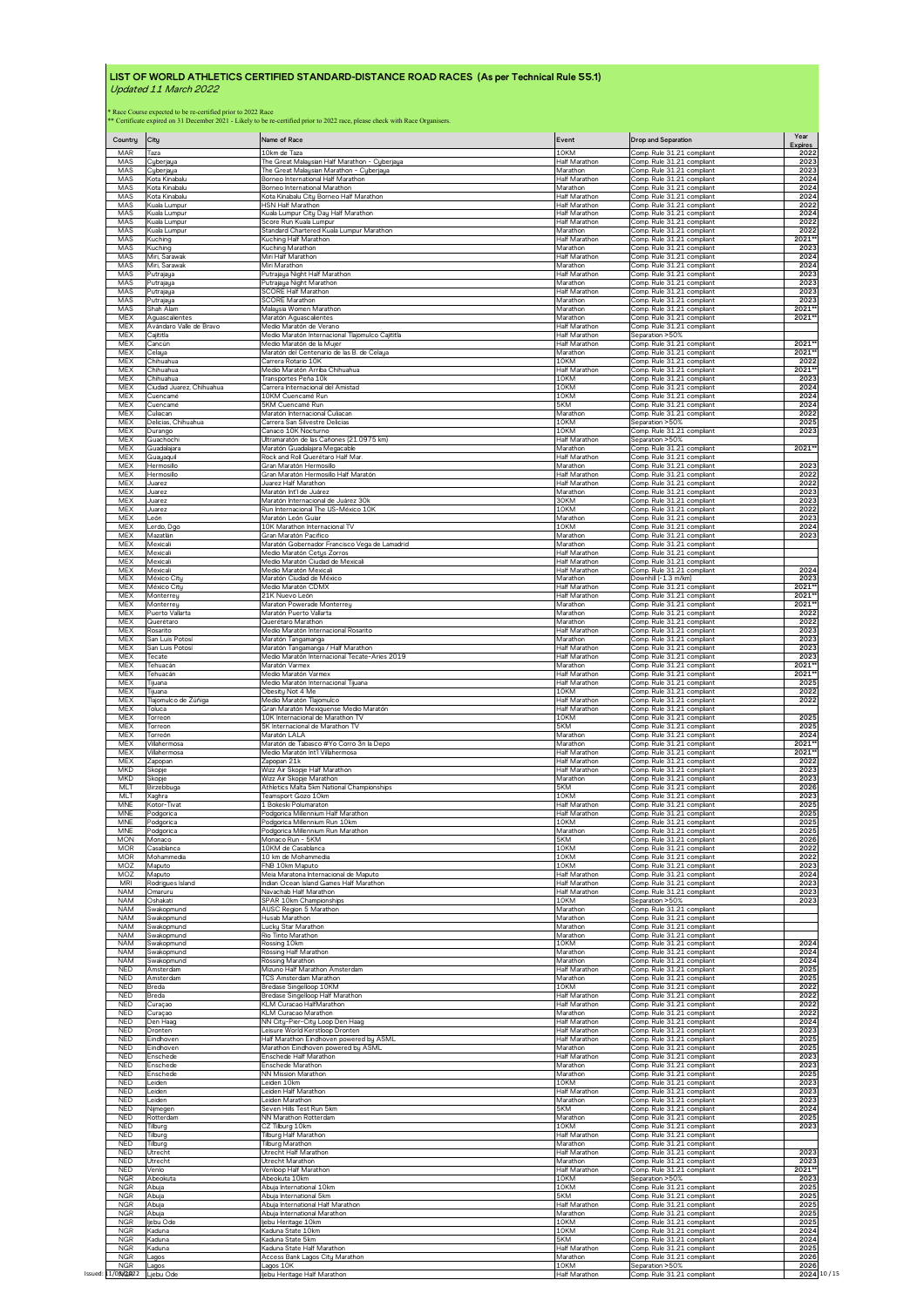# LIST OF WORLD ATHLETICS CERTIFIED STANDARD-DISTANCE ROAD RACES (As per Technical Rule 55.1)

*Updated 11 March 2022*

\* Race Course expected to be re-certified prior to 2022 Race
\** Certificate expired on 31 December 2021 - Likely to be re-certified prior to 2022 race, please check with Race Organisers.

| Country | City | Name of Race | Event | Drop and Separation | Year Expires |
|---|---|---|---|---|---|
| MAR | Taza | 10km de Taza | 10KM | Comp. Rule 31.21 compliant | 2022 |
| MAS | Cyberjaya | The Great Malaysian Half Marathon - Cyberjaya | Half Marathon | Comp. Rule 31.21 compliant | 2023 |
| MAS | Cyberjaya | The Great Malaysian Marathon - Cyberjaya | Marathon | Comp. Rule 31.21 compliant | 2023 |
| MAS | Kota Kinabalu | Borneo International Half Marathon | Half Marathon | Comp. Rule 31.21 compliant | 2024 |
| MAS | Kota Kinabalu | Borneo International Marathon | Marathon | Comp. Rule 31.21 compliant | 2024 |
| MAS | Kota Kinabalu | Kota Kinabalu City Borneo Half Marathon | Half Marathon | Comp. Rule 31.21 compliant | 2024 |
| MAS | Kuala Lumpur | HSN Half Marathon | Half Marathon | Comp. Rule 31.21 compliant | 2022 |
| MAS | Kuala Lumpur | Kuala Lumpur City Day Half Marathon | Half Marathon | Comp. Rule 31.21 compliant | 2024 |
| MAS | Kuala Lumpur | Score Run Kuala Lumpur | Half Marathon | Comp. Rule 31.21 compliant | 2022 |
| MAS | Kuala Lumpur | Standard Chartered Kuala Lumpur Marathon | Marathon | Comp. Rule 31.21 compliant | 2022 |
| MAS | Kuching | Kuching Half Marathon | Half Marathon | Comp. Rule 31.21 compliant | 2021** |
| MAS | Kuching | Kuching Marathon | Marathon | Comp. Rule 31.21 compliant | 2023 |
| MAS | Miri, Sarawak | Miri Half Marathon | Half Marathon | Comp. Rule 31.21 compliant | 2024 |
| MAS | Miri, Sarawak | Miri Marathon | Marathon | Comp. Rule 31.21 compliant | 2024 |
| MAS | Putrajaya | Putrajaya Night Half Marathon | Half Marathon | Comp. Rule 31.21 compliant | 2023 |
| MAS | Putrajaya | Putrajaya Night Marathon | Marathon | Comp. Rule 31.21 compliant | 2023 |
| MAS | Putrajaya | SCORE Half Marathon | Half Marathon | Comp. Rule 31.21 compliant | 2023 |
| MAS | Putrajaya | SCORE Marathon | Marathon | Comp. Rule 31.21 compliant | 2023 |
| MAS | Shah Alam | Malaysia Women Marathon | Marathon | Comp. Rule 31.21 compliant | 2021** |
| MEX | Aguascalientes | Maratón Aguascalientes | Marathon | Comp. Rule 31.21 compliant | 2021** |
| MEX | Avándaro Valle de Bravo | Medio Maratón de Verano | Half Marathon | Comp. Rule 31.21 compliant | |
| MEX | Cajititla | Medio Maratón Internacional Tlajomulco Cajititla | Half Marathon | Separation >50% | |
| MEX | Cancún | Medio Maratón de la Mujer | Half Marathon | Comp. Rule 31.21 compliant | 2021** |
| MEX | Celaya | Maratón del Centenario de las B. de Celaya | Marathon | Comp. Rule 31.21 compliant | 2021** |
| MEX | Chihuahua | Carrera Rotario 10K | 10KM | Comp. Rule 31.21 compliant | 2022 |
| MEX | Chihuahua | Medio Maratón Arriba Chihuahua | Half Marathon | Comp. Rule 31.21 compliant | 2021** |
| MEX | Chihuahua | Transportes Peña 10k | 10KM | Comp. Rule 31.21 compliant | 2023 |
| MEX | Ciudad Juarez, Chihuahua | Carrera Internacional del Amistad | 10KM | Comp. Rule 31.21 compliant | 2024 |
| MEX | Cuencamé | 10KM Cuencamé Run | 10KM | Comp. Rule 31.21 compliant | 2024 |
| MEX | Cuencamé | 5KM Cuencamé Run | 5KM | Comp. Rule 31.21 compliant | 2024 |
| MEX | Culiacan | Maratón Internacional Culiacan | Marathon | Comp. Rule 31.21 compliant | 2022 |
| MEX | Delicias, Chihuahua | Carrera San Silvestre Delicias | 10KM | Separation >50% | 2025 |
| MEX | Durango | Canaco 10K Nocturno | 10KM | Comp. Rule 31.21 compliant | 2023 |
| MEX | Guachochi | Ultramaratón de las Cañones (21.0975 km) | Half Marathon | Separation >50% | |
| MEX | Guadalajara | Maratón Guadalajara Megacable | Marathon | Comp. Rule 31.21 compliant | 2021** |
| MEX | Guayaquil | Rock and Roll Querétaro Half Mar. | Half Marathon | Comp. Rule 31.21 compliant | |
| MEX | Hermosillo | Gran Maratón Hermosillo | Marathon | Comp. Rule 31.21 compliant | 2023 |
| MEX | Hermosillo | Gran Maratón Hermosillo Half Maratón | Half Marathon | Comp. Rule 31.21 compliant | 2022 |
| MEX | Juarez | Juarez Half Marathon | Half Marathon | Comp. Rule 31.21 compliant | 2022 |
| MEX | Juarez | Maratón Int'l de Juárez | Marathon | Comp. Rule 31.21 compliant | 2023 |
| MEX | Juarez | Maratón Internacional de Juárez 30k | 30KM | Comp. Rule 31.21 compliant | 2023 |
| MEX | Juarez | Run Internacional The US-México 10K | 10KM | Comp. Rule 31.21 compliant | 2022 |
| MEX | León | Maratón León Guiar | Marathon | Comp. Rule 31.21 compliant | 2023 |
| MEX | Lerdo, Dgo | 10K Marathon Internacional TV | 10KM | Comp. Rule 31.21 compliant | 2024 |
| MEX | Mazatlán | Gran Maratón Pacifico | Marathon | Comp. Rule 31.21 compliant | 2023 |
| MEX | Mexicali | Maratón Gobernador Francisco Vega de Lamadrid | Marathon | Comp. Rule 31.21 compliant | |
| MEX | Mexicali | Medio Maratón Cetys Zorros | Half Marathon | Comp. Rule 31.21 compliant | |
| MEX | Mexicali | Medio Maratón Ciudad de Mexicali | Half Marathon | Comp. Rule 31.21 compliant | |
| MEX | Mexicali | Medio Maratón Mexicali | Half Marathon | Comp. Rule 31.21 compliant | 2024 |
| MEX | México City | Maratón Ciudad de México | Marathon | Downhill (-1.3 m/km) | 2023 |
| MEX | México City | Medio Maratón CDMX | Half Marathon | Comp. Rule 31.21 compliant | 2021** |
| MEX | Monterrey | 21K Nuevo León | Half Marathon | Comp. Rule 31.21 compliant | 2021** |
| MEX | Monterrey | Maraton Powerade Monterrey | Marathon | Comp. Rule 31.21 compliant | 2021** |
| MEX | Puerto Vallarta | Maratón Puerto Vallarta | Marathon | Comp. Rule 31.21 compliant | 2022 |
| MEX | Querétaro | Querétaro Marathon | Marathon | Comp. Rule 31.21 compliant | 2022 |
| MEX | Rosarito | Medio Maratón Internacional Rosarito | Half Marathon | Comp. Rule 31.21 compliant | 2023 |
| MEX | San Luis Potosí | Maratón Tangamanga | Marathon | Comp. Rule 31.21 compliant | 2023 |
| MEX | San Luis Potosí | Maratón Tangamanga / Half Marathon | Half Marathon | Comp. Rule 31.21 compliant | 2023 |
| MEX | Tecate | Medio Maratón Internacional Tecate-Aries 2019 | Half Marathon | Comp. Rule 31.21 compliant | 2023 |
| MEX | Tehuacán | Maratón Varmex | Marathon | Comp. Rule 31.21 compliant | 2021** |
| MEX | Tehuacán | Medio Maratón Varmex | Half Marathon | Comp. Rule 31.21 compliant | 2021** |
| MEX | Tijuana | Medio Maratón Internacional Tijuana | Half Marathon | Comp. Rule 31.21 compliant | 2025 |
| MEX | Tijuana | Obesity Not 4 Me | 10KM | Comp. Rule 31.21 compliant | 2022 |
| MEX | Tlajomulco de Zúñiga | Medio Maratón Tlajomulco | Half Marathon | Comp. Rule 31.21 compliant | 2022 |
| MEX | Toluca | Gran Maratón Mexiquense Medio Maratón | Half Marathon | Comp. Rule 31.21 compliant | |
| MEX | Torreon | 10K Internacional de Marathon TV | 10KM | Comp. Rule 31.21 compliant | 2025 |
| MEX | Torreon | 5K Internacional de Marathon TV | 5KM | Comp. Rule 31.21 compliant | 2025 |
| MEX | Torreón | Maratón LALA | Marathon | Comp. Rule 31.21 compliant | 2024 |
| MEX | Villahermosa | Maratón de Tabasco #Yo Corro 3n la Depo | Marathon | Comp. Rule 31.21 compliant | 2021** |
| MEX | Villahermosa | Medio Maratón Int'l Villahermosa | Half Marathon | Comp. Rule 31.21 compliant | 2021** |
| MEX | Zapopan | Zapopan 21k | Half Marathon | Comp. Rule 31.21 compliant | 2022 |
| MKD | Skopje | Wizz Air Skopje Half Marathon | Half Marathon | Comp. Rule 31.21 compliant | 2023 |
| MKD | Skopje | Wizz Air Skopje Marathon | Marathon | Comp. Rule 31.21 compliant | 2023 |
| MLT | Birzebbuga | Athletics Malta 5km National Championships | 5KM | Comp. Rule 31.21 compliant | 2026 |
| MLT | Xaghra | Teamsport Gozo 10km | 10KM | Comp. Rule 31.21 compliant | 2023 |
| MNE | Kotor-Tivat | 1 Bokeski Polumaraton | Half Marathon | Comp. Rule 31.21 compliant | 2025 |
| MNE | Podgorica | Podgorica Millennium Half Marathon | Half Marathon | Comp. Rule 31.21 compliant | 2025 |
| MNE | Podgorica | Podgorica Millennium Run 10km | 10KM | Comp. Rule 31.21 compliant | 2025 |
| MNE | Podgorica | Podgorica Millennium Run Marathon | Marathon | Comp. Rule 31.21 compliant | 2025 |
| MON | Monaco | Monaco Run - 5KM | 5KM | Comp. Rule 31.21 compliant | 2026 |
| MOR | Casablanca | 10KM de Casablanca | 10KM | Comp. Rule 31.21 compliant | 2022 |
| MOR | Mohammedia | 10 km de Mohammedia | 10KM | Comp. Rule 31.21 compliant | 2022 |
| MOZ | Maputo | FNB 10km Maputo | 10KM | Comp. Rule 31.21 compliant | 2023 |
| MOZ | Maputo | Meia Maratona Internacional de Maputo | Half Marathon | Comp. Rule 31.21 compliant | 2024 |
| MRI | Rodrigues Island | Indian Ocean Island Games Half Marathon | Half Marathon | Comp. Rule 31.21 compliant | 2023 |
| NAM | Omaruru | Navachab Half Marathon | Half Marathon | Comp. Rule 31.21 compliant | 2023 |
| NAM | Oshakati | SPAR 10km Championships | 10KM | Separation >50% | 2023 |
| NAM | Swakopmund | AUSC Region 5 Marathon | Marathon | Comp. Rule 31.21 compliant | |
| NAM | Swakopmund | Husab Marathon | Marathon | Comp. Rule 31.21 compliant | |
| NAM | Swakopmund | Lucky Star Marathon | Marathon | Comp. Rule 31.21 compliant | |
| NAM | Swakopmund | Rio Tinto Marathon | Marathon | Comp. Rule 31.21 compliant | |
| NAM | Swakopmund | Rossing 10km | 10KM | Comp. Rule 31.21 compliant | 2024 |
| NAM | Swakopmund | Rossing Half Marathon | Marathon | Comp. Rule 31.21 compliant | 2024 |
| NAM | Swakopmund | Rossing Marathon | Marathon | Comp. Rule 31.21 compliant | 2024 |
| NED | Amsterdam | Mizuno Half Marathon Amsterdam | Half Marathon | Comp. Rule 31.21 compliant | 2025 |
| NED | Amsterdam | TCS Amsterdam Marathon | Marathon | Comp. Rule 31.21 compliant | 2025 |
| NED | Breda | Bredase Singelloop 10KM | 10KM | Comp. Rule 31.21 compliant | 2022 |
| NED | Breda | Bredase Singelloop Half Marathon | Half Marathon | Comp. Rule 31.21 compliant | 2022 |
| NED | Curaçao | KLM Curacao HalfMarathon | Half Marathon | Comp. Rule 31.21 compliant | 2022 |
| NED | Curaçao | KLM Curacao Marathon | Marathon | Comp. Rule 31.21 compliant | 2022 |
| NED | Den Haag | NN City-Pier-City Loop Den Haag | Half Marathon | Comp. Rule 31.21 compliant | 2024 |
| NED | Dronten | Leisure World Kerstloop Dronten | Half Marathon | Comp. Rule 31.21 compliant | 2023 |
| NED | Eindhoven | Half Marathon Eindhoven powered by ASML | Half Marathon | Comp. Rule 31.21 compliant | 2025 |
| NED | Eindhoven | Marathon Eindhoven powered by ASML | Marathon | Comp. Rule 31.21 compliant | 2025 |
| NED | Enschede | Enschede Half Marathon | Half Marathon | Comp. Rule 31.21 compliant | 2023 |
| NED | Enschede | Enschede Marathon | Marathon | Comp. Rule 31.21 compliant | 2023 |
| NED | Enschede | NN Mission Marathon | Marathon | Comp. Rule 31.21 compliant | 2025 |
| NED | Leiden | Leiden 10km | 10KM | Comp. Rule 31.21 compliant | 2023 |
| NED | Leiden | Leiden Half Marathon | Half Marathon | Comp. Rule 31.21 compliant | 2023 |
| NED | Leiden | Leiden Marathon | Marathon | Comp. Rule 31.21 compliant | 2023 |
| NED | Nijmegen | Seven Hills Test Run 5km | 5KM | Comp. Rule 31.21 compliant | 2024 |
| NED | Rotterdam | NN Marathon Rotterdam | Marathon | Comp. Rule 31.21 compliant | 2025 |
| NED | Tilburg | CZ Tilburg 10km | 10KM | Comp. Rule 31.21 compliant | 2023 |
| NED | Tilburg | Tilburg Half Marathon | Half Marathon | Comp. Rule 31.21 compliant | |
| NED | Tilburg | Tilburg Marathon | Marathon | Comp. Rule 31.21 compliant | |
| NED | Utrecht | Utrecht Half Marathon | Half Marathon | Comp. Rule 31.21 compliant | 2023 |
| NED | Utrecht | Utrecht Marathon | Marathon | Comp. Rule 31.21 compliant | 2023 |
| NED | Venlo | Venloop Half Marathon | Half Marathon | Comp. Rule 31.21 compliant | 2021** |
| NGR | Abeokuta | Abeokuta 10km | 10KM | Separation >50% | 2023 |
| NGR | Abuja | Abuja International 10km | 10KM | Comp. Rule 31.21 compliant | 2025 |
| NGR | Abuja | Abuja International 5km | 5KM | Comp. Rule 31.21 compliant | 2025 |
| NGR | Abuja | Abuja International Half Marathon | Half Marathon | Comp. Rule 31.21 compliant | 2025 |
| NGR | Abuja | Abuja International Marathon | Marathon | Comp. Rule 31.21 compliant | 2025 |
| NGR | Ijebu Ode | Ijebu Heritage 10km | 10KM | Comp. Rule 31.21 compliant | 2025 |
| NGR | Kaduna | Kaduna State 10km | 10KM | Comp. Rule 31.21 compliant | 2024 |
| NGR | Kaduna | Kaduna State 5km | 5KM | Comp. Rule 31.21 compliant | 2024 |
| NGR | Kaduna | Kaduna State Half Marathon | Half Marathon | Comp. Rule 31.21 compliant | 2025 |
| NGR | Lagos | Access Bank Lagos City Marathon | Marathon | Comp. Rule 31.21 compliant | 2026 |
| NGR | Lagos | Lagos 10K | 10KM | Separation >50% | 2026 |
| NGR | Ljebu Ode | Ijebu Heritage Half Marathon | Half Marathon | Comp. Rule 31.21 compliant | 2024 |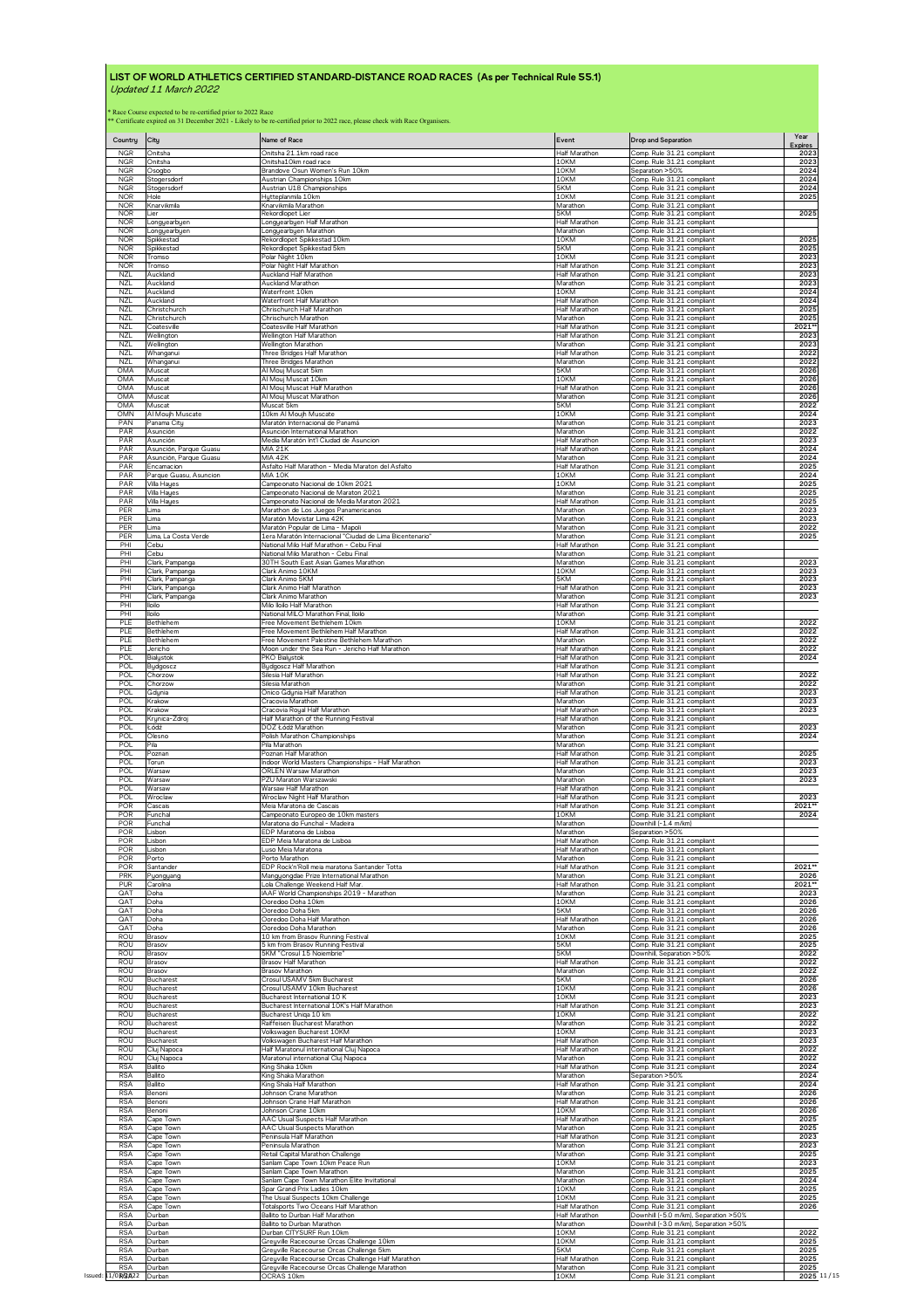# LIST OF WORLD ATHLETICS CERTIFIED STANDARD-DISTANCE ROAD RACES (As per Technical Rule 55.1)

*Updated 11 March 2022*

* Race Course expected to be re-certified prior to 2022 Race
** Certificate expired on 31 December 2021 - Likely to be re-certified prior to 2022 race, please check with Race Organisers.

| Country | City | Name of Race | Event | Drop and Separation | Year Expires |
|---|---|---|---|---|---|
| NGR | Onitsha | Onitsha 21.1km road race | Half Marathon | Comp. Rule 31.21 compliant | 2023 |
| NGR | Onitsha | Onitsha10km road race | 10KM | Comp. Rule 31.21 compliant | 2023 |
| NGR | Osogbo | Brandove Osun Women's Run 10km | 10KM | Separation >50% | 2024 |
| NGR | Stogersdorf | Austrian Championships 10km | 10KM | Comp. Rule 31.21 compliant | 2024 |
| NGR | Stogersdorf | Austrian U18 Championships | 5KM | Comp. Rule 31.21 compliant | 2024 |
| NOR | Hole | Hytteplanmila 10km | 10KM | Comp. Rule 31.21 compliant | 2025 |
| NOR | Knarvikmila | Knarvikmila Marathon | Marathon | Comp. Rule 31.21 compliant | |
| NOR | Lier | Rekordlopet Lier | 5KM | Comp. Rule 31.21 compliant | 2025 |
| NOR | Longyearbyen | Longyearbyen Half Marathon | Half Marathon | Comp. Rule 31.21 compliant | |
| NOR | Longyearbyen | Longyearbyen Marathon | Marathon | Comp. Rule 31.21 compliant | |
| NOR | Spikkestad | Rekordlopet Spikkestad 10km | 10KM | Comp. Rule 31.21 compliant | 2025 |
| NOR | Spikkestad | Rekordlopet Spikkestad 5km | 5KM | Comp. Rule 31.21 compliant | 2025 |
| NOR | Tromso | Polar Night 10km | 10KM | Comp. Rule 31.21 compliant | 2023 |
| NOR | Tromso | Polar Night Half Marathon | Half Marathon | Comp. Rule 31.21 compliant | 2023 |
| NZL | Auckland | Auckland Half Marathon | Half Marathon | Comp. Rule 31.21 compliant | 2023 |
| NZL | Auckland | Auckland Marathon | Marathon | Comp. Rule 31.21 compliant | 2023 |
| NZL | Auckland | Waterfront 10km | 10KM | Comp. Rule 31.21 compliant | 2024 |
| NZL | Auckland | Waterfront Half Marathon | Half Marathon | Comp. Rule 31.21 compliant | 2024 |
| NZL | Christchurch | Chrischurch Half Marathon | Half Marathon | Comp. Rule 31.21 compliant | 2025 |
| NZL | Christchurch | Chrischurch Marathon | Marathon | Comp. Rule 31.21 compliant | 2025 |
| NZL | Coatesville | Coatesville Half Marathon | Half Marathon | Comp. Rule 31.21 compliant | 2021** |
| NZL | Wellington | Wellington Half Marathon | Half Marathon | Comp. Rule 31.21 compliant | 2023 |
| NZL | Wellington | Wellington Marathon | Marathon | Comp. Rule 31.21 compliant | 2023 |
| NZL | Whanganui | Three Bridges Half Marathon | Half Marathon | Comp. Rule 31.21 compliant | 2022 |
| NZL | Whanganui | Three Bridges Marathon | Marathon | Comp. Rule 31.21 compliant | 2022 |
| OMA | Muscat | Al Mouj Muscat 5km | 5KM | Comp. Rule 31.21 compliant | 2026 |
| OMA | Muscat | Al Mouj Muscat 10km | 10KM | Comp. Rule 31.21 compliant | 2026 |
| OMA | Muscat | Al Mouj Muscat Half Marathon | Half Marathon | Comp. Rule 31.21 compliant | 2026 |
| OMA | Muscat | Al Mouj Muscat Marathon | Marathon | Comp. Rule 31.21 compliant | 2026 |
| OMA | Muscat | Muscat 5km | 5KM | Comp. Rule 31.21 compliant | 2022 |
| OMN | Al Moujh Muscate | 10km Al Moujh Muscate | 10KM | Comp. Rule 31.21 compliant | 2024 |
| PAN | Panama City | Maratón Internacional de Panamá | Marathon | Comp. Rule 31.21 compliant | 2023 |
| PAR | Asunción | Asunción International Marathon | Marathon | Comp. Rule 31.21 compliant | 2022 |
| PAR | Asunción | Media Maratón Int'l Ciudad de Asuncion | Half Marathon | Comp. Rule 31.21 compliant | 2023 |
| PAR | Asunción, Parque Guasu | MIA 21K | Half Marathon | Comp. Rule 31.21 compliant | 2024 |
| PAR | Asunción, Parque Guasu | MIA 42K | Marathon | Comp. Rule 31.21 compliant | 2024 |
| PAR | Encarnacion | Asfalto Half Marathon - Media Maraton del Asfalto | Half Marathon | Comp. Rule 31.21 compliant | 2025 |
| PAR | Parque Guasu, Asuncion | MIA 10K | 10KM | Comp. Rule 31.21 compliant | 2024 |
| PAR | Villa Hayes | Campeonato Nacional de 10km 2021 | 10KM | Comp. Rule 31.21 compliant | 2025 |
| PAR | Villa Hayes | Campeonato Nacional de Maraton 2021 | Marathon | Comp. Rule 31.21 compliant | 2025 |
| PAR | Villa Hayes | Campeonato Nacional de Media Maraton 2021 | Half Marathon | Comp. Rule 31.21 compliant | 2025 |
| PER | Lima | Marathon de Los Juegos Panamericanos | Marathon | Comp. Rule 31.21 compliant | 2023 |
| PER | Lima | Maratón Movistar Lima 42K | Marathon | Comp. Rule 31.21 compliant | 2023 |
| PER | Lima | Maratón Popular de Lima - Mapoli | Marathon | Comp. Rule 31.21 compliant | 2022 |
| PER | Lima, La Costa Verde | 1era Maratón Internacional "Ciudad de Lima Bicentenario" | Marathon | Comp. Rule 31.21 compliant | 2025 |
| PHI | Cebu | National Milo Half Marathon - Cebu Final | Half Marathon | Comp. Rule 31.21 compliant | |
| PHI | Cebu | National Milo Marathon - Cebu Final | Marathon | Comp. Rule 31.21 compliant | |
| PHI | Clark, Pampanga | 30TH South East Asian Games Marathon | Marathon | Comp. Rule 31.21 compliant | 2023 |
| PHI | Clark, Pampanga | Clark Animo 10KM | 10KM | Comp. Rule 31.21 compliant | 2023 |
| PHI | Clark, Pampanga | Clark Animo 5KM | 5KM | Comp. Rule 31.21 compliant | 2023 |
| PHI | Clark, Pampanga | Clark Animo Half Marathon | Half Marathon | Comp. Rule 31.21 compliant | 2023 |
| PHI | Clark, Pampanga | Clark Animo Marathon | Marathon | Comp. Rule 31.21 compliant | 2023 |
| PHI | Iloilo | Milo Iloilo Half Marathon | Half Marathon | Comp. Rule 31.21 compliant | |
| PHI | Iloilo | National MILO Marathon Final, Iloilo | Marathon | Comp. Rule 31.21 compliant | |
| PLE | Bethlehem | Free Movement Bethlehem 10km | 10KM | Comp. Rule 31.21 compliant | 2022 |
| PLE | Bethlehem | Free Movement Bethlehem Half Marathon | Half Marathon | Comp. Rule 31.21 compliant | 2022 |
| PLE | Bethlehem | Free Movement Palestine Bethlehem Marathon | Marathon | Comp. Rule 31.21 compliant | 2022 |
| PLE | Jericho | Moon under the Sea Run - Jericho Half Marathon | Half Marathon | Comp. Rule 31.21 compliant | 2022 |
| POL | Bialystok | PKO Bialystok | Half Marathon | Comp. Rule 31.21 compliant | 2024 |
| POL | Bydgoscz | Bydgoscz Half Marathon | Half Marathon | Comp. Rule 31.21 compliant | |
| POL | Chorzow | Silesia Half Marathon | Half Marathon | Comp. Rule 31.21 compliant | 2022 |
| POL | Chorzow | Silesia Marathon | Marathon | Comp. Rule 31.21 compliant | 2022 |
| POL | Gdynia | Onico Gdynia Half Marathon | Half Marathon | Comp. Rule 31.21 compliant | 2023 |
| POL | Krakow | Cracovia Marathon | Marathon | Comp. Rule 31.21 compliant | 2023 |
| POL | Krakow | Cracovia Royal Half Marathon | Half Marathon | Comp. Rule 31.21 compliant | 2023 |
| POL | Krynica-Zdroj | Half Marathon of the Running Festival | Half Marathon | Comp. Rule 31.21 compliant | |
| POL | Łódź | DOZ Łódź Marathon | Marathon | Comp. Rule 31.21 compliant | 2023 |
| POL | Olesno | Polish Marathon Championships | Marathon | Comp. Rule 31.21 compliant | 2024 |
| POL | Pila | Pila Marathon | Marathon | Comp. Rule 31.21 compliant | |
| POL | Poznan | Poznan Half Marathon | Half Marathon | Comp. Rule 31.21 compliant | 2025 |
| POL | Torun | Indoor World Masters Championships - Half Marathon | Half Marathon | Comp. Rule 31.21 compliant | 2023 |
| POL | Warsaw | ORLEN Warsaw Marathon | Marathon | Comp. Rule 31.21 compliant | 2023 |
| POL | Warsaw | PZU Maraton Warszawski | Marathon | Comp. Rule 31.21 compliant | 2023 |
| POL | Warsaw | Warsaw Half Marathon | Half Marathon | Comp. Rule 31.21 compliant | |
| POL | Wroclaw | Wroclaw Night Half Marathon | Half Marathon | Comp. Rule 31.21 compliant | 2023 |
| POR | Cascais | Meia Maratona de Cascais | Half Marathon | Comp. Rule 31.21 compliant | 2021** |
| POR | Funchal | Campeonato Europeo de 10km masters | 10KM | Comp. Rule 31.21 compliant | 2024 |
| POR | Funchal | Maratona do Funchal - Madeira | Marathon | Downhill (-1.4 m/km) | |
| POR | Lisbon | EDP Maratona de Lisboa | Marathon | Separation >50% | |
| POR | Lisbon | EDP Meia Maratona de Lisboa | Half Marathon | Comp. Rule 31.21 compliant | |
| POR | Lisbon | Luso Meia Maratona | Half Marathon | Comp. Rule 31.21 compliant | |
| POR | Porto | Porto Marathon | Marathon | Comp. Rule 31.21 compliant | |
| POR | Santander | EDP Rock'n'Roll meia maratona Santander Totta | Half Marathon | Comp. Rule 31.21 compliant | 2021** |
| PRK | Pyongyang | Mangyongdae Prize International Marathon | Marathon | Comp. Rule 31.21 compliant | 2026 |
| PUR | Carolina | Lola Challenge Weekend Half Mar. | Half Marathon | Comp. Rule 31.21 compliant | 2021** |
| QAT | Doha | IAAF World Championships 2019 - Marathon | Marathon | Comp. Rule 31.21 compliant | 2023 |
| QAT | Doha | Ooredoo Doha 10km | 10KM | Comp. Rule 31.21 compliant | 2026 |
| QAT | Doha | Ooredoo Doha 5km | 5KM | Comp. Rule 31.21 compliant | 2026 |
| QAT | Doha | Ooredoo Doha Half Marathon | Half Marathon | Comp. Rule 31.21 compliant | 2026 |
| QAT | Doha | Ooredoo Doha Marathon | Marathon | Comp. Rule 31.21 compliant | 2026 |
| ROU | Brasov | 10 km from Brasov Running Festival | 10KM | Comp. Rule 31.21 compliant | 2025 |
| ROU | Brasov | 5 km from Brasov Running Festival | 5KM | Comp. Rule 31.21 compliant | 2025 |
| ROU | Brasov | 5KM "Crosul 15 Noiembrie" | 5KM | Downhill, Separation >50% | 2022 |
| ROU | Brasov | Brasov Half Marathon | Half Marathon | Comp. Rule 31.21 compliant | 2022 |
| ROU | Brasov | Brasov Marathon | Marathon | Comp. Rule 31.21 compliant | 2022 |
| ROU | Bucharest | Crosul USAMV 5km Bucharest | 5KM | Comp. Rule 31.21 compliant | 2026 |
| ROU | Bucharest | Crosul USAMV 10km Bucharest | 10KM | Comp. Rule 31.21 compliant | 2026 |
| ROU | Bucharest | Bucharest International 10 K | 10KM | Comp. Rule 31.21 compliant | 2023 |
| ROU | Bucharest | Bucharest International 10K's Half Marathon | Half Marathon | Comp. Rule 31.21 compliant | 2023 |
| ROU | Bucharest | Bucharest Uniqa 10 km | 10KM | Comp. Rule 31.21 compliant | 2022 |
| ROU | Bucharest | Raiffeisen Bucharest Marathon | Marathon | Comp. Rule 31.21 compliant | 2022 |
| ROU | Bucharest | Volkswagen Bucharest 10KM | 10KM | Comp. Rule 31.21 compliant | 2023 |
| ROU | Bucharest | Volkswagen Bucharest Half Marathon | Half Marathon | Comp. Rule 31.21 compliant | 2023 |
| ROU | Cluj Napoca | Half Maratonul international Cluj Napoca | Half Marathon | Comp. Rule 31.21 compliant | 2022 |
| ROU | Cluj Napoca | Maratonul international Cluj Napoca | Marathon | Comp. Rule 31.21 compliant | 2022 |
| RSA | Ballito | King Shaka 10km | Half Marathon | Comp. Rule 31.21 compliant | 2024 |
| RSA | Ballito | King Shaka Marathon | Marathon | Separation >50% | 2024 |
| RSA | Ballito | King Shala Half Marathon | Half Marathon | Comp. Rule 31.21 compliant | 2024 |
| RSA | Benoni | Johnson Crane Marathon | Marathon | Comp. Rule 31.21 compliant | 2026 |
| RSA | Benoni | Johnson Crane Half Marathon | Half Marathon | Comp. Rule 31.21 compliant | 2026 |
| RSA | Benoni | Johnson Crane 10km | 10KM | Comp. Rule 31.21 compliant | 2026 |
| RSA | Cape Town | AAC Usual Suspects Half Marathon | Half Marathon | Comp. Rule 31.21 compliant | 2025 |
| RSA | Cape Town | AAC Usual Suspects Marathon | Marathon | Comp. Rule 31.21 compliant | 2025 |
| RSA | Cape Town | Peninsula Half Marathon | Half Marathon | Comp. Rule 31.21 compliant | 2023 |
| RSA | Cape Town | Peninsula Marathon | Marathon | Comp. Rule 31.21 compliant | 2023 |
| RSA | Cape Town | Retail Capital Marathon Challenge | Marathon | Comp. Rule 31.21 compliant | 2025 |
| RSA | Cape Town | Sanlam Cape Town 10km Peace Run | 10KM | Comp. Rule 31.21 compliant | 2023 |
| RSA | Cape Town | Sanlam Cape Town Marathon | Marathon | Comp. Rule 31.21 compliant | 2025 |
| RSA | Cape Town | Sanlam Cape Town Marathon Elite Invitational | Marathon | Comp. Rule 31.21 compliant | 2024 |
| RSA | Cape Town | Spar Grand Prix Ladies 10km | 10KM | Comp. Rule 31.21 compliant | 2025 |
| RSA | Cape Town | The Usual Suspects 10km Challenge | 10KM | Comp. Rule 31.21 compliant | 2025 |
| RSA | Cape Town | Totalsports Two Oceans Half Marathon | Half Marathon | Comp. Rule 31.21 compliant | 2026 |
| RSA | Durban | Ballito to Durban Half Marathon | Half Marathon | Downhill (-5.0 m/km), Separation >50% | |
| RSA | Durban | Ballito to Durban Marathon | Marathon | Downhill (-3.0 m/km), Separation >50% | |
| RSA | Durban | Durban CITYSURF Run 10km | 10KM | Comp. Rule 31.21 compliant | 2022 |
| RSA | Durban | Greyville Racecourse Orcas Challenge 10km | 10KM | Comp. Rule 31.21 compliant | 2025 |
| RSA | Durban | Greyville Racecourse Orcas Challenge 5km | 5KM | Comp. Rule 31.21 compliant | 2025 |
| RSA | Durban | Greyville Racecourse Orcas Challenge Half Marathon | Half Marathon | Comp. Rule 31.21 compliant | 2025 |
| RSA | Durban | Greyville Racecourse Orcas Challenge Marathon | Marathon | Comp. Rule 31.21 compliant | 2025 |
| RSA | Durban | OCRAS 10km | 10KM | Comp. Rule 31.21 compliant | 2025 |

Issued: 11/03/2022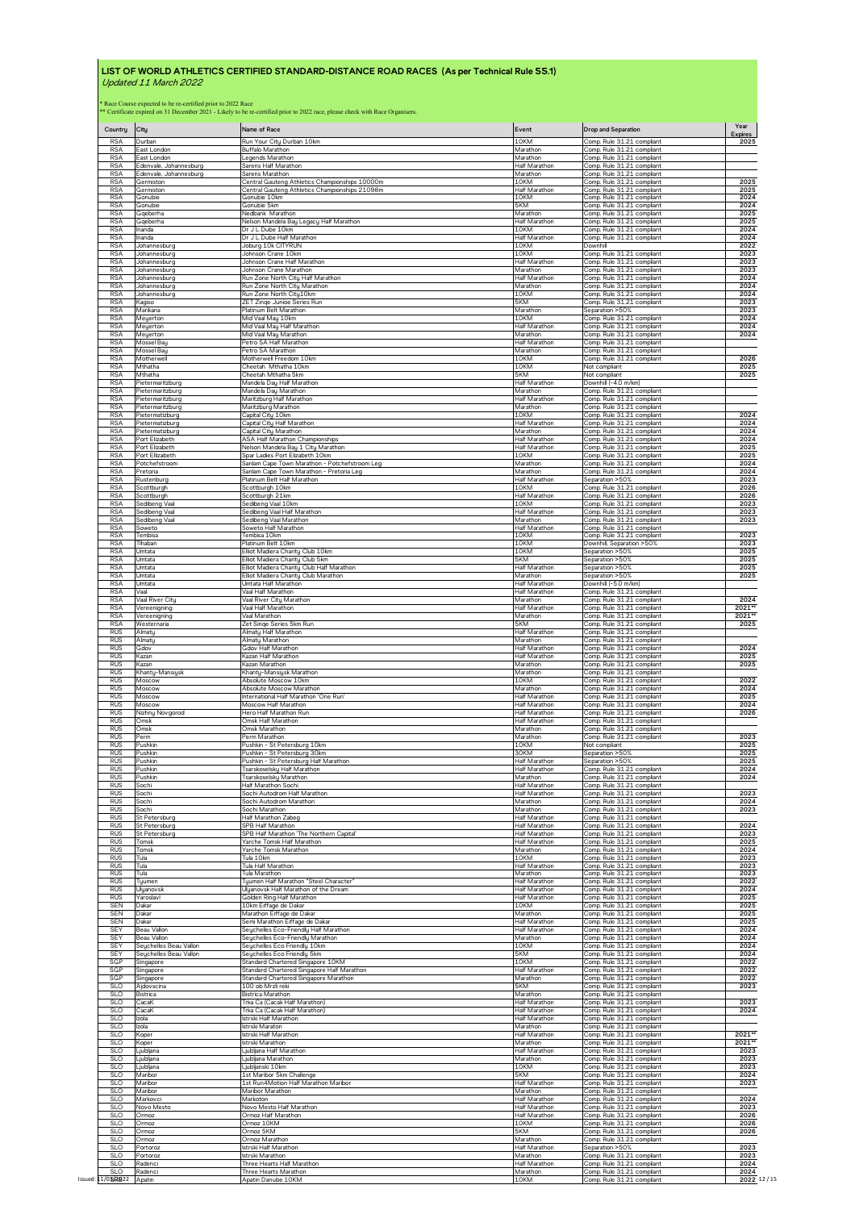# LIST OF WORLD ATHLETICS CERTIFIED STANDARD-DISTANCE ROAD RACES (As per Technical Rule 55.1)

*Updated 11 March 2022*

\* Race Course expected to be re-certified prior to 2022 Race
\*\* Certificate expired on 31 December 2021 - Likely to be re-certified prior to 2022 race, please check with Race Organisers.

| Country | City | Name of Race | Event | Drop and Separation | Year Expires |
|---|---|---|---|---|---|
| RSA | Durban | Run Your City Durban 10km | 10KM | Comp. Rule 31.21 compliant | 2025 |
| RSA | East London | Buffalo Marathon | Marathon | Comp. Rule 31.21 compliant | |
| RSA | East London | Legends Marathon | Marathon | Comp. Rule 31.21 compliant | |
| RSA | Edenvale, Johannesburg | Sarens Half Marathon | Half Marathon | Comp. Rule 31.21 compliant | |
| RSA | Edenvale, Johannesburg | Sarens Marathon | Marathon | Comp. Rule 31.21 compliant | |
| RSA | Germiston | Central Gauteng Athletics Championships 10000m | 10KM | Comp. Rule 31.21 compliant | 2025 |
| RSA | Germiston | Central Gauteng Athletics Championships 21098m | Half Marathon | Comp. Rule 31.21 compliant | 2025 |
| RSA | Gonubie | Gonubie 10km | 10KM | Comp. Rule 31.21 compliant | 2024 |
| RSA | Gonubie | Gonubie 5km | 5KM | Comp. Rule 31.21 compliant | 2024 |
| RSA | Gqeberha | Nedbank Marathon | Marathon | Comp. Rule 31.21 compliant | 2025 |
| RSA | Gqeberha | Nelson Mandela Bay Legacy Half Marathon | Half Marathon | Comp. Rule 31.21 compliant | 2025 |
| RSA | Inanda | Dr J L Dube 10km | 10KM | Comp. Rule 31.21 compliant | 2024 |
| RSA | Inanda | Dr J L Dube Half Marathon | Half Marathon | Comp. Rule 31.21 compliant | 2024 |
| RSA | Johannesburg | Joburg 10k CITYRUN | 10KM | Downhill | 2022 |
| RSA | Johannesburg | Johnson Crane 10km | 10KM | Comp. Rule 31.21 compliant | 2023 |
| RSA | Johannesburg | Johnson Crane Half Marathon | Half Marathon | Comp. Rule 31.21 compliant | 2023 |
| RSA | Johannesburg | Johnson Crane Marathon | Marathon | Comp. Rule 31.21 compliant | 2023 |
| RSA | Johannesburg | Run Zone North City Half Marathon | Half Marathon | Comp. Rule 31.21 compliant | 2024 |
| RSA | Johannesburg | Run Zone North City Marathon | Marathon | Comp. Rule 31.21 compliant | 2024 |
| RSA | Johannesburg | Run Zone North City10km | 10KM | Comp. Rule 31.21 compliant | 2024 |
| RSA | Kagiso | ZET Zinqe Junioe Series Run | 5KM | Comp. Rule 31.21 compliant | 2023 |
| RSA | Marikana | Platinum Belt Marathon | Marathon | Separation >50% | 2023 |
| RSA | Meyerton | Mid Vaal May 10km | 10KM | Comp. Rule 31.21 compliant | 2024 |
| RSA | Meyerton | Mid Vaal May Half Marathon | Half Marathon | Comp. Rule 31.21 compliant | 2024 |
| RSA | Meyerton | Mid Vaal May Marathon | Marathon | Comp. Rule 31.21 compliant | 2024 |
| RSA | Mossel Bay | Petro SA Half Marathon | Half Marathon | Comp. Rule 31.21 compliant | |
| RSA | Mossel Bay | Petro SA Marathon | Marathon | Comp. Rule 31.21 compliant | |
| RSA | Motherwell | Motherwell Freedom 10km | 10KM | Comp. Rule 31.21 compliant | 2026 |
| RSA | Mthatha | Cheetah Mthatha 10km | 10KM | Not compliant | 2025 |
| RSA | Mthatha | Cheetah Mthatha 5km | 5KM | Not compliant | 2025 |
| RSA | Pietermaritzburg | Mandela Day Half Marathon | Half Marathon | Downhill (-4.0 m/km) | |
| RSA | Pietermaritzburg | Mandela Day Marathon | Marathon | Comp. Rule 31.21 compliant | |
| RSA | Pietermaritzburg | Maritzburg Half Marathon | Half Marathon | Comp. Rule 31.21 compliant | |
| RSA | Pietermaritzburg | Maritzburg Marathon | Marathon | Comp. Rule 31.21 compliant | |
| RSA | Pietermatizburg | Capital City 10km | 10KM | Comp. Rule 31.21 compliant | 2024 |
| RSA | Pietermatizburg | Capital City Half Marathon | Half Marathon | Comp. Rule 31.21 compliant | 2024 |
| RSA | Pietermatizburg | Capital City Marathon | Marathon | Comp. Rule 31.21 compliant | 2024 |
| RSA | Port Elizabeth | ASA Half Marathon Championships | Half Marathon | Comp. Rule 31.21 compliant | 2024 |
| RSA | Port Elizabeth | Nelson Mandela Bay 1 City Marathon | Half Marathon | Comp. Rule 31.21 compliant | 2025 |
| RSA | Port Elizabeth | Spar Ladies Port Elizabeth 10km | 10KM | Comp. Rule 31.21 compliant | 2025 |
| RSA | Potchefstroom | Sanlam Cape Town Marathon - Potchefstroom Leg | Marathon | Comp. Rule 31.21 compliant | 2024 |
| RSA | Pretoria | Sanlam Cape Town Marathon - Pretoria Leg | Marathon | Comp. Rule 31.21 compliant | 2024 |
| RSA | Rustenburg | Platinum Belt Half Marathon | Half Marathon | Separation >50% | 2023 |
| RSA | Scottburgh | Scottburgh 10km | 10KM | Comp. Rule 31.21 compliant | 2026 |
| RSA | Scottburgh | Scottburgh 21km | Half Marathon | Comp. Rule 31.21 compliant | 2026 |
| RSA | Sedibeng Vaal | Sedibeng Vaal 10km | 10KM | Comp. Rule 31.21 compliant | 2023 |
| RSA | Sedibeng Vaal | Sedibeng Vaal Half Marathon | Half Marathon | Comp. Rule 31.21 compliant | 2023 |
| RSA | Sedibeng Vaal | Sedibeng Vaal Marathon | Marathon | Comp. Rule 31.21 compliant | 2023 |
| RSA | Soweto | Soweto Half Marathon | Half Marathon | Comp. Rule 31.21 compliant | |
| RSA | Tembisa | Tembisa 10km | 10KM | Comp. Rule 31.21 compliant | 2023 |
| RSA | Tlhaban | Platinum Belt 10km | 10KM | Downhill, Separation >50% | 2023 |
| RSA | Umtata | Elliot Madiera Charity Club 10km | 10KM | Separation >50% | 2025 |
| RSA | Umtata | Elliot Madiera Charity Club 5km | 5KM | Separation >50% | 2025 |
| RSA | Umtata | Elliot Madiera Charity Club Half Marathon | Half Marathon | Separation >50% | 2025 |
| RSA | Umtata | Elliot Madiera Charity Club Marathon | Marathon | Separation >50% | 2025 |
| RSA | Umtata | Umtata Half Marathon | Half Marathon | Downhill (-5.0 m/km) | |
| RSA | Vaal | Vaal Half Marathon | Half Marathon | Comp. Rule 31.21 compliant | |
| RSA | Vaal River City | Vaal River City Marathon | Marathon | Comp. Rule 31.21 compliant | 2024 |
| RSA | Vereeniging | Vaal Half Marathon | Half Marathon | Comp. Rule 31.21 compliant | 2021** |
| RSA | Vereeniging | Vaal Marathon | Marathon | Comp. Rule 31.21 compliant | 2021** |
| RSA | Westernaria | Zet Zinqe Series 5km Run | 5KM | Comp. Rule 31.21 compliant | 2025 |
| RUS | Almaty | Almaty Half Marathon | Half Marathon | Comp. Rule 31.21 compliant | |
| RUS | Almaty | Almaty Marathon | Marathon | Comp. Rule 31.21 compliant | |
| RUS | Gdov | Gdov Half Marathon | Half Marathon | Comp. Rule 31.21 compliant | 2024 |
| RUS | Kazan | Kazan Half Marathon | Half Marathon | Comp. Rule 31.21 compliant | 2025 |
| RUS | Kazan | Kazan Marathon | Marathon | Comp. Rule 31.21 compliant | 2025 |
| RUS | Khanty-Mansiysk | Khanty-Mansiysk Marathon | Marathon | Comp. Rule 31.21 compliant | |
| RUS | Moscow | Absolute Moscow 10km | 10KM | Comp. Rule 31.21 compliant | 2022 |
| RUS | Moscow | Absolute Moscow Marathon | Marathon | Comp. Rule 31.21 compliant | 2024 |
| RUS | Moscow | International Half Marathon 'One Run' | Half Marathon | Comp. Rule 31.21 compliant | 2025 |
| RUS | Moscow | Moscow Half Marathon | Half Marathon | Comp. Rule 31.21 compliant | 2024 |
| RUS | Nizhny Novgorod | Hero Half Marathon Run | Half Marathon | Comp. Rule 31.21 compliant | 2026 |
| RUS | Omsk | Omsk Half Marathon | Half Marathon | Comp. Rule 31.21 compliant | |
| RUS | Omsk | Omsk Marathon | Marathon | Comp. Rule 31.21 compliant | |
| RUS | Perm | Perm Marathon | Marathon | Comp. Rule 31.21 compliant | 2023 |
| RUS | Pushkin | Pushkin - St Petersburg 10km | 10KM | Not compliant | 2025 |
| RUS | Pushkin | Pushkin - St Petersburg 30km | 30KM | Separation >50% | 2025 |
| RUS | Pushkin | Pushkin - St Petersburg Half Marathon | Half Marathon | Separation >50% | 2025 |
| RUS | Pushkin | Tsarskoselsky Half Marathon | Half Marathon | Comp. Rule 31.21 compliant | 2024 |
| RUS | Pushkin | Tsarskoselsky Marathon | Marathon | Comp. Rule 31.21 compliant | 2024 |
| RUS | Sochi | Half Marathon Sochi | Half Marathon | Comp. Rule 31.21 compliant | |
| RUS | Sochi | Sochi Autodrom Half Marathon | Half Marathon | Comp. Rule 31.21 compliant | 2023 |
| RUS | Sochi | Sochi Autodrom Marathon | Marathon | Comp. Rule 31.21 compliant | 2024 |
| RUS | Sochi | Sochi Marathon | Marathon | Comp. Rule 31.21 compliant | 2023 |
| RUS | St Petersburg | Half Marathon Zabeg | Half Marathon | Comp. Rule 31.21 compliant | |
| RUS | St Petersburg | SPB Half Marathon | Half Marathon | Comp. Rule 31.21 compliant | 2024 |
| RUS | St Petersburg | SPB Half Marathon 'The Northern Capital' | Half Marathon | Comp. Rule 31.21 compliant | 2023 |
| RUS | Tomsk | Yarche Tomsk Half Marathon | Half Marathon | Comp. Rule 31.21 compliant | 2025 |
| RUS | Tomsk | Yarche Tomsk Marathon | Marathon | Comp. Rule 31.21 compliant | 2024 |
| RUS | Tula | Tula 10km | 10KM | Comp. Rule 31.21 compliant | 2023 |
| RUS | Tula | Tula Half Marathon | Half Marathon | Comp. Rule 31.21 compliant | 2023 |
| RUS | Tula | Tula Marathon | Marathon | Comp. Rule 31.21 compliant | 2023 |
| RUS | Tyumen | Tyumen Half Marathon "Steel Character" | Half Marathon | Comp. Rule 31.21 compliant | 2022 |
| RUS | Ulyanovsk | Ulyanovsk Half Marathon of the Dream | Half Marathon | Comp. Rule 31.21 compliant | 2024 |
| RUS | Yaroslavl | Golden Ring Half Marathon | Half Marathon | Comp. Rule 31.21 compliant | 2025 |
| SEN | Dakar | 10km Eiffage de Dakar | 10KM | Comp. Rule 31.21 compliant | 2025 |
| SEN | Dakar | Marathon Eiffage de Dakar | Marathon | Comp. Rule 31.21 compliant | 2025 |
| SEN | Dakar | Semi Marathon Eiffage de Dakar | Half Marathon | Comp. Rule 31.21 compliant | 2025 |
| SEY | Beau Vallon | Seychelles Eco-Friendly Half Marathon | Half Marathon | Comp. Rule 31.21 compliant | 2024 |
| SEY | Beau Vallon | Seychelles Eco-Friendly Marathon | Marathon | Comp. Rule 31.21 compliant | 2024 |
| SEY | Seychelles Beau Vallon | Seychelles Eco-Friendly 10km | 10KM | Comp. Rule 31.21 compliant | 2024 |
| SEY | Seychelles Beau Vallon | Seychelles Eco-Friendly 5km | 5KM | Comp. Rule 31.21 compliant | 2024 |
| SGP | Singapore | Standard Chartered Singapore 10KM | 10KM | Comp. Rule 31.21 compliant | 2022 |
| SGP | Singapore | Standard Chartered Singapore Half Marathon | Half Marathon | Comp. Rule 31.21 compliant | 2022 |
| SGP | Singapore | Standard Chartered Singapore Marathon | Marathon | Comp. Rule 31.21 compliant | 2022 |
| SLO | Ajdovscina | 100 ob Mrzli reki | 5KM | Comp. Rule 31.21 compliant | 2023 |
| SLO | Bistrica | Bistrica Marathon | Marathon | Comp. Rule 31.21 compliant | |
| SLO | CacaK | Trka Ca (Cacak Half Marathon) | Half Marathon | Comp. Rule 31.21 compliant | 2023 |
| SLO | CacaK | Trka Ca (Cacak Half Marathon) | Half Marathon | Comp. Rule 31.21 compliant | 2024 |
| SLO | Izola | Istrski Half Marathon | Half Marathon | Comp. Rule 31.21 compliant | |
| SLO | Izola | Istrski Maraton | Marathon | Comp. Rule 31.21 compliant | |
| SLO | Koper | Istrski Half Marathon | Half Marathon | Comp. Rule 31.21 compliant | 2021** |
| SLO | Koper | Istrski Marathon | Marathon | Comp. Rule 31.21 compliant | 2021** |
| SLO | Ljubljana | Ljubljana Half Marathon | Half Marathon | Comp. Rule 31.21 compliant | 2023 |
| SLO | Ljubljana | Ljubljana Marathon | Marathon | Comp. Rule 31.21 compliant | 2023 |
| SLO | Ljubljana | Ljubljanski 10km | 10KM | Comp. Rule 31.21 compliant | 2023 |
| SLO | Maribor | 1st Maribor 5km Challenge | 5KM | Comp. Rule 31.21 compliant | 2024 |
| SLO | Maribor | 1st Run4Motion Half Marathon Maribor | Half Marathon | Comp. Rule 31.21 compliant | 2023 |
| SLO | Maribor | Maribor Marathon | Marathon | Comp. Rule 31.21 compliant | |
| SLO | Markovci | Markoton | Half Marathon | Comp. Rule 31.21 compliant | 2024 |
| SLO | Novo Mesto | Novo Mesto Half Marathon | Half Marathon | Comp. Rule 31.21 compliant | 2023 |
| SLO | Ormoz | Ormoz Half Marathon | Half Marathon | Comp. Rule 31.21 compliant | 2026 |
| SLO | Ormoz | Ormoz 10KM | 10KM | Comp. Rule 31.21 compliant | 2026 |
| SLO | Ormoz | Ormoz 5KM | 5KM | Comp. Rule 31.21 compliant | 2026 |
| SLO | Ormoz | Ormoz Marathon | Marathon | Comp. Rule 31.21 compliant | |
| SLO | Portoroz | Istrski Half Marathon | Half Marathon | Separation >50% | 2023 |
| SLO | Portoroz | Istrski Marathon | Marathon | Comp. Rule 31.21 compliant | 2023 |
| SLO | Radenci | Three Hearts Half Marathon | Half Marathon | Comp. Rule 31.21 compliant | 2024 |
| SLO | Radenci | Three Hearts Marathon | Marathon | Comp. Rule 31.21 compliant | 2024 |
| SRB | Apatin | Apatin Danube 10KM | 10KM | Comp. Rule 31.21 compliant | 2022 |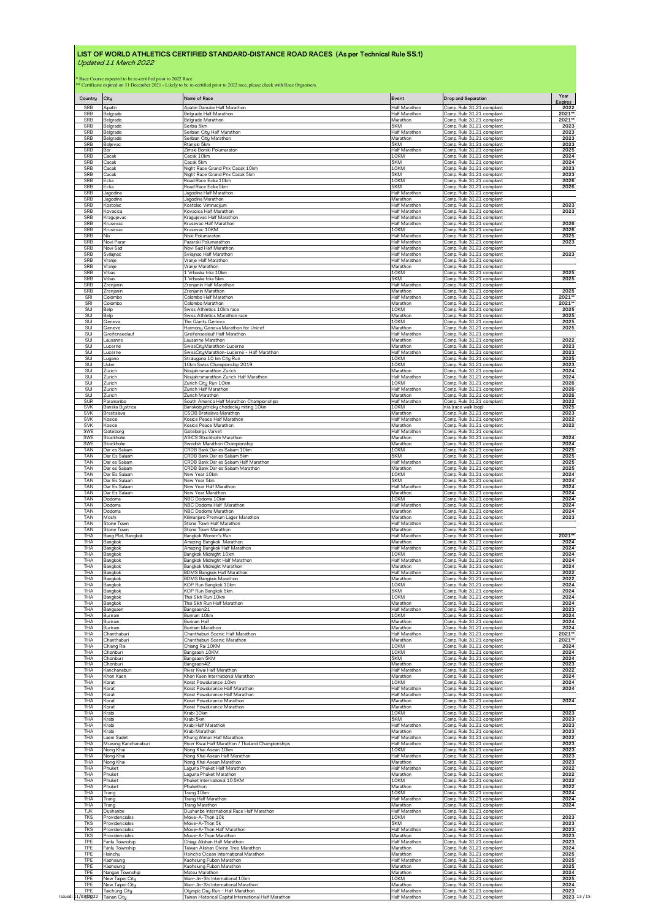# LIST OF WORLD ATHLETICS CERTIFIED STANDARD-DISTANCE ROAD RACES (As per Technical Rule 55.1)

*Updated 11 March 2022*

\* Race Course expected to be re-certified prior to 2022 Race
\*\* Certificate expired on 31 December 2021 - Likely to be re-certified prior to 2022 race, please check with Race Organisers.

| Country | City | Name of Race | Event | Drop and Separation | Year Expires |
|---|---|---|---|---|---|
| SRB | Apatin | Apatin Danube Half Marathon | Half Marathon | Comp. Rule 31.21 compliant | 2022 |
| SRB | Belgrade | Belgrade Half Marathon | Half Marathon | Comp. Rule 31.21 compliant | 2021** |
| SRB | Belgrade | Belgrade Marathon | Marathon | Comp. Rule 31.21 compliant | 2021** |
| SRB | Belgrade | Serbia 5km | 5KM | Comp. Rule 31.21 compliant | 2023 |
| SRB | Belgrade | Serbian City Half Marathon | Half Marathon | Comp. Rule 31.21 compliant | 2023 |
| SRB | Belgrade | Serbian City Marathon | Marathon | Comp. Rule 31.21 compliant | 2023 |
| SRB | Boljevac | Rtanjski 5km | 5KM | Comp. Rule 31.21 compliant | 2023 |
| SRB | Bor | Zimski Borski Polumaraton | Half Marathon | Comp. Rule 31.21 compliant | 2025 |
| SRB | Cacak | Cacak 10km | 10KM | Comp. Rule 31.21 compliant | 2024 |
| SRB | Cacak | Cacak 5km | 5KM | Comp. Rule 31.21 compliant | 2024 |
| SRB | Cacak | Night Race Grand Prix Cacak 10km | 10KM | Comp. Rule 31.21 compliant | 2023 |
| SRB | Cacak | Night Race Grand Prix Cacak 5km | 5KM | Comp. Rule 31.21 compliant | 2023 |
| SRB | Ecka | Road Race Ecka 10km | 10KM | Comp. Rule 31.21 compliant | 2026 |
| SRB | Ecka | Road Race Ecka 5km | 5KM | Comp. Rule 31.21 compliant | 2026 |
| SRB | Jagodina | Jagodina Half Marathon | Half Marathon | Comp. Rule 31.21 compliant | |
| SRB | Jagodina | Jagodina Marathon | Marathon | Comp. Rule 31.21 compliant | |
| SRB | Kostolac | Kostolac Viminacijum | Half Marathon | Comp. Rule 31.21 compliant | 2023 |
| SRB | Kovacica | Kovacica Half Marathon | Half Marathon | Comp. Rule 31.21 compliant | 2023 |
| SRB | Kragujevac | Kragujevac Half Marathon | Half Marathon | Comp. Rule 31.21 compliant | |
| SRB | Krusevac | Krusevac Half Marathon | Half Marathon | Comp. Rule 31.21 compliant | 2026 |
| SRB | Krusevac | Krusevac 10KM | 10KM | Comp. Rule 31.21 compliant | 2026 |
| SRB | Nis | Niski Polumaraton | Half Marathon | Comp. Rule 31.21 compliant | 2025 |
| SRB | Novi Pazar | Pazarski Polumarathon | Half Marathon | Comp. Rule 31.21 compliant | 2023 |
| SRB | Novi Sad | Novi Sad Half Marathon | Half Marathon | Comp. Rule 31.21 compliant | |
| SRB | Svilajnac | Svilajnac Half Marathon | Half Marathon | Comp. Rule 31.21 compliant | 2023 |
| SRB | Vranje | Vranje Half Marathon | Half Marathon | Comp. Rule 31.21 compliant | |
| SRB | Vranje | Vranje Marathon | Marathon | Comp. Rule 31.21 compliant | |
| SRB | Vrbas | 1 Vrbaska trka 10km | 10KM | Comp. Rule 31.21 compliant | 2025 |
| SRB | Vrbas | 1 Vrbaska trka 5km | 5KM | Comp. Rule 31.21 compliant | 2025 |
| SRB | Zrenjanin | Zrenjanin Half Marathon | Half Marathon | Comp. Rule 31.21 compliant | |
| SRB | Zrenjanin | Zrenjanin Marathon | Marathon | Comp. Rule 31.21 compliant | 2025 |
| SRI | Colombo | Colombo Half Marathon | Half Marathon | Comp. Rule 31.21 compliant | 2021** |
| SRI | Colombo | Colombo Marathon | Marathon | Comp. Rule 31.21 compliant | 2021** |
| SUI | Belp | Swiss Athletics 10km race | 10KM | Comp. Rule 31.21 compliant | 2025 |
| SUI | Belp | Swiss Athletics Marathon race | Marathon | Comp. Rule 31.21 compliant | 2025 |
| SUI | Geneva | The Giants Geneva | 10KM | Comp. Rule 31.21 compliant | 2025 |
| SUI | Geneve | Harmony Geneva Marathon for Unicef | Marathon | Comp. Rule 31.21 compliant | 2025 |
| SUI | Greifenseelauf | Greifenseelauf Half Marathon | Half Marathon | Comp. Rule 31.21 compliant | |
| SUI | Lausanne | Lausanne Marathon | Marathon | Comp. Rule 31.21 compliant | 2022 |
| SUI | Lucerne | SwissCityMarathon-Lucerne | Marathon | Comp. Rule 31.21 compliant | 2023 |
| SUI | Lucerne | SwissCityMarathon-Lucerne - Half Marathon | Half Marathon | Comp. Rule 31.21 compliant | 2023 |
| SUI | Lugano | Stralugano 10 km City Run | 10KM | Comp. Rule 31.21 compliant | 2025 |
| SUI | Uster | 10km Swiss Championship 2019 | 10KM | Comp. Rule 31.21 compliant | 2023 |
| SUI | Zurich | Neujahrsmarathon Zurich | Marathon | Comp. Rule 31.21 compliant | 2024 |
| SUI | Zurich | Neujahrsmarathon Zurich Half Marathon | Half Marathon | Comp. Rule 31.21 compliant | 2024 |
| SUI | Zurich | Zurich City Run 10km | 10KM | Comp. Rule 31.21 compliant | 2026 |
| SUI | Zurich | Zurich Half Marathon | Half Marathon | Comp. Rule 31.21 compliant | 2026 |
| SUI | Zurich | Zurich Marathon | Marathon | Comp. Rule 31.21 compliant | 2026 |
| SUR | Paramaribo | South America Half Marathon Championships | Half Marathon | Comp. Rule 31.21 compliant | 2022 |
| SVK | Banska Bystrica | Banskobystricky chodecky miting 10km | 10KM | n/a (race walk loop) | 2025 |
| SVK | Brastislava | CSOB Bratislava Marathon | Marathon | Comp. Rule 31.21 compliant | 2023 |
| SVK | Kosice | Kosice Peace Half Marathon | Half Marathon | Comp. Rule 31.21 compliant | 2022 |
| SVK | Kosice | Kosice Peace Marathon | Marathon | Comp. Rule 31.21 compliant | 2022 |
| SWE | Goteborg | Goteborgs Varvet | Half Marathon | Comp. Rule 31.21 compliant | |
| SWE | Stockholm | ASICS Stockholm Marathon | Marathon | Comp. Rule 31.21 compliant | 2024 |
| SWE | Stockholm | Swedish Marathon Championship | Marathon | Comp. Rule 31.21 compliant | 2024 |
| TAN | Dar es Salaam | CRDB Bank Dar es Salaam 10km | 10KM | Comp. Rule 31.21 compliant | 2025 |
| TAN | Dar es Salaam | CRDB Bank Dar es Salaam 5km | 5KM | Comp. Rule 31.21 compliant | 2025 |
| TAN | Dar es Salaam | CRDB Bank Dar es Salaam Half Marathon | Half Marathon | Comp. Rule 31.21 compliant | 2025 |
| TAN | Dar es Salaam | CRDB Bank Dar es Salaam Marathon | Marathon | Comp. Rule 31.21 compliant | 2025 |
| TAN | Dar Es Salaam | New Year 10km | 10KM | Comp. Rule 31.21 compliant | 2024 |
| TAN | Dar Es Salaam | New Year 5km | 5KM | Comp. Rule 31.21 compliant | 2024 |
| TAN | Dar Es Salaam | New Year Half Marathon | Half Marathon | Comp. Rule 31.21 compliant | 2024 |
| TAN | Dar Es Salaam | New Year Marathon | Marathon | Comp. Rule 31.21 compliant | 2024 |
| TAN | Dodoma | NBC Dodoma 10km | 10KM | Comp. Rule 31.21 compliant | 2024 |
| TAN | Dodoma | NBC Dodoma Half Marathon | Half Marathon | Comp. Rule 31.21 compliant | 2024 |
| TAN | Dodoma | NBC Dodoma Marathon | Marathon | Comp. Rule 31.21 compliant | 2024 |
| TAN | Moshi | Kilimanjaro Premium Lager Marathon | Marathon | Comp. Rule 31.21 compliant | 2023 |
| TAN | Stone Town | Stone Town Half Marathon | Half Marathon | Comp. Rule 31.21 compliant | |
| TAN | Stone Town | Stone Town Marathon | Marathon | Comp. Rule 31.21 compliant | |
| THA | Bang Plat, Bangkok | Bangkok Women's Run | Half Marathon | Comp. Rule 31.21 compliant | 2021** |
| THA | Bangkok | Amazing Bangkok Marathon | Marathon | Comp. Rule 31.21 compliant | 2024 |
| THA | Bangkok | Amazing Bangkok Half Marathon | Half Marathon | Comp. Rule 31.21 compliant | 2024 |
| THA | Bangkok | Bangkok Midnight 10km | 10KM | Comp. Rule 31.21 compliant | 2024 |
| THA | Bangkok | Bangkok Midnight Half Marathon | Half Marathon | Comp. Rule 31.21 compliant | 2024 |
| THA | Bangkok | Bangkok Midnight Marathon | Marathon | Comp. Rule 31.21 compliant | 2024 |
| THA | Bangkok | BDMS Bangkok Half Marathon | Half Marathon | Comp. Rule 31.21 compliant | 2022 |
| THA | Bangkok | BDMS Bangkok Marathon | Marathon | Comp. Rule 31.21 compliant | 2022 |
| THA | Bangkok | KOP Run Bangkok 10km | 10KM | Comp. Rule 31.21 compliant | 2024 |
| THA | Bangkok | KOP Run Bangkok 5km | 5KM | Comp. Rule 31.21 compliant | 2024 |
| THA | Bangkok | Thai Sikh Run 10km | 10KM | Comp. Rule 31.21 compliant | 2024 |
| THA | Bangkok | Thai Sikh Run Half Marathon | Marathon | Comp. Rule 31.21 compliant | 2024 |
| THA | Bangsaen | Bangsaen21 | Half Marathon | Comp. Rule 31.21 compliant | 2023 |
| THA | Buriram | Buriram 10km | 10KM | Comp. Rule 31.21 compliant | 2024 |
| THA | Buriram | Buriram Half | Half Marathon | Comp. Rule 31.21 compliant | 2024 |
| THA | Buriram | Buriram Marathon | Marathon | Comp. Rule 31.21 compliant | 2024 |
| THA | Chanthaburi | Chanthaburi Scenic Half Marathon | Half Marathon | Comp. Rule 31.21 compliant | 2021** |
| THA | Chanthaburi | Chanthaburi Scenic Marathon | Marathon | Comp. Rule 31.21 compliant | 2021** |
| THA | Chiang Rai | Chiang Rai 10KM | 10KM | Comp. Rule 31.21 compliant | 2024 |
| THA | Chonburi | Bangsaen 10KM | 10KM | Comp. Rule 31.21 compliant | 2024 |
| THA | Chonburi | Bangsaen 5KM | 5KM | Comp. Rule 31.21 compliant | 2024 |
| THA | Chonburi | Bangsaen42 | Marathon | Comp. Rule 31.21 compliant | 2023 |
| THA | Kanchanaburi | River Kwai Half Marathon | Half Marathon | Comp. Rule 31.21 compliant | 2022 |
| THA | Khon Kaen | Khon Kaen International Marathon | Marathon | Comp. Rule 31.21 compliant | 2024 |
| THA | Korat | Korat Powdurance 10km | 10KM | Comp. Rule 31.21 compliant | 2024 |
| THA | Korat | Korat Powdurance Half Marathon | Half Marathon | Comp. Rule 31.21 compliant | 2024 |
| THA | Korat | Korat Powdurance Half Marathon | Half Marathon | Comp. Rule 31.21 compliant | |
| THA | Korat | Korat Powdurance Marathon | Marathon | Comp. Rule 31.21 compliant | 2024 |
| THA | Korat | Korat Powdurance Marathon | Marathon | Comp. Rule 31.21 compliant | |
| THA | Krabi | Krabi 10km | 10KM | Comp. Rule 31.21 compliant | 2023 |
| THA | Krabi | Krabi 5km | 5KM | Comp. Rule 31.21 compliant | 2023 |
| THA | Krabi | Krabi Half Marathon | Half Marathon | Comp. Rule 31.21 compliant | 2023 |
| THA | Krabi | Krabi Marathon | Marathon | Comp. Rule 31.21 compliant | 2023 |
| THA | Laem Sadet | Khung Wiman Half Marathon | Half Marathon | Comp. Rule 31.21 compliant | 2022 |
| THA | Mueang Kanchanaburi | River Kwai Half Marathon / Thailand Championships | Half Marathon | Comp. Rule 31.21 compliant | 2023 |
| THA | Nong Khai | Nong Khai Asean 10km | 10KM | Comp. Rule 31.21 compliant | 2023 |
| THA | Nong Khai | Nong Khai Asean Half Marathon | Half Marathon | Comp. Rule 31.21 compliant | 2023 |
| THA | Nong Khai | Nong Khai Asean Marathon | Marathon | Comp. Rule 31.21 compliant | 2023 |
| THA | Phuket | Laguna Phuket Half Marathon | Half Marathon | Comp. Rule 31.21 compliant | 2022 |
| THA | Phuket | Laguna Phuket Marathon | Marathon | Comp. Rule 31.21 compliant | 2022 |
| THA | Phuket | Phuket International 10.5KM | 10KM | Comp. Rule 31.21 compliant | 2022 |
| THA | Phuket | Phukethon | Marathon | Comp. Rule 31.21 compliant | 2022 |
| THA | Trang | Trang 10km | 10KM | Comp. Rule 31.21 compliant | 2024 |
| THA | Trang | Trang Half Marathon | Half Marathon | Comp. Rule 31.21 compliant | 2024 |
| THA | Trang | Trang Marathon | Marathon | Comp. Rule 31.21 compliant | 2024 |
| TJK | Dushanbe | Dushanbe International Race Half Marathon | Half Marathon | Comp. Rule 31.21 compliant | |
| TKS | Providenciales | Move-A-Thon 10k | 10KM | Comp. Rule 31.21 compliant | 2023 |
| TKS | Providenciales | Move-A-Thon 5k | 5KM | Comp. Rule 31.21 compliant | 2023 |
| TKS | Providenciales | Move-A-Thon Half Marathon | Half Marathon | Comp. Rule 31.21 compliant | 2023 |
| TKS | Providenciales | Move-A-Thon Marathon | Marathon | Comp. Rule 31.21 compliant | 2023 |
| TPE | Fanlu Township | Chiayi Alishan Half Marathon | Half Marathon | Comp. Rule 31.21 compliant | 2023 |
| TPE | Fanlu Township | Taiwan Alishan Divine Tree Marathon | Marathon | Comp. Rule 31.21 compliant | 2024 |
| TPE | Hsinchu | Hsincho Ocean International Marathon | Marathon | Comp. Rule 31.21 compliant | 2025 |
| TPE | Kaohsiung | Kaohsiung Fubon Marathon | Half Marathon | Comp. Rule 31.21 compliant | 2025 |
| TPE | Kaohsiung | Kaohsiung Fubon Marathon | Marathon | Comp. Rule 31.21 compliant | 2025 |
| TPE | Nangan Township | Matsu Marathon | Marathon | Comp. Rule 31.21 compliant | 2024 |
| TPE | New Taipei City | Wan-Jin-Shi International 10km | 10KM | Comp. Rule 31.21 compliant | 2025 |
| TPE | New Taipei City | Wan-Jin-Shi International Marathon | Marathon | Comp. Rule 31.21 compliant | 2024 |
| TPE | Taichung City | Olympic Day Run - Half Marathon | Half Marathon | Comp. Rule 31.21 compliant | 2023 |
| TPE | Tainan City | Tainan Historical Capital International Half Marathon | Half Marathon | Comp. Rule 31.21 compliant | 2023 |

Issued: 11/03/2022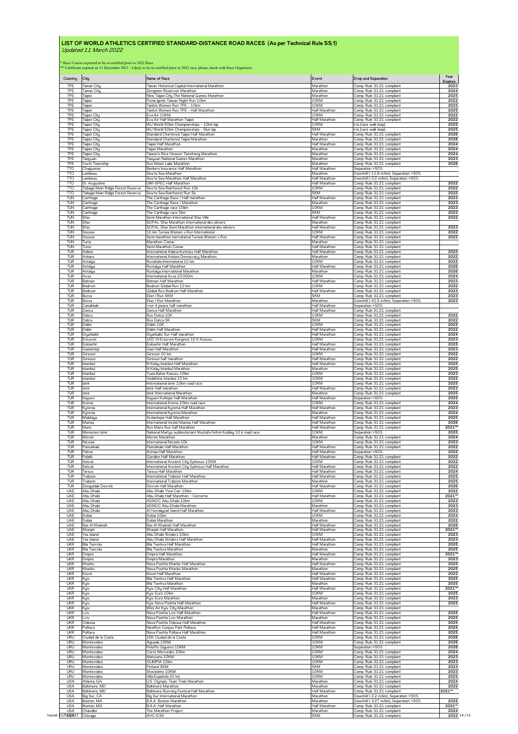# LIST OF WORLD ATHLETICS CERTIFIED STANDARD-DISTANCE ROAD RACES (As per Technical Rule 55.1)

*Updated 11 March 2022*

\* Race Course expected to be re-certified prior to 2022 Race
\*\* Certificate expired on 31 December 2021 - Likely to be re-certified prior to 2022 race, please check with Race Organisers.

| Country | City | Name of Race | Event | Drop and Separation | Year Expires |
|---|---|---|---|---|---|
| TPE | Tainan City | Tainan Historical Capital International Marathon | Marathon | Comp. Rule 31.21 compliant | 2023 |
| TPE | Tainan City | Zengwen Reservoir Marathon | Marathon | Comp. Rule 31.21 compliant | 2024 |
| TPE | Taipei | New Taipei City The National Games Marathon | Marathon | Comp. Rule 31.21 compliant | 2025 |
| TPE | Taipei | Puma Ignite Taiwan Night Run 10km | 10KM | Comp. Rule 31.21 compliant | 2022 |
| TPE | Taipei | Taishin Women Run TPE - 10km | 10KM | Comp. Rule 31.21 compliant | 2025 |
| TPE | Taipei | Taishin Women Run TPE - Half Marathon | Half Marathon | Comp. Rule 31.21 compliant | 2025 |
| TPE | Taipei City | Eva Air 10KM | 10KM | Comp. Rule 31.21 compliant | 2022 |
| TPE | Taipei City | Eva Air Half Marathon Taipei | Half Marathon | Comp. Rule 31.21 compliant | 2022 |
| TPE | Taipei City | IAU World 50km Championships - 10km lap | 10KM | n/a (race walk loop) | 2025 |
| TPE | Taipei City | IAU World 50km Championships - 5km lap | 5KM | n/a (race walk loop) | 2025 |
| TPE | Taipei City | Standard Chartered Taipei Half Marathon | Half Marathon | Comp. Rule 31.21 compliant | 2026 |
| TPE | Taipei City | Standard Chartered Taipei Marathon | Marathon | Comp. Rule 31.21 compliant | 2026 |
| TPE | Taipei City | Taipei Half Marathon | Half Marathon | Comp. Rule 31.21 compliant | 2024 |
| TPE | Taipei City | Taipei Marathon | Marathon | Comp. Rule 31.21 compliant | 2024 |
| TPE | Taipei City | Taiwan's Rice Heaven Tianzhong Marathon | Marathon | Comp. Rule 31.21 compliant | 2024 |
| TPE | Taoyuan | Taoyuan National Games Marathon | Marathon | Comp. Rule 31.21 compliant | 2023 |
| TPE | Yuchi Township | Sun Moon Lake Marathon | Marathon | Comp. Rule 31.21 compliant | 2026 |
| TTO | Chaguanas | Bankers Insurance Half Marathon | Half Marathon | Separation >50% | |
| TTO | Lambeau | Sea to Sea Marathon | Marathon | Downhill (-11.8 m/km), Separation >50% | |
| TTO | Lambeau | Sea to Sea Marathon Half Marathon | Half Marathon | Downhill (-2.2 m/km), Separation >50% | |
| TTO | St. Augustine | UWI-SPEC Half Marathon | Half Marathon | Comp. Rule 31.21 compliant | 2022 |
| TTO | Tobago Main Ridge Forest Reserve | Sea to Sea Rainforest Run 10k | 10KM | Comp. Rule 31.21 compliant | 2022 |
| TTO | Tobago Main Ridge Forest Reserve | Sea to Sea Rainforest Run 5k | 5KM | Comp. Rule 31.21 compliant | 2022 |
| TUN | Carthage | The Carthage Race / Half marathon | Half Marathon | Comp. Rule 31.21 compliant | 2023 |
| TUN | Carthage | The Carthage Race / Marathon | Marathon | Comp. Rule 31.21 compliant | 2023 |
| TUN | Carthage | The Carthage race 10km | 10KM | Comp. Rule 31.21 compliant | 2023 |
| TUN | Carthage | The Carthage race 5km | 5KM | Comp. Rule 31.21 compliant | 2023 |
| TUN | Sfax | Semi Marathon International Sfax Ville | Half Marathon | Comp. Rule 31.21 compliant | 2022 |
| TUN | Sfax | SOPAL Sfax Marathon international des oliviers | Marathon | Comp. Rule 31.21 compliant | |
| TUN | Sfax | SOPAL Sfax Semi Marathon international des oliviers | Half Marathon | Comp. Rule 31.21 compliant | 2023 |
| TUN | Sousse | 10 km Tunisia Women s Run International | 10KM | Comp. Rule 31.21 compliant | 2022 |
| TUN | Sousse | Semi marathon inernational Tunisia Women s Run | Half Marathon | Comp. Rule 31.21 compliant | 2022 |
| TUN | Tunis | Marathon Comar | Marathon | Comp. Rule 31.21 compliant | |
| TUN | Tunis | Semi Marathon Comar | Half Marathon | Comp. Rule 31.21 compliant | |
| TUR | Adana | International Adana Kurtulus Half Marathon | Half Marathon | Comp. Rule 31.21 compliant | 2025 |
| TUR | Ankara | International Ankara Democracy Marathon | Marathon | Comp. Rule 31.21 compliant | 2022 |
| TUR | Antalya | Runatolia International 10 km | 10KM | Comp. Rule 31.21 compliant | 2022 |
| TUR | Antalya | Runtalya Half Marathon | Half Marathon | Comp. Rule 31.21 compliant | 2026 |
| TUR | Antalya | Runtalya International Marathon | Marathon | Comp. Rule 31.21 compliant | 2026 |
| TUR | Avsa | International Avsa 10.000m | 10KM | Comp. Rule 31.21 compliant | 2024 |
| TUR | Batman | Batman Half Marathon | Half Marathon | Comp. Rule 31.21 compliant | 2023 |
| TUR | Bodrum | Bodrum Global Run 10 km | 10KM | Comp. Rule 31.21 compliant | 2022 |
| TUR | Bodrum | Global Run Bodrum Half Marathon | Half Marathon | Comp. Rule 31.21 compliant | 2023 |
| TUR | Bursa | Eker I Run 5KM | 5KM | Comp. Rule 31.21 compliant | 2023 |
| TUR | Bursa | Eker I Run Marathon | Marathon | Downhill (-41.5 m/km), Separation >50% | 2023 |
| TUR | Canakkale | I run 4 peace half marathon | Half Marathon | Separation >50% | |
| TUR | Darica | Darica Half Marathon | Half Marathon | Comp. Rule 31.21 compliant | |
| TUR | Datca | Run Datca 10K | 10KM | Comp. Rule 31.21 compliant | 2022 |
| TUR | Datca | Run Datca 5K | 5KM | Comp. Rule 31.21 compliant | 2022 |
| TUR | Didim | Didim 10K | 10KM | Comp. Rule 31.21 compliant | 2022 |
| TUR | Didim | Didim Half Marathon | Half Marathon | Comp. Rule 31.21 compliant | 2022 |
| TUR | Diyarbakir | Diyarbakir Sur Half marathon | Half Marathon | Comp. Rule 31.21 compliant | 2024 |
| TUR | Erzurum | 100 Yil Erzurum Kongresi 10 K Kosusu | 10KM | Comp. Rule 31.21 compliant | 2023 |
| TUR | Eskisehir | Eskisehir Half Marathon | Half Marathon | Comp. Rule 31.21 compliant | 2025 |
| TUR | Gaziantep | Gazi Half Marathon | Half Marathon | Comp. Rule 31.21 compliant | 2023 |
| TUR | Giresun | Giresun 10 km | 10KM | Comp. Rule 31.21 compliant | 2022 |
| TUR | Giresun | Giresun half marathon | Half Marathon | Comp. Rule 31.21 compliant | 2022 |
| TUR | Istanbul | N Kolay Istanbul Half Marathon | Half Marathon | Comp. Rule 31.21 compliant | 2025 |
| TUR | Istanbul | N Kolay Istanbul Marathon | Marathon | Comp. Rule 31.21 compliant | 2025 |
| TUR | Istanbul | Tuzla Bahar Kosusu 10km | 10KM | Comp. Rule 31.21 compliant | 2023 |
| TUR | Istanbul | Vodafone Istanbul 10 km | 10KM | Comp. Rule 31.21 compliant | 2022 |
| TUR | Izmir | International Izmir 10km road race | 10KM | Comp. Rule 31.21 compliant | 2025 |
| TUR | Izmir | Izmir Half marathon | Half Marathon | Comp. Rule 31.21 compliant | 2023 |
| TUR | Izmir | Izmir International Marathon | Marathon | Comp. Rule 31.21 compliant | 2025 |
| TUR | Kayseri | Kayseri Kultepe Half Marathon | Half Marathon | Separation >50% | 2025 |
| TUR | Krenia | International Krenia 10km road race | 10KM | Comp. Rule 31.21 compliant | 2024 |
| TUR | Kyrenia | International Kyrenia Half Marathon | Half Marathon | Comp. Rule 31.21 compliant | 2023 |
| TUR | Kyrenia | International Kyrenia Marathon | Marathon | Comp. Rule 31.21 compliant | 2024 |
| TUR | Malatya | Arslantepe Half Marathon | Half Marathon | Comp. Rule 31.21 compliant | 2025 |
| TUR | Manisa | International Vestel Manisa Half Marathon | Half Marathon | Comp. Rule 31.21 compliant | 2026 |
| TUR | Maris | Run Maris Run half Marathon | Half Marathon | Comp. Rule 31.21 compliant | 2021** |
| TUR | Menemen Izmir | National Martys sublieutenant Mustafa Fehmi Kubilay 10 k road race | 10KM | Separation >50% | 2025 |
| TUR | Mersin | Mersin Marathon | Marathon | Comp. Rule 31.21 compliant | 2024 |
| TUR | Nicosia | International Nicosia 10k | 10KM | Comp. Rule 31.21 compliant | 2023 |
| TUR | Pamukkale | Pamukkale Half Marathon | Half Marathon | Comp. Rule 31.21 compliant | 2022 |
| TUR | Patras | Achaia Half Marathon | Half Marathon | Separation >50% | 2022 |
| TUR | Polatli | Gordion Half Marathon | Half Marathon | Comp. Rule 31.21 compliant | 2022 |
| TUR | Selcuk | International Ancient City Ephesus 10KM | 10KM | Comp. Rule 31.21 compliant | 2022 |
| TUR | Selcuk | International Ancient City Ephesus Half Marathon | Half Marathon | Comp. Rule 31.21 compliant | 2022 |
| TUR | Tarsus | Tarsus Half Marathon | Half Marathon | Comp. Rule 31.21 compliant | 2024 |
| TUR | Trabzon | International Trabzon Half Marathon | Half Marathon | Comp. Rule 31.21 compliant | 2025 |
| TUR | Trabzon | International Trabzon Marathon | Marathon | Comp. Rule 31.21 compliant | 2025 |
| TUR | Zonguldak Devrek | Devrek Half Marathon | Half Marathon | Comp. Rule 31.21 compliant | 2026 |
| UAE | Abu Dhabi | Abu Dhabi 'Yesl Can' 10km | 10KM | Comp. Rule 31.21 compliant | 2022 |
| UAE | Abu Dhabi | Abu Dhabi Half Marathon - Corniche | Half Marathon | Comp. Rule 31.21 compliant | 2021** |
| UAE | Abu Dhabi | ADNOC Abu Dhabi 10km | 10KM | Comp. Rule 31.21 compliant | 2023 |
| UAE | Abu Dhabi | ADNOC Abu Dhabi Marathon | Marathon | Comp. Rule 31.21 compliant | 2023 |
| UAE | Abu Dhabi | Al Hundayriat Island Half Marathon | Half Marathon | Comp. Rule 31.21 compliant | 2023 |
| UAE | Dubai | Dubai 10km | 10KM | Comp. Rule 31.21 compliant | 2024 |
| UAE | Dubai | Dubai Marathon | Marathon | Comp. Rule 31.21 compliant | 2022 |
| UAE | Ras Al Khaimah | Ras Al Khaimah Half Marathon | Half Marathon | Comp. Rule 31.21 compliant | 2026 |
| UAE | Sharjah | Sharjah Half Marathon | Half Marathon | Comp. Rule 31.21 compliant | 2021** |
| UAE | Yas Island | Abu Dhabi Striders 10km | 10KM | Comp. Rule 31.21 compliant | 2023 |
| UAE | Yas Island | Abu Dhabi Striders Half Marathon | Half Marathon | Comp. Rule 31.21 compliant | 2023 |
| UKR | Bila Tservka | Bila Tserkva Half Marathon | Half Marathon | Comp. Rule 31.21 compliant | 2025 |
| UKR | Bila Tservka | Bila Tserkva Marathon | Marathon | Comp. Rule 31.21 compliant | 2025 |
| UKR | Dnipro | Dnipro Half Marathon | Half Marathon | Comp. Rule 31.21 compliant | 2021** |
| UKR | Dnipro | Dnipro Marathon | Marathon | Comp. Rule 31.21 compliant | 2023 |
| UKR | Kharkiv | Nova Poshta Kharkiv Half Marathon | Half Marathon | Comp. Rule 31.21 compliant | 2025 |
| UKR | Kharkiv | Nova Poshta Kharkiv Marathon | Marathon | Comp. Rule 31.21 compliant | 2025 |
| UKR | Kovel | Kovel Half Marathon | Half Marathon | Comp. Rule 31.21 compliant | 2022 |
| UKR | Kyiv | Bila Tserkva Half Marathon | Half Marathon | Comp. Rule 31.21 compliant | 2025 |
| UKR | Kyiv | Bila Tserkva Marathon | Marathon | Comp. Rule 31.21 compliant | 2025 |
| UKR | Kyiv | Kyiv City Half Marathon | Half Marathon | Comp. Rule 31.21 compliant | 2021** |
| UKR | Kyiv | Kyiv Euro 10km | 10KM | Comp. Rule 31.21 compliant | 2025 |
| UKR | Kyiv | Kyiv Euro Marathon | Marathon | Comp. Rule 31.21 compliant | 2023 |
| UKR | Kyiv | Kyiv Nova Poshta Half Marathon | Half Marathon | Comp. Rule 31.21 compliant | 2025 |
| UKR | Kyiv | Wizz Air Kyiv City Marathon | Marathon | Comp. Rule 31.21 compliant | |
| UKR | Lviv | Nova Poshta Lviv Half Marathon | Half Marathon | Comp. Rule 31.21 compliant | 2025 |
| UKR | Lviv | Nova Poshta Lviv Marathon | Marathon | Comp. Rule 31.21 compliant | 2025 |
| UKR | Odessa | Nova Poshta Odessa Half Marathon | Half Marathon | Comp. Rule 31.21 compliant | 2025 |
| UKR | Poltava | NewRun Corpus Park Poltava | Half Marathon | Comp. Rule 31.21 compliant | 2025 |
| UKR | Poltava | Nova Poshta Poltava Half Marathon | Half Marathon | Comp. Rule 31.21 compliant | 2025 |
| URU | Ciudad de la Costa | 10K Ciudad de la Costa | 10KM | Comp. Rule 31.21 compliant | 2026 |
| URU | Montevideo | Aguada 10KM | 10KM | Comp. Rule 31.21 compliant | 2026 |
| URU | Montevideo | Peluffo Giguens 10KM | 10KM | Separation >50% | 2026 |
| URU | Montevideo | Corre Mercedes 10km | 10KM | Comp. Rule 31.21 compliant | 2024 |
| URU | Montevideo | Maturana 10KM | 10KM | Comp. Rule 31.21 compliant | 2023 |
| URU | Montevideo | OLIMPIA 10km | 10KM | Comp. Rule 31.21 compliant | 2023 |
| URU | Montevideo | Peñarol 5KM | 5KM | Comp. Rule 31.21 compliant | 2023 |
| URU | Montevideo | Stockolmo 10KM | 10KM | Comp. Rule 31.21 compliant | 2023 |
| URU | Montevideo | Villa Española 10 km | 10KM | Comp. Rule 31.21 compliant | 2025 |
| USA | Atlanta, GA | U.S. Olympic Team Trials Marathon | Marathon | Comp. Rule 31.21 compliant | 2024 |
| USA | Baltimore, MD | Baltimore Marathon | Marathon | Comp. Rule 31.21 compliant | 2022 |
| USA | Baltimore, MD | Baltimore Running Festival Half Marathon | Half Marathon | Comp. Rule 31.21 compliant | 2021** |
| USA | Big Sur, CA | Big Sur International Marathon | Marathon | Downhill (-2.2 m/km), Separation >50% | |
| USA | Boston, MA | B.A.A. Boston Marathon | Marathon | Downhill (-3.27 m/km), Separation >50% | 2025 |
| USA | Boston, MA | B.A.A. Half Marathon | Half Marathon | Comp. Rule 31.21 compliant | 2021** |
| USA | Chandler | The Marathon Project | Marathon | Comp. Rule 31.21 compliant | 2024 |
| USA | Chicago | AHC IC5K | 5KM | Comp. Rule 31.21 compliant | 2022 |

Issued: 11/03/2022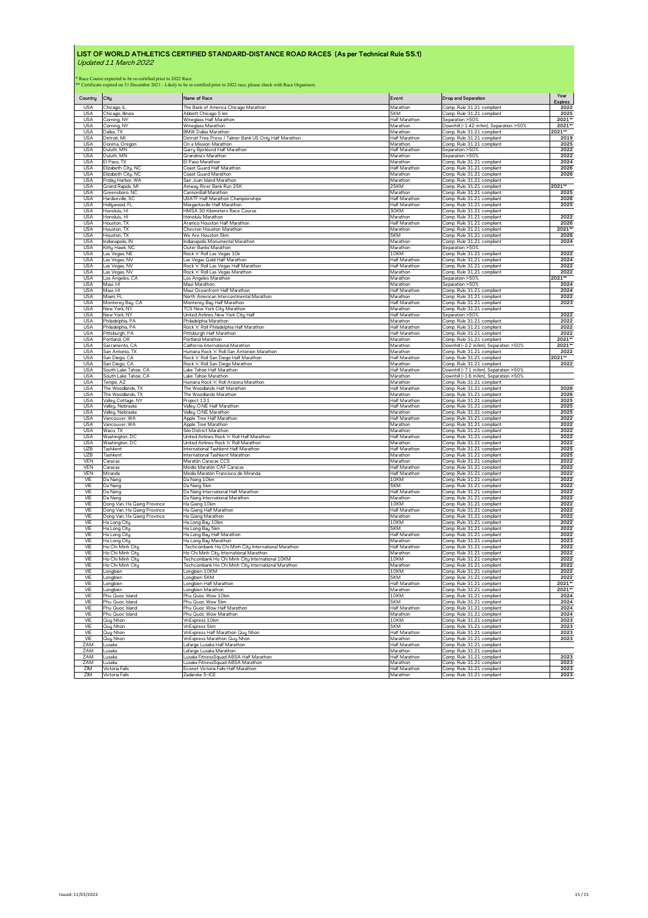# LIST OF WORLD ATHLETICS CERTIFIED STANDARD-DISTANCE ROAD RACES (As per Technical Rule 55.1)

*Updated 11 March 2022*

* Race Course expected to be re-certified prior to 2022 Race
** Certificate expired on 31 December 2021 - Likely to be re-certified prior to 2022 race, please check with Race Organisers.

| Country | City | Name of Race | Event | Drop and Separation | Year Expires |
|---|---|---|---|---|---|
| USA | Chicago, IL | The Bank of America Chicago Marathon | Marathon | Comp. Rule 31.21 compliant | 2022 |
| USA | Chicago, Illinois | Abbott Chicago 5 km | 5KM | Comp. Rule 31.21 compliant | 2025 |
| USA | Corning, NY | Wineglass Half Marathon | Half Marathon | Separation >50% | 2021** |
| USA | Corning, NY | Wineglass Marathon | Marathon | Downhill (-1.42 m/km), Separation >50% | 2021** |
| USA | Dallas, TX | BMW Dallas Marathon | Marathon | Comp. Rule 31.21 compliant | 2021** |
| USA | Detroit, MI | Detroit Free Press / Talmer Bank US Only Half Marathon | Half Marathon | Comp. Rule 31.21 compliant | 2019 |
| USA | Dorena, Oregon | On a Mission Marathon | Marathon | Comp. Rule 31.21 compliant | 2025 |
| USA | Duluth, MN | Garry Bjorklund Half Marathon | Half Marathon | Separation >50% | 2022 |
| USA | Duluth, MN | Grandma's Marathon | Marathon | Separation >50% | 2022 |
| USA | El Paso, TX | El Paso Marathon | Marathon | Comp. Rule 31.21 compliant | 2024 |
| USA | Elizabeth City, NC | Coast Guard Half Marathon | Half Marathon | Comp. Rule 31.21 compliant | 2026 |
| USA | Elizabeth City, NC | Coast Guard Marathon | Marathon | Comp. Rule 31.21 compliant | 2026 |
| USA | Friday Harbor, WA | San Juan Island Marathon | Marathon | Comp. Rule 31.21 compliant | |
| USA | Grand Rapids, MI | Amway River Bank Run 25K | 25KM | Comp. Rule 31.21 compliant | 2021** |
| USA | Greensboro, NC | CannonBall Marathon | Marathon | Comp. Rule 31.21 compliant | 2025 |
| USA | Hardeeville, SC | USATF Half Marathon Championships | Half Marathon | Comp. Rule 31.21 compliant | 2026 |
| USA | Hollywood, FL | Margaritaville Half Marathon | Half Marathon | Comp. Rule 31.21 compliant | 2025 |
| USA | Honolulu, HI | HMSA 30 Kilometers Race Course | 30KM | Comp. Rule 31.21 compliant | |
| USA | Honolulu, HI | Honolulu Marathon | Marathon | Comp. Rule 31.21 compliant | 2022 |
| USA | Houston, TX | Aramco Houston Half Marathon | Half Marathon | Comp. Rule 31.21 compliant | 2026 |
| USA | Houston, TX | Chevron Houston Marathon | Marathon | Comp. Rule 31.21 compliant | 2021** |
| USA | Houston, TX | We Are Houston 5km | 5KM | Comp. Rule 31.21 compliant | 2026 |
| USA | Indianapolis, IN | Indianapolis Monumental Marathon | Marathon | Comp. Rule 31.21 compliant | 2024 |
| USA | Kitty Hawk, NC | Outer Banks Marathon | Marathon | Separation >50% | |
| USA | Las Vegas, NE | Rock 'n' Roll Las Vegas 10k | 10KM | Comp. Rule 31.21 compliant | 2022 |
| USA | Las Vegas, NV | Las Vegas Gold Half Marathon | Half Marathon | Comp. Rule 31.21 compliant | 2024 |
| USA | Las Vegas, NV | Rock 'n' Roll Las Vegas Half Marathon | Half Marathon | Comp. Rule 31.21 compliant | 2022 |
| USA | Las Vegas, NV | Rock 'n' Roll Las Vegas Marathon | Marathon | Comp. Rule 31.21 compliant | 2022 |
| USA | Los Angeles, CA | Los Angeles Marathon | Marathon | Separation >50% | 2021** |
| USA | Maui, HI | Maui Marathon | Marathon | Separation >50% | 2024 |
| USA | Maui, HI | Maui Oceanfront Half Marathon | Half Marathon | Comp. Rule 31.21 compliant | 2024 |
| USA | Miami, FL | North American Intercontinental Marathon | Marathon | Comp. Rule 31.21 compliant | 2022 |
| USA | Monterey Bay, CA | Monterey Bay Half Marathon | Half Marathon | Comp. Rule 31.21 compliant | 2023 |
| USA | New York, NY | TCS New York City Marathon | Marathon | Comp. Rule 31.21 compliant | |
| USA | New York, NY | United Airlines New York City Half | Half Marathon | Separation >50% | 2022 |
| USA | Philadelphia, PA | Philadelphia Marathon | Marathon | Comp. Rule 31.21 compliant | 2022 |
| USA | Philadelphia, PA | Rock 'n' Roll Philadelphia Half Marathon | Half Marathon | Comp. Rule 31.21 compliant | 2022 |
| USA | Pittsburgh, PA | Pittsburgh Half Marathon | Half Marathon | Comp. Rule 31.21 compliant | 2022 |
| USA | Portland, OR | Portland Marathon | Marathon | Comp. Rule 31.21 compliant | 2021** |
| USA | Sacramento, CA | California International Marathon | Marathon | Downhill (-2.2 m/km), Separation >50% | 2021** |
| USA | San Antonio, TX | Humana Rock 'n' Roll San Antonion Marathon | Marathon | Comp. Rule 31.21 compliant | 2022 |
| USA | San Diego, CA | Rock 'n' Roll San Diego Half Marathon | Half Marathon | Comp. Rule 31.21 compliant | 2021** |
| USA | San Diego, CA | Rock 'n' Roll San Diego Marathon | Marathon | Comp. Rule 31.21 compliant | 2022 |
| USA | South Lake Tahoe, CA | Lake Tahoe Half Marathon | Half Marathon | Downhill (-7.1 m/km), Separation >50% | |
| USA | South Lake Tahoe, CA | Lake Tahoe Marathon | Marathon | Downhill (-1.6 m/km), Separation >50% | |
| USA | Tempe, AZ | Humana Rock 'n' Roll Arizona Marathon | Marathon | Comp. Rule 31.21 compliant | |
| USA | The Woodlands, TX | The Woodlands Half Marathon | Half Marathon | Comp. Rule 31.21 compliant | 2026 |
| USA | The Woodlands, TX | The Woodlands Marathon | Marathon | Comp. Rule 31.21 compliant | 2026 |
| USA | Valley Cottage, NY | Project 13.1 | Half Marathon | Comp. Rule 31.21 compliant | 2025 |
| USA | Valley, Nebraska | Valley O.NE Half Marathon | Half Marathon | Comp. Rule 31.21 compliant | 2025 |
| USA | Valley, Nebraska | Valley O.NE Marathon | Marathon | Comp. Rule 31.21 compliant | 2025 |
| USA | Vancouver, WA | Apple Tree Half Marathon | Half Marathon | Comp. Rule 31.21 compliant | 2022 |
| USA | Vancouver, WA | Apple Tree Marathon | Marathon | Comp. Rule 31.21 compliant | 2022 |
| USA | Waco, TX | Silo District Marathon | Marathon | Comp. Rule 31.21 compliant | 2022 |
| USA | Washington, DC | United Airlines Rock 'n' Roll Half Marathon | Half Marathon | Comp. Rule 31.21 compliant | 2022 |
| USA | Washington, DC | United Airlines Rock 'n' Roll Marathon | Marathon | Comp. Rule 31.21 compliant | 2022 |
| UZB | Tashkent | International Tashkent Half Marathon | Half Marathon | Comp. Rule 31.21 compliant | 2025 |
| UZB | Tashkent | International Tashkent Marathon | Marathon | Comp. Rule 31.21 compliant | 2025 |
| VEN | Caracas | Maratón Caracas CCS | Marathon | Comp. Rule 31.21 compliant | 2022 |
| VEN | Caracas | Medio Maratón CAF Caracas | Half Marathon | Comp. Rule 31.21 compliant | 2022 |
| VEN | Miranda | Media Maratón Francisco de Miranda | Half Marathon | Comp. Rule 31.21 compliant | 2022 |
| VIE | Da Nang | Da Nang 10km | 10KM | Comp. Rule 31.21 compliant | 2022 |
| VIE | Da Nang | Da Nang 5km | 5KM | Comp. Rule 31.21 compliant | 2022 |
| VIE | Da Nang | Da Nang International Half Marathon | Half Marathon | Comp. Rule 31.21 compliant | 2022 |
| VIE | Da Nang | Da Nang International Marathon | Marathon | Comp. Rule 31.21 compliant | 2022 |
| VIE | Dong Van, Ha Giang Province | Ha Giang 10km | 10KM | Comp. Rule 31.21 compliant | 2022 |
| VIE | Dong Van, Ha Giang Province | Ha Giang Half Marathon | Half Marathon | Comp. Rule 31.21 compliant | 2022 |
| VIE | Dong Van, Ha Giang Province | Ha Giang Marathon | Marathon | Comp. Rule 31.21 compliant | 2022 |
| VIE | Ha Long City | Ha Long Bay 10km | 10KM | Comp. Rule 31.21 compliant | 2022 |
| VIE | Ha Long City | Ha Long Bay 5km | 5KM | Comp. Rule 31.21 compliant | 2022 |
| VIE | Ha Long City | Ha Long Bay Half Marathon | Half Marathon | Comp. Rule 31.21 compliant | 2022 |
| VIE | Ha Long City | Ha Long Bay Marathon | Marathon | Comp. Rule 31.21 compliant | 2023 |
| VIE | Ho Chi Minh City | Techcombank Ho Chi Minh City International Marathon | Half Marathon | Comp. Rule 31.21 compliant | 2022 |
| VIE | Ho Chi Minh City | Ho Chi Minh City International Marathon | Marathon | Comp. Rule 31.21 compliant | 2022 |
| VIE | Ho Chi Minh City | Techcombank Ho Chi Minh City International 10KM | 10KM | Comp. Rule 31.21 compliant | 2022 |
| VIE | Ho Chi Minh City | Techcombank Ho Chi Minh City International Marathon | Marathon | Comp. Rule 31.21 compliant | 2022 |
| VIE | Longbien | Longbien 10KM | 10KM | Comp. Rule 31.21 compliant | 2022 |
| VIE | Longbien | Longbien 5KM | 5KM | Comp. Rule 31.21 compliant | 2022 |
| VIE | Longbien | Longbien Half Marathon | Half Marathon | Comp. Rule 31.21 compliant | 2021** |
| VIE | Longbien | Longbien Marathon | Marathon | Comp. Rule 31.21 compliant | 2021** |
| VIE | Phu Quoc Island | Phu Quoc Wow 10km | 10KM | Comp. Rule 31.21 compliant | 2024 |
| VIE | Phu Quoc Island | Phu Quoc Wow 5km | 5KM | Comp. Rule 31.21 compliant | 2024 |
| VIE | Phu Quoc Island | Phu Quoc Wow Half Marathon | Half Marathon | Comp. Rule 31.21 compliant | 2024 |
| VIE | Phu Quoc Island | Phu Quoc Wow Marathon | Marathon | Comp. Rule 31.21 compliant | 2024 |
| VIE | Quy Nhon | VnExpress 10km | 10KM | Comp. Rule 31.21 compliant | 2023 |
| VIE | Quy Nhon | VnExpress 5km | 5KM | Comp. Rule 31.21 compliant | 2023 |
| VIE | Quy Nhon | VnExpress Half Marathon Quy Nhon | Half Marathon | Comp. Rule 31.21 compliant | 2023 |
| VIE | Quy Nhon | VnExpress Marathon Quy Nhon | Marathon | Comp. Rule 31.21 compliant | 2023 |
| ZAM | Lusaka | Lafarge Lusaka Half Marathon | Half Marathon | Comp. Rule 31.21 compliant | |
| ZAM | Lusaka | Lafarge Lusaka Marathon | Marathon | Comp. Rule 31.21 compliant | |
| ZAM | Lusaka | Lusaka FitnessSquad ABSA Half Marathon | Half Marathon | Comp. Rule 31.21 compliant | 2023 |
| ZAM | Lusaka | Lusaka FitnessSquad ABSA Marathon | Marathon | Comp. Rule 31.21 compliant | 2023 |
| ZIM | Victoria Falls | Econet Victoria Falls Half Marathon | Half Marathon | Comp. Rule 31.21 compliant | 2023 |
| ZIM | Victoria Falls | Zadarske 5-ICE | Marathon | Comp. Rule 31.21 compliant | 2023 |

Issued: 11/03/2022